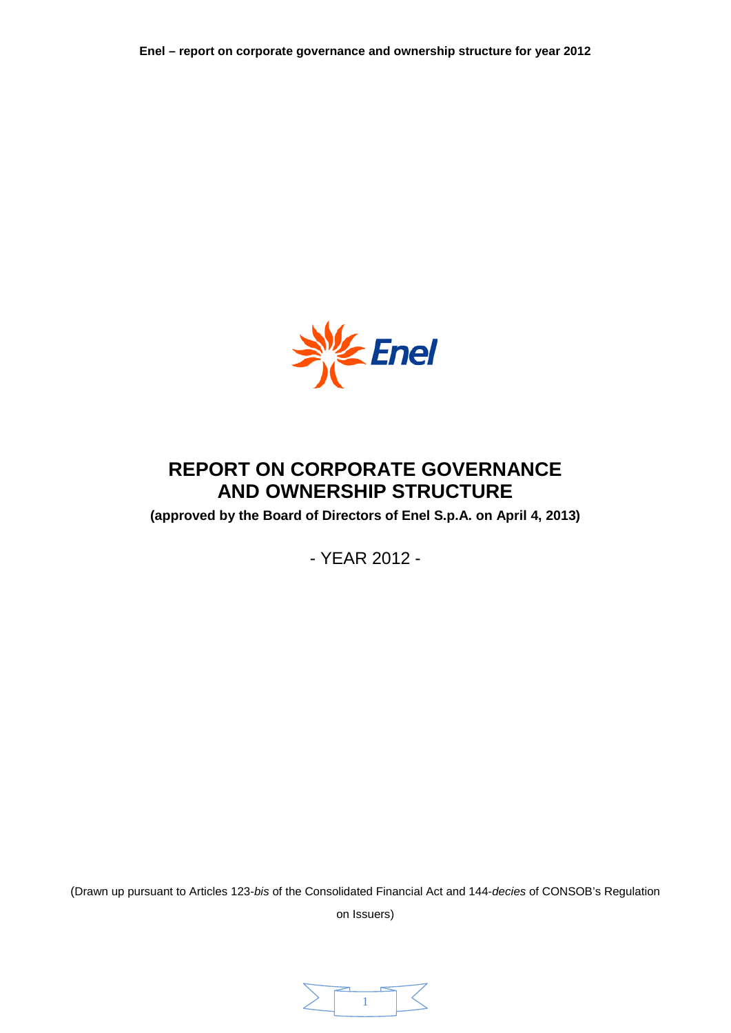# REPORT ON CORPORATE GOVERNANCE AND OWNERSHIP STRUCTURE

**(approved by the Board of Directors of Enel S.p.A. on April 4, 2013)**

\- YEAR 2012 -

(Drawn up pursuant to Articles 123-*bis* of the Consolidated Financial Act and 144-*decies* of CONSOB's Regulation on Issuers)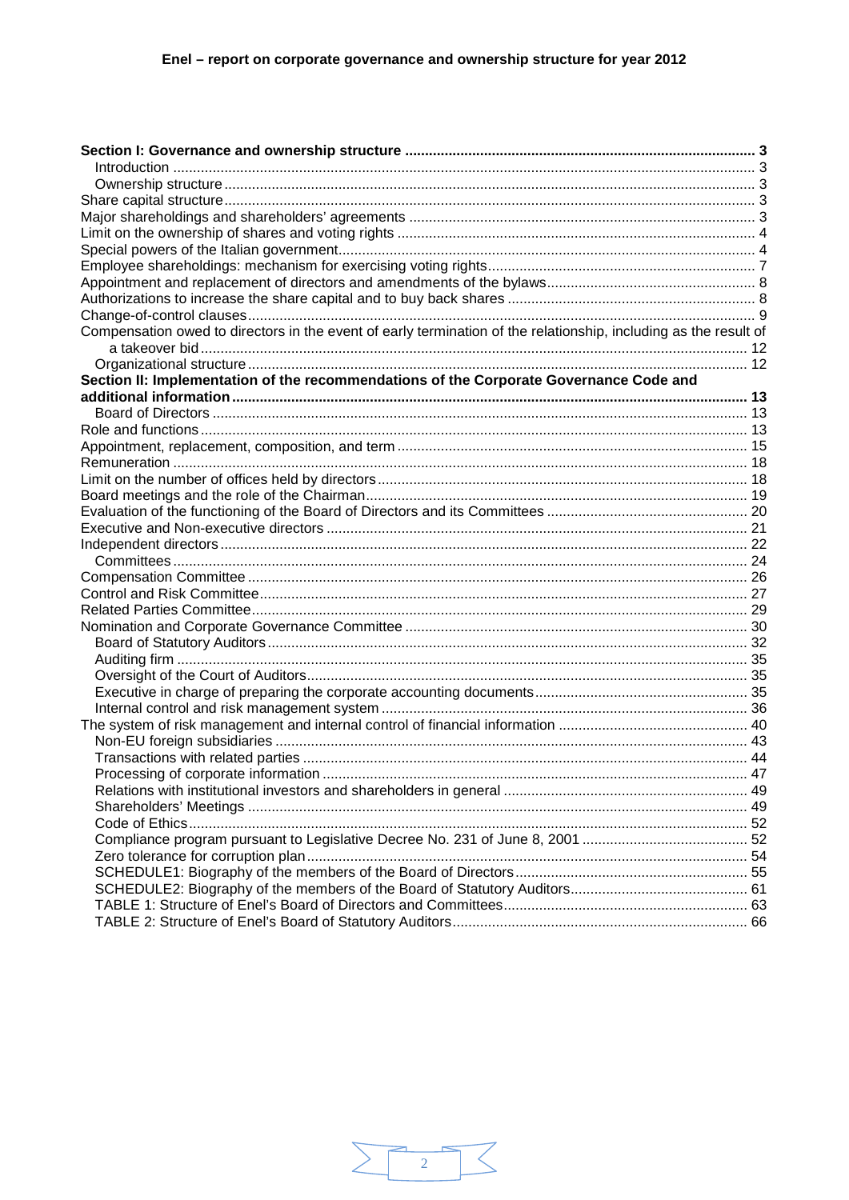**Section I: Governance and ownership structure** ........ 3

- Introduction ........ 3
- Ownership structure ........ 3

Share capital structure ........ 3
Major shareholdings and shareholders' agreements ........ 3
Limit on the ownership of shares and voting rights ........ 4
Special powers of the Italian government ........ 4
Employee shareholdings: mechanism for exercising voting rights ........ 7
Appointment and replacement of directors and amendments of the bylaws ........ 8
Authorizations to increase the share capital and to buy back shares ........ 8
Change-of-control clauses ........ 9
Compensation owed to directors in the event of early termination of the relationship, including as the result of a takeover bid ........ 12

- Organizational structure ........ 12

**Section II: Implementation of the recommendations of the Corporate Governance Code and additional information** ........ 13

- Board of Directors ........ 13

Role and functions ........ 13
Appointment, replacement, composition, and term ........ 15
Remuneration ........ 18
Limit on the number of offices held by directors ........ 18
Board meetings and the role of the Chairman ........ 19
Evaluation of the functioning of the Board of Directors and its Committees ........ 20
Executive and Non-executive directors ........ 21
Independent directors ........ 22

- Committees ........ 24

Compensation Committee ........ 26
Control and Risk Committee ........ 27
Related Parties Committee ........ 29
Nomination and Corporate Governance Committee ........ 30

- Board of Statutory Auditors ........ 32
- Auditing firm ........ 35
- Oversight of the Court of Auditors ........ 35
- Executive in charge of preparing the corporate accounting documents ........ 35
- Internal control and risk management system ........ 36

The system of risk management and internal control of financial information ........ 40

- Non-EU foreign subsidiaries ........ 43
- Transactions with related parties ........ 44
- Processing of corporate information ........ 47
- Relations with institutional investors and shareholders in general ........ 49
- Shareholders' Meetings ........ 49
- Code of Ethics ........ 52
- Compliance program pursuant to Legislative Decree No. 231 of June 8, 2001 ........ 52
- Zero tolerance for corruption plan ........ 54
- SCHEDULE1: Biography of the members of the Board of Directors ........ 55
- SCHEDULE2: Biography of the members of the Board of Statutory Auditors ........ 61
- TABLE 1: Structure of Enel's Board of Directors and Committees ........ 63
- TABLE 2: Structure of Enel's Board of Statutory Auditors ........ 66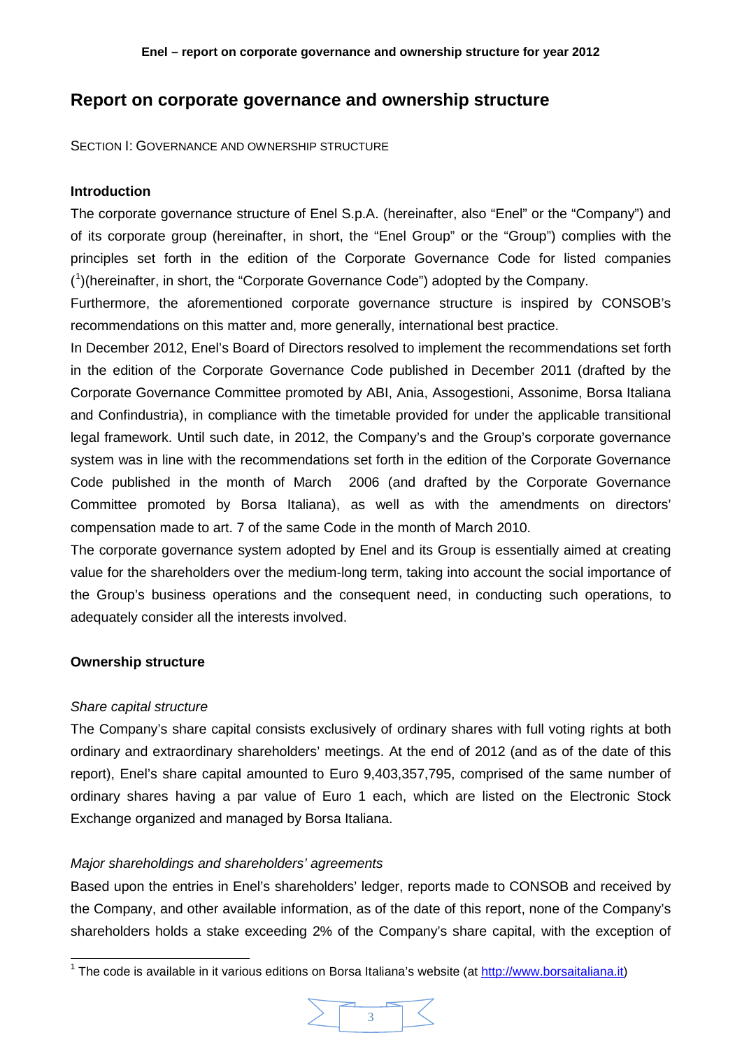# Report on corporate governance and ownership structure

SECTION I: GOVERNANCE AND OWNERSHIP STRUCTURE

**Introduction**

The corporate governance structure of Enel S.p.A. (hereinafter, also "Enel" or the "Company") and of its corporate group (hereinafter, in short, the "Enel Group" or the "Group") complies with the principles set forth in the edition of the Corporate Governance Code for listed companies ([1])(hereinafter, in short, the "Corporate Governance Code") adopted by the Company.

Furthermore, the aforementioned corporate governance structure is inspired by CONSOB's recommendations on this matter and, more generally, international best practice.

In December 2012, Enel's Board of Directors resolved to implement the recommendations set forth in the edition of the Corporate Governance Code published in December 2011 (drafted by the Corporate Governance Committee promoted by ABI, Ania, Assogestioni, Assonime, Borsa Italiana and Confindustria), in compliance with the timetable provided for under the applicable transitional legal framework. Until such date, in 2012, the Company's and the Group's corporate governance system was in line with the recommendations set forth in the edition of the Corporate Governance Code published in the month of March 2006 (and drafted by the Corporate Governance Committee promoted by Borsa Italiana), as well as with the amendments on directors' compensation made to art. 7 of the same Code in the month of March 2010.

The corporate governance system adopted by Enel and its Group is essentially aimed at creating value for the shareholders over the medium-long term, taking into account the social importance of the Group's business operations and the consequent need, in conducting such operations, to adequately consider all the interests involved.

**Ownership structure**

*Share capital structure*

The Company's share capital consists exclusively of ordinary shares with full voting rights at both ordinary and extraordinary shareholders' meetings. At the end of 2012 (and as of the date of this report), Enel's share capital amounted to Euro 9,403,357,795, comprised of the same number of ordinary shares having a par value of Euro 1 each, which are listed on the Electronic Stock Exchange organized and managed by Borsa Italiana.

*Major shareholdings and shareholders' agreements*

Based upon the entries in Enel's shareholders' ledger, reports made to CONSOB and received by the Company, and other available information, as of the date of this report, none of the Company's shareholders holds a stake exceeding 2% of the Company's share capital, with the exception of

---

[1] The code is available in it various editions on Borsa Italiana's website (at http://www.borsaitaliana.it)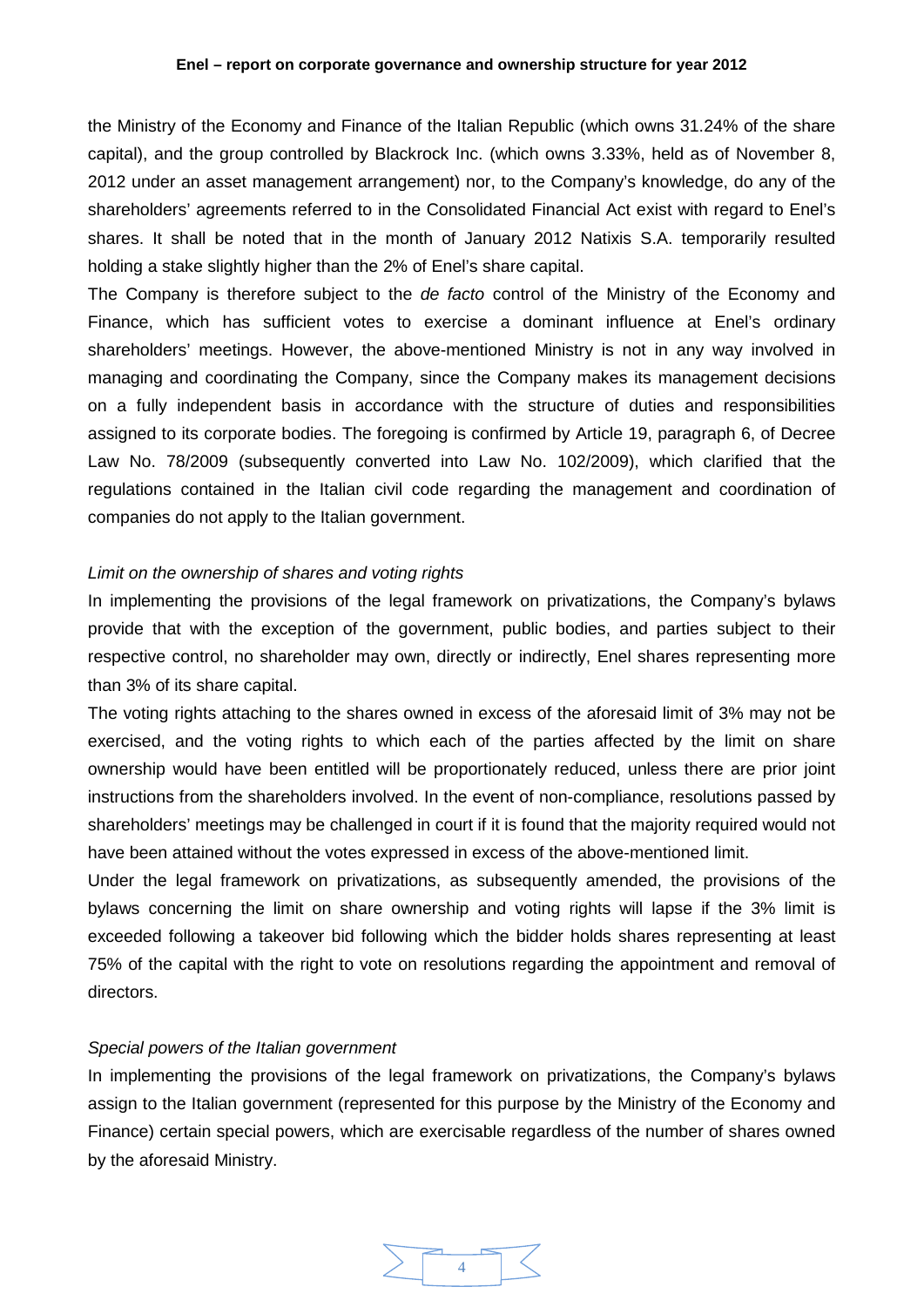the Ministry of the Economy and Finance of the Italian Republic (which owns 31.24% of the share capital), and the group controlled by Blackrock Inc. (which owns 3.33%, held as of November 8, 2012 under an asset management arrangement) nor, to the Company's knowledge, do any of the shareholders' agreements referred to in the Consolidated Financial Act exist with regard to Enel's shares. It shall be noted that in the month of January 2012 Natixis S.A. temporarily resulted holding a stake slightly higher than the 2% of Enel's share capital.

The Company is therefore subject to the *de facto* control of the Ministry of the Economy and Finance, which has sufficient votes to exercise a dominant influence at Enel's ordinary shareholders' meetings. However, the above-mentioned Ministry is not in any way involved in managing and coordinating the Company, since the Company makes its management decisions on a fully independent basis in accordance with the structure of duties and responsibilities assigned to its corporate bodies. The foregoing is confirmed by Article 19, paragraph 6, of Decree Law No. 78/2009 (subsequently converted into Law No. 102/2009), which clarified that the regulations contained in the Italian civil code regarding the management and coordination of companies do not apply to the Italian government.

*Limit on the ownership of shares and voting rights*

In implementing the provisions of the legal framework on privatizations, the Company's bylaws provide that with the exception of the government, public bodies, and parties subject to their respective control, no shareholder may own, directly or indirectly, Enel shares representing more than 3% of its share capital.

The voting rights attaching to the shares owned in excess of the aforesaid limit of 3% may not be exercised, and the voting rights to which each of the parties affected by the limit on share ownership would have been entitled will be proportionately reduced, unless there are prior joint instructions from the shareholders involved. In the event of non-compliance, resolutions passed by shareholders' meetings may be challenged in court if it is found that the majority required would not have been attained without the votes expressed in excess of the above-mentioned limit.

Under the legal framework on privatizations, as subsequently amended, the provisions of the bylaws concerning the limit on share ownership and voting rights will lapse if the 3% limit is exceeded following a takeover bid following which the bidder holds shares representing at least 75% of the capital with the right to vote on resolutions regarding the appointment and removal of directors.

*Special powers of the Italian government*

In implementing the provisions of the legal framework on privatizations, the Company's bylaws assign to the Italian government (represented for this purpose by the Ministry of the Economy and Finance) certain special powers, which are exercisable regardless of the number of shares owned by the aforesaid Ministry.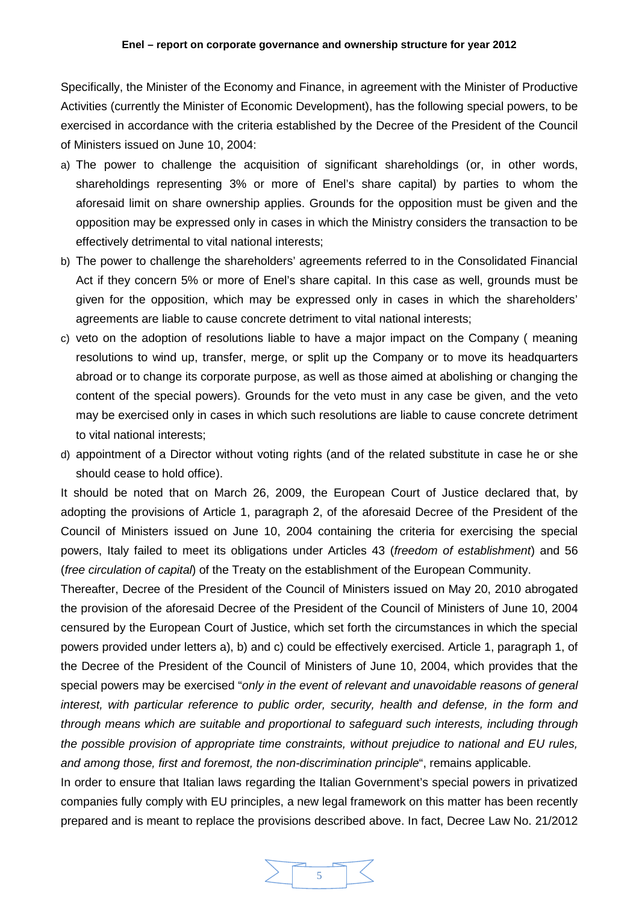Specifically, the Minister of the Economy and Finance, in agreement with the Minister of Productive Activities (currently the Minister of Economic Development), has the following special powers, to be exercised in accordance with the criteria established by the Decree of the President of the Council of Ministers issued on June 10, 2004:

a) The power to challenge the acquisition of significant shareholdings (or, in other words, shareholdings representing 3% or more of Enel's share capital) by parties to whom the aforesaid limit on share ownership applies. Grounds for the opposition must be given and the opposition may be expressed only in cases in which the Ministry considers the transaction to be effectively detrimental to vital national interests;
b) The power to challenge the shareholders' agreements referred to in the Consolidated Financial Act if they concern 5% or more of Enel's share capital. In this case as well, grounds must be given for the opposition, which may be expressed only in cases in which the shareholders' agreements are liable to cause concrete detriment to vital national interests;
c) veto on the adoption of resolutions liable to have a major impact on the Company ( meaning resolutions to wind up, transfer, merge, or split up the Company or to move its headquarters abroad or to change its corporate purpose, as well as those aimed at abolishing or changing the content of the special powers). Grounds for the veto must in any case be given, and the veto may be exercised only in cases in which such resolutions are liable to cause concrete detriment to vital national interests;
d) appointment of a Director without voting rights (and of the related substitute in case he or she should cease to hold office).

It should be noted that on March 26, 2009, the European Court of Justice declared that, by adopting the provisions of Article 1, paragraph 2, of the aforesaid Decree of the President of the Council of Ministers issued on June 10, 2004 containing the criteria for exercising the special powers, Italy failed to meet its obligations under Articles 43 (*freedom of establishment*) and 56 (*free circulation of capital*) of the Treaty on the establishment of the European Community.

Thereafter, Decree of the President of the Council of Ministers issued on May 20, 2010 abrogated the provision of the aforesaid Decree of the President of the Council of Ministers of June 10, 2004 censured by the European Court of Justice, which set forth the circumstances in which the special powers provided under letters a), b) and c) could be effectively exercised. Article 1, paragraph 1, of the Decree of the President of the Council of Ministers of June 10, 2004, which provides that the special powers may be exercised "*only in the event of relevant and unavoidable reasons of general interest, with particular reference to public order, security, health and defense, in the form and through means which are suitable and proportional to safeguard such interests, including through the possible provision of appropriate time constraints, without prejudice to national and EU rules, and among those, first and foremost, the non-discrimination principle*", remains applicable.

In order to ensure that Italian laws regarding the Italian Government's special powers in privatized companies fully comply with EU principles, a new legal framework on this matter has been recently prepared and is meant to replace the provisions described above. In fact, Decree Law No. 21/2012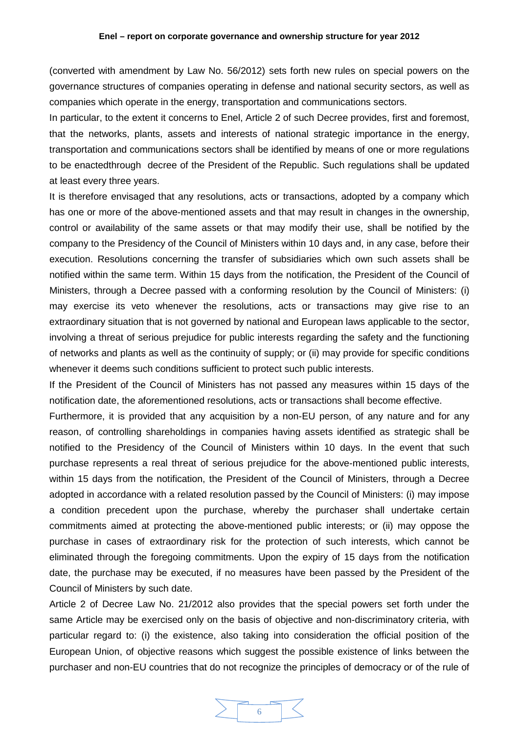(converted with amendment by Law No. 56/2012) sets forth new rules on special powers on the governance structures of companies operating in defense and national security sectors, as well as companies which operate in the energy, transportation and communications sectors.

In particular, to the extent it concerns to Enel, Article 2 of such Decree provides, first and foremost, that the networks, plants, assets and interests of national strategic importance in the energy, transportation and communications sectors shall be identified by means of one or more regulations to be enactedthrough decree of the President of the Republic. Such regulations shall be updated at least every three years.

It is therefore envisaged that any resolutions, acts or transactions, adopted by a company which has one or more of the above-mentioned assets and that may result in changes in the ownership, control or availability of the same assets or that may modify their use, shall be notified by the company to the Presidency of the Council of Ministers within 10 days and, in any case, before their execution. Resolutions concerning the transfer of subsidiaries which own such assets shall be notified within the same term. Within 15 days from the notification, the President of the Council of Ministers, through a Decree passed with a conforming resolution by the Council of Ministers: (i) may exercise its veto whenever the resolutions, acts or transactions may give rise to an extraordinary situation that is not governed by national and European laws applicable to the sector, involving a threat of serious prejudice for public interests regarding the safety and the functioning of networks and plants as well as the continuity of supply; or (ii) may provide for specific conditions whenever it deems such conditions sufficient to protect such public interests.

If the President of the Council of Ministers has not passed any measures within 15 days of the notification date, the aforementioned resolutions, acts or transactions shall become effective.

Furthermore, it is provided that any acquisition by a non-EU person, of any nature and for any reason, of controlling shareholdings in companies having assets identified as strategic shall be notified to the Presidency of the Council of Ministers within 10 days. In the event that such purchase represents a real threat of serious prejudice for the above-mentioned public interests, within 15 days from the notification, the President of the Council of Ministers, through a Decree adopted in accordance with a related resolution passed by the Council of Ministers: (i) may impose a condition precedent upon the purchase, whereby the purchaser shall undertake certain commitments aimed at protecting the above-mentioned public interests; or (ii) may oppose the purchase in cases of extraordinary risk for the protection of such interests, which cannot be eliminated through the foregoing commitments. Upon the expiry of 15 days from the notification date, the purchase may be executed, if no measures have been passed by the President of the Council of Ministers by such date.

Article 2 of Decree Law No. 21/2012 also provides that the special powers set forth under the same Article may be exercised only on the basis of objective and non-discriminatory criteria, with particular regard to: (i) the existence, also taking into consideration the official position of the European Union, of objective reasons which suggest the possible existence of links between the purchaser and non-EU countries that do not recognize the principles of democracy or of the rule of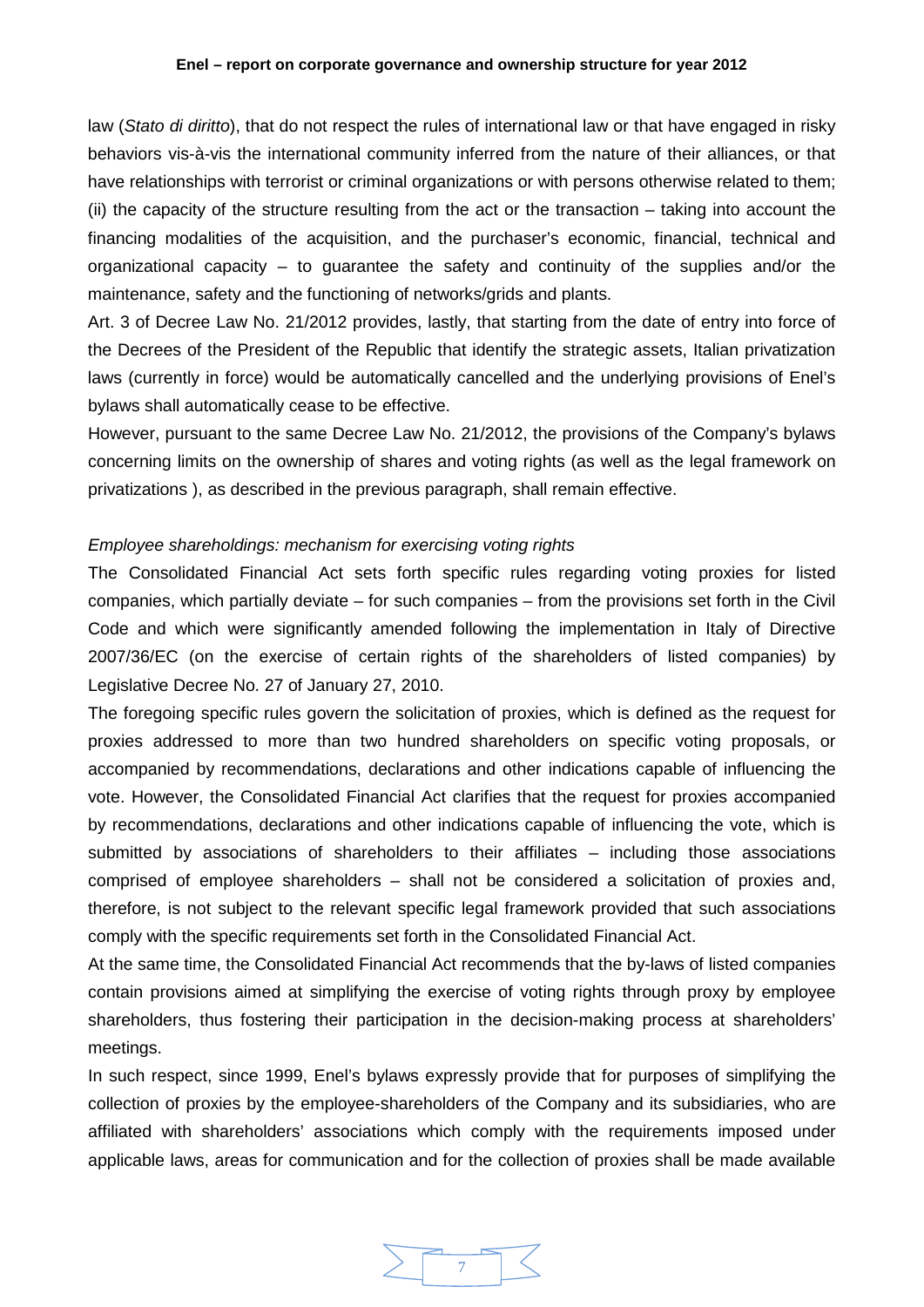law (*Stato di diritto*), that do not respect the rules of international law or that have engaged in risky behaviors vis-à-vis the international community inferred from the nature of their alliances, or that have relationships with terrorist or criminal organizations or with persons otherwise related to them; (ii) the capacity of the structure resulting from the act or the transaction – taking into account the financing modalities of the acquisition, and the purchaser's economic, financial, technical and organizational capacity – to guarantee the safety and continuity of the supplies and/or the maintenance, safety and the functioning of networks/grids and plants.

Art. 3 of Decree Law No. 21/2012 provides, lastly, that starting from the date of entry into force of the Decrees of the President of the Republic that identify the strategic assets, Italian privatization laws (currently in force) would be automatically cancelled and the underlying provisions of Enel's bylaws shall automatically cease to be effective.

However, pursuant to the same Decree Law No. 21/2012, the provisions of the Company's bylaws concerning limits on the ownership of shares and voting rights (as well as the legal framework on privatizations ), as described in the previous paragraph, shall remain effective.

*Employee shareholdings: mechanism for exercising voting rights*

The Consolidated Financial Act sets forth specific rules regarding voting proxies for listed companies, which partially deviate – for such companies – from the provisions set forth in the Civil Code and which were significantly amended following the implementation in Italy of Directive 2007/36/EC (on the exercise of certain rights of the shareholders of listed companies) by Legislative Decree No. 27 of January 27, 2010.

The foregoing specific rules govern the solicitation of proxies, which is defined as the request for proxies addressed to more than two hundred shareholders on specific voting proposals, or accompanied by recommendations, declarations and other indications capable of influencing the vote. However, the Consolidated Financial Act clarifies that the request for proxies accompanied by recommendations, declarations and other indications capable of influencing the vote, which is submitted by associations of shareholders to their affiliates – including those associations comprised of employee shareholders – shall not be considered a solicitation of proxies and, therefore, is not subject to the relevant specific legal framework provided that such associations comply with the specific requirements set forth in the Consolidated Financial Act.

At the same time, the Consolidated Financial Act recommends that the by-laws of listed companies contain provisions aimed at simplifying the exercise of voting rights through proxy by employee shareholders, thus fostering their participation in the decision-making process at shareholders' meetings.

In such respect, since 1999, Enel's bylaws expressly provide that for purposes of simplifying the collection of proxies by the employee-shareholders of the Company and its subsidiaries, who are affiliated with shareholders' associations which comply with the requirements imposed under applicable laws, areas for communication and for the collection of proxies shall be made available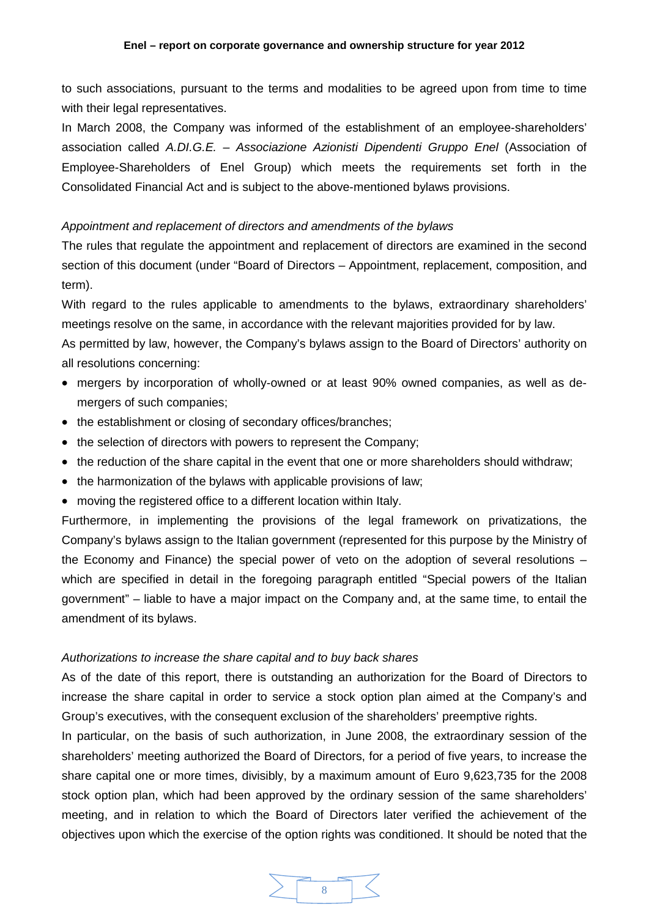to such associations, pursuant to the terms and modalities to be agreed upon from time to time with their legal representatives.

In March 2008, the Company was informed of the establishment of an employee-shareholders' association called *A.DI.G.E. – Associazione Azionisti Dipendenti Gruppo Enel* (Association of Employee-Shareholders of Enel Group) which meets the requirements set forth in the Consolidated Financial Act and is subject to the above-mentioned bylaws provisions.

*Appointment and replacement of directors and amendments of the bylaws*

The rules that regulate the appointment and replacement of directors are examined in the second section of this document (under "Board of Directors – Appointment, replacement, composition, and term).

With regard to the rules applicable to amendments to the bylaws, extraordinary shareholders' meetings resolve on the same, in accordance with the relevant majorities provided for by law.

As permitted by law, however, the Company's bylaws assign to the Board of Directors' authority on all resolutions concerning:

- mergers by incorporation of wholly-owned or at least 90% owned companies, as well as de-mergers of such companies;
- the establishment or closing of secondary offices/branches;
- the selection of directors with powers to represent the Company;
- the reduction of the share capital in the event that one or more shareholders should withdraw;
- the harmonization of the bylaws with applicable provisions of law;
- moving the registered office to a different location within Italy.

Furthermore, in implementing the provisions of the legal framework on privatizations, the Company's bylaws assign to the Italian government (represented for this purpose by the Ministry of the Economy and Finance) the special power of veto on the adoption of several resolutions – which are specified in detail in the foregoing paragraph entitled "Special powers of the Italian government" – liable to have a major impact on the Company and, at the same time, to entail the amendment of its bylaws.

*Authorizations to increase the share capital and to buy back shares*

As of the date of this report, there is outstanding an authorization for the Board of Directors to increase the share capital in order to service a stock option plan aimed at the Company's and Group's executives, with the consequent exclusion of the shareholders' preemptive rights.

In particular, on the basis of such authorization, in June 2008, the extraordinary session of the shareholders' meeting authorized the Board of Directors, for a period of five years, to increase the share capital one or more times, divisibly, by a maximum amount of Euro 9,623,735 for the 2008 stock option plan, which had been approved by the ordinary session of the same shareholders' meeting, and in relation to which the Board of Directors later verified the achievement of the objectives upon which the exercise of the option rights was conditioned. It should be noted that the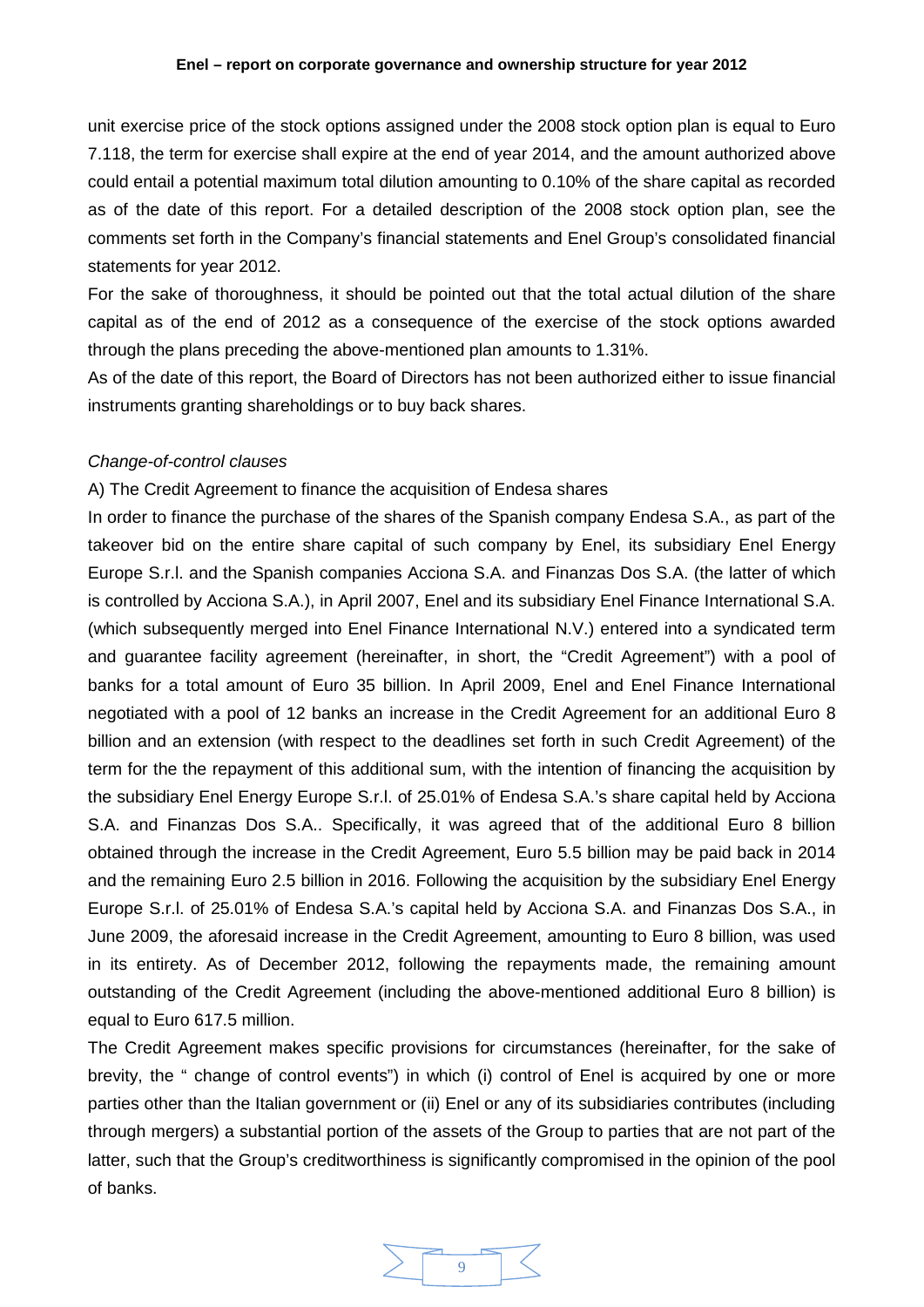unit exercise price of the stock options assigned under the 2008 stock option plan is equal to Euro 7.118, the term for exercise shall expire at the end of year 2014, and the amount authorized above could entail a potential maximum total dilution amounting to 0.10% of the share capital as recorded as of the date of this report. For a detailed description of the 2008 stock option plan, see the comments set forth in the Company's financial statements and Enel Group's consolidated financial statements for year 2012.

For the sake of thoroughness, it should be pointed out that the total actual dilution of the share capital as of the end of 2012 as a consequence of the exercise of the stock options awarded through the plans preceding the above-mentioned plan amounts to 1.31%.

As of the date of this report, the Board of Directors has not been authorized either to issue financial instruments granting shareholdings or to buy back shares.

*Change-of-control clauses*

A) The Credit Agreement to finance the acquisition of Endesa shares

In order to finance the purchase of the shares of the Spanish company Endesa S.A., as part of the takeover bid on the entire share capital of such company by Enel, its subsidiary Enel Energy Europe S.r.l. and the Spanish companies Acciona S.A. and Finanzas Dos S.A. (the latter of which is controlled by Acciona S.A.), in April 2007, Enel and its subsidiary Enel Finance International S.A. (which subsequently merged into Enel Finance International N.V.) entered into a syndicated term and guarantee facility agreement (hereinafter, in short, the "Credit Agreement") with a pool of banks for a total amount of Euro 35 billion. In April 2009, Enel and Enel Finance International negotiated with a pool of 12 banks an increase in the Credit Agreement for an additional Euro 8 billion and an extension (with respect to the deadlines set forth in such Credit Agreement) of the term for the the repayment of this additional sum, with the intention of financing the acquisition by the subsidiary Enel Energy Europe S.r.l. of 25.01% of Endesa S.A.'s share capital held by Acciona S.A. and Finanzas Dos S.A.. Specifically, it was agreed that of the additional Euro 8 billion obtained through the increase in the Credit Agreement, Euro 5.5 billion may be paid back in 2014 and the remaining Euro 2.5 billion in 2016. Following the acquisition by the subsidiary Enel Energy Europe S.r.l. of 25.01% of Endesa S.A.'s capital held by Acciona S.A. and Finanzas Dos S.A., in June 2009, the aforesaid increase in the Credit Agreement, amounting to Euro 8 billion, was used in its entirety. As of December 2012, following the repayments made, the remaining amount outstanding of the Credit Agreement (including the above-mentioned additional Euro 8 billion) is equal to Euro 617.5 million.

The Credit Agreement makes specific provisions for circumstances (hereinafter, for the sake of brevity, the " change of control events") in which (i) control of Enel is acquired by one or more parties other than the Italian government or (ii) Enel or any of its subsidiaries contributes (including through mergers) a substantial portion of the assets of the Group to parties that are not part of the latter, such that the Group's creditworthiness is significantly compromised in the opinion of the pool of banks.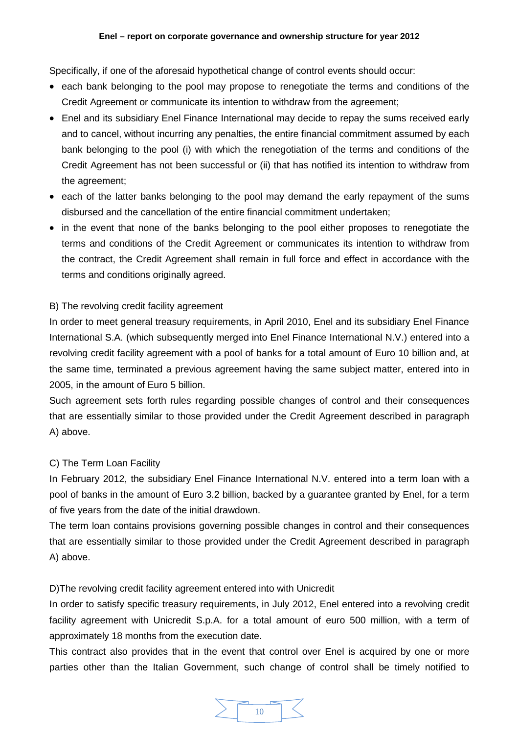Specifically, if one of the aforesaid hypothetical change of control events should occur:

- each bank belonging to the pool may propose to renegotiate the terms and conditions of the Credit Agreement or communicate its intention to withdraw from the agreement;
- Enel and its subsidiary Enel Finance International may decide to repay the sums received early and to cancel, without incurring any penalties, the entire financial commitment assumed by each bank belonging to the pool (i) with which the renegotiation of the terms and conditions of the Credit Agreement has not been successful or (ii) that has notified its intention to withdraw from the agreement;
- each of the latter banks belonging to the pool may demand the early repayment of the sums disbursed and the cancellation of the entire financial commitment undertaken;
- in the event that none of the banks belonging to the pool either proposes to renegotiate the terms and conditions of the Credit Agreement or communicates its intention to withdraw from the contract, the Credit Agreement shall remain in full force and effect in accordance with the terms and conditions originally agreed.

B) The revolving credit facility agreement

In order to meet general treasury requirements, in April 2010, Enel and its subsidiary Enel Finance International S.A. (which subsequently merged into Enel Finance International N.V.) entered into a revolving credit facility agreement with a pool of banks for a total amount of Euro 10 billion and, at the same time, terminated a previous agreement having the same subject matter, entered into in 2005, in the amount of Euro 5 billion.

Such agreement sets forth rules regarding possible changes of control and their consequences that are essentially similar to those provided under the Credit Agreement described in paragraph A) above.

C) The Term Loan Facility

In February 2012, the subsidiary Enel Finance International N.V. entered into a term loan with a pool of banks in the amount of Euro 3.2 billion, backed by a guarantee granted by Enel, for a term of five years from the date of the initial drawdown.

The term loan contains provisions governing possible changes in control and their consequences that are essentially similar to those provided under the Credit Agreement described in paragraph A) above.

D)The revolving credit facility agreement entered into with Unicredit

In order to satisfy specific treasury requirements, in July 2012, Enel entered into a revolving credit facility agreement with Unicredit S.p.A. for a total amount of euro 500 million, with a term of approximately 18 months from the execution date.

This contract also provides that in the event that control over Enel is acquired by one or more parties other than the Italian Government, such change of control shall be timely notified to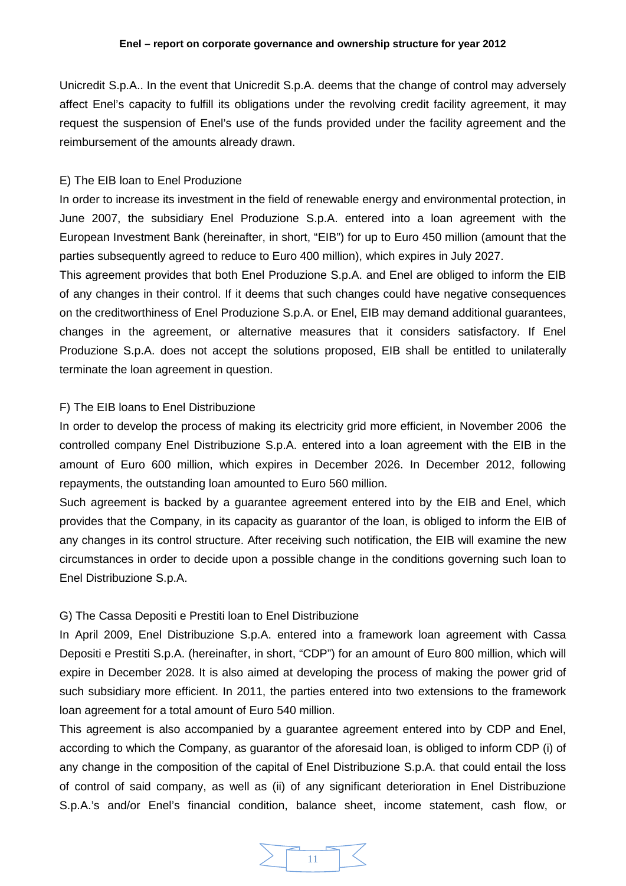Unicredit S.p.A.. In the event that Unicredit S.p.A. deems that the change of control may adversely affect Enel's capacity to fulfill its obligations under the revolving credit facility agreement, it may request the suspension of Enel's use of the funds provided under the facility agreement and the reimbursement of the amounts already drawn.

E) The EIB loan to Enel Produzione

In order to increase its investment in the field of renewable energy and environmental protection, in June 2007, the subsidiary Enel Produzione S.p.A. entered into a loan agreement with the European Investment Bank (hereinafter, in short, "EIB") for up to Euro 450 million (amount that the parties subsequently agreed to reduce to Euro 400 million), which expires in July 2027.

This agreement provides that both Enel Produzione S.p.A. and Enel are obliged to inform the EIB of any changes in their control. If it deems that such changes could have negative consequences on the creditworthiness of Enel Produzione S.p.A. or Enel, EIB may demand additional guarantees, changes in the agreement, or alternative measures that it considers satisfactory. If Enel Produzione S.p.A. does not accept the solutions proposed, EIB shall be entitled to unilaterally terminate the loan agreement in question.

F) The EIB loans to Enel Distribuzione

In order to develop the process of making its electricity grid more efficient, in November 2006 the controlled company Enel Distribuzione S.p.A. entered into a loan agreement with the EIB in the amount of Euro 600 million, which expires in December 2026. In December 2012, following repayments, the outstanding loan amounted to Euro 560 million.

Such agreement is backed by a guarantee agreement entered into by the EIB and Enel, which provides that the Company, in its capacity as guarantor of the loan, is obliged to inform the EIB of any changes in its control structure. After receiving such notification, the EIB will examine the new circumstances in order to decide upon a possible change in the conditions governing such loan to Enel Distribuzione S.p.A.

G) The Cassa Depositi e Prestiti loan to Enel Distribuzione

In April 2009, Enel Distribuzione S.p.A. entered into a framework loan agreement with Cassa Depositi e Prestiti S.p.A. (hereinafter, in short, "CDP") for an amount of Euro 800 million, which will expire in December 2028. It is also aimed at developing the process of making the power grid of such subsidiary more efficient. In 2011, the parties entered into two extensions to the framework loan agreement for a total amount of Euro 540 million.

This agreement is also accompanied by a guarantee agreement entered into by CDP and Enel, according to which the Company, as guarantor of the aforesaid loan, is obliged to inform CDP (i) of any change in the composition of the capital of Enel Distribuzione S.p.A. that could entail the loss of control of said company, as well as (ii) of any significant deterioration in Enel Distribuzione S.p.A.'s and/or Enel's financial condition, balance sheet, income statement, cash flow, or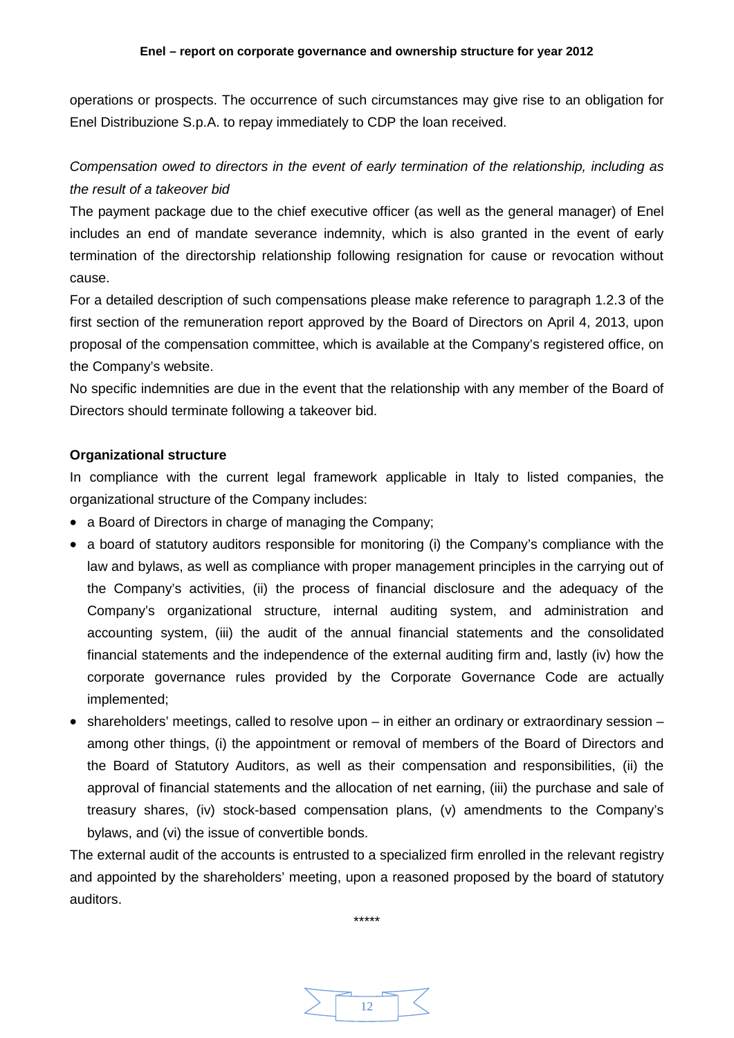operations or prospects. The occurrence of such circumstances may give rise to an obligation for Enel Distribuzione S.p.A. to repay immediately to CDP the loan received.

*Compensation owed to directors in the event of early termination of the relationship, including as the result of a takeover bid*

The payment package due to the chief executive officer (as well as the general manager) of Enel includes an end of mandate severance indemnity, which is also granted in the event of early termination of the directorship relationship following resignation for cause or revocation without cause.

For a detailed description of such compensations please make reference to paragraph 1.2.3 of the first section of the remuneration report approved by the Board of Directors on April 4, 2013, upon proposal of the compensation committee, which is available at the Company's registered office, on the Company's website.

No specific indemnities are due in the event that the relationship with any member of the Board of Directors should terminate following a takeover bid.

**Organizational structure**

In compliance with the current legal framework applicable in Italy to listed companies, the organizational structure of the Company includes:

- a Board of Directors in charge of managing the Company;
- a board of statutory auditors responsible for monitoring (i) the Company's compliance with the law and bylaws, as well as compliance with proper management principles in the carrying out of the Company's activities, (ii) the process of financial disclosure and the adequacy of the Company's organizational structure, internal auditing system, and administration and accounting system, (iii) the audit of the annual financial statements and the consolidated financial statements and the independence of the external auditing firm and, lastly (iv) how the corporate governance rules provided by the Corporate Governance Code are actually implemented;
- shareholders' meetings, called to resolve upon – in either an ordinary or extraordinary session – among other things, (i) the appointment or removal of members of the Board of Directors and the Board of Statutory Auditors, as well as their compensation and responsibilities, (ii) the approval of financial statements and the allocation of net earning, (iii) the purchase and sale of treasury shares, (iv) stock-based compensation plans, (v) amendments to the Company's bylaws, and (vi) the issue of convertible bonds.

The external audit of the accounts is entrusted to a specialized firm enrolled in the relevant registry and appointed by the shareholders' meeting, upon a reasoned proposed by the board of statutory auditors.

*****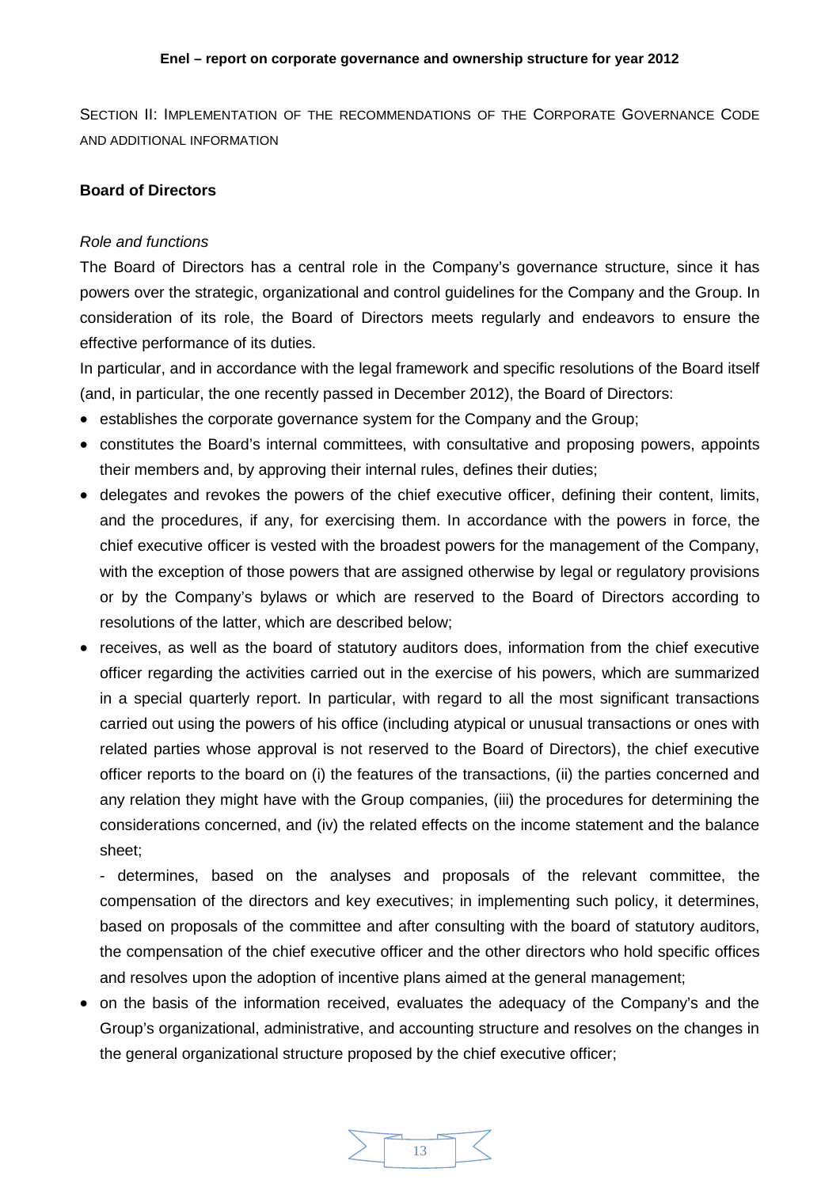SECTION II: IMPLEMENTATION OF THE RECOMMENDATIONS OF THE CORPORATE GOVERNANCE CODE AND ADDITIONAL INFORMATION

## Board of Directors

*Role and functions*

The Board of Directors has a central role in the Company's governance structure, since it has powers over the strategic, organizational and control guidelines for the Company and the Group. In consideration of its role, the Board of Directors meets regularly and endeavors to ensure the effective performance of its duties.

In particular, and in accordance with the legal framework and specific resolutions of the Board itself (and, in particular, the one recently passed in December 2012), the Board of Directors:

- establishes the corporate governance system for the Company and the Group;
- constitutes the Board's internal committees, with consultative and proposing powers, appoints their members and, by approving their internal rules, defines their duties;
- delegates and revokes the powers of the chief executive officer, defining their content, limits, and the procedures, if any, for exercising them. In accordance with the powers in force, the chief executive officer is vested with the broadest powers for the management of the Company, with the exception of those powers that are assigned otherwise by legal or regulatory provisions or by the Company's bylaws or which are reserved to the Board of Directors according to resolutions of the latter, which are described below;
- receives, as well as the board of statutory auditors does, information from the chief executive officer regarding the activities carried out in the exercise of his powers, which are summarized in a special quarterly report. In particular, with regard to all the most significant transactions carried out using the powers of his office (including atypical or unusual transactions or ones with related parties whose approval is not reserved to the Board of Directors), the chief executive officer reports to the board on (i) the features of the transactions, (ii) the parties concerned and any relation they might have with the Group companies, (iii) the procedures for determining the considerations concerned, and (iv) the related effects on the income statement and the balance sheet;

  - determines, based on the analyses and proposals of the relevant committee, the compensation of the directors and key executives; in implementing such policy, it determines, based on proposals of the committee and after consulting with the board of statutory auditors, the compensation of the chief executive officer and the other directors who hold specific offices and resolves upon the adoption of incentive plans aimed at the general management;
- on the basis of the information received, evaluates the adequacy of the Company's and the Group's organizational, administrative, and accounting structure and resolves on the changes in the general organizational structure proposed by the chief executive officer;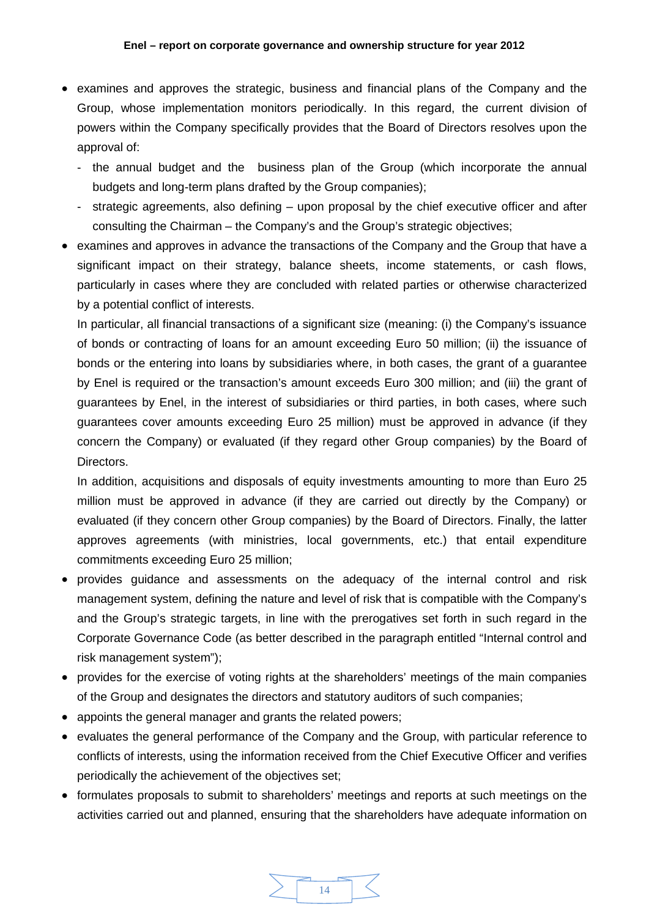- examines and approves the strategic, business and financial plans of the Company and the Group, whose implementation monitors periodically. In this regard, the current division of powers within the Company specifically provides that the Board of Directors resolves upon the approval of:
  - the annual budget and the business plan of the Group (which incorporate the annual budgets and long-term plans drafted by the Group companies);
  - strategic agreements, also defining – upon proposal by the chief executive officer and after consulting the Chairman – the Company's and the Group's strategic objectives;
- examines and approves in advance the transactions of the Company and the Group that have a significant impact on their strategy, balance sheets, income statements, or cash flows, particularly in cases where they are concluded with related parties or otherwise characterized by a potential conflict of interests.

  In particular, all financial transactions of a significant size (meaning: (i) the Company's issuance of bonds or contracting of loans for an amount exceeding Euro 50 million; (ii) the issuance of bonds or the entering into loans by subsidiaries where, in both cases, the grant of a guarantee by Enel is required or the transaction's amount exceeds Euro 300 million; and (iii) the grant of guarantees by Enel, in the interest of subsidiaries or third parties, in both cases, where such guarantees cover amounts exceeding Euro 25 million) must be approved in advance (if they concern the Company) or evaluated (if they regard other Group companies) by the Board of Directors.

  In addition, acquisitions and disposals of equity investments amounting to more than Euro 25 million must be approved in advance (if they are carried out directly by the Company) or evaluated (if they concern other Group companies) by the Board of Directors. Finally, the latter approves agreements (with ministries, local governments, etc.) that entail expenditure commitments exceeding Euro 25 million;
- provides guidance and assessments on the adequacy of the internal control and risk management system, defining the nature and level of risk that is compatible with the Company's and the Group's strategic targets, in line with the prerogatives set forth in such regard in the Corporate Governance Code (as better described in the paragraph entitled "Internal control and risk management system");
- provides for the exercise of voting rights at the shareholders' meetings of the main companies of the Group and designates the directors and statutory auditors of such companies;
- appoints the general manager and grants the related powers;
- evaluates the general performance of the Company and the Group, with particular reference to conflicts of interests, using the information received from the Chief Executive Officer and verifies periodically the achievement of the objectives set;
- formulates proposals to submit to shareholders' meetings and reports at such meetings on the activities carried out and planned, ensuring that the shareholders have adequate information on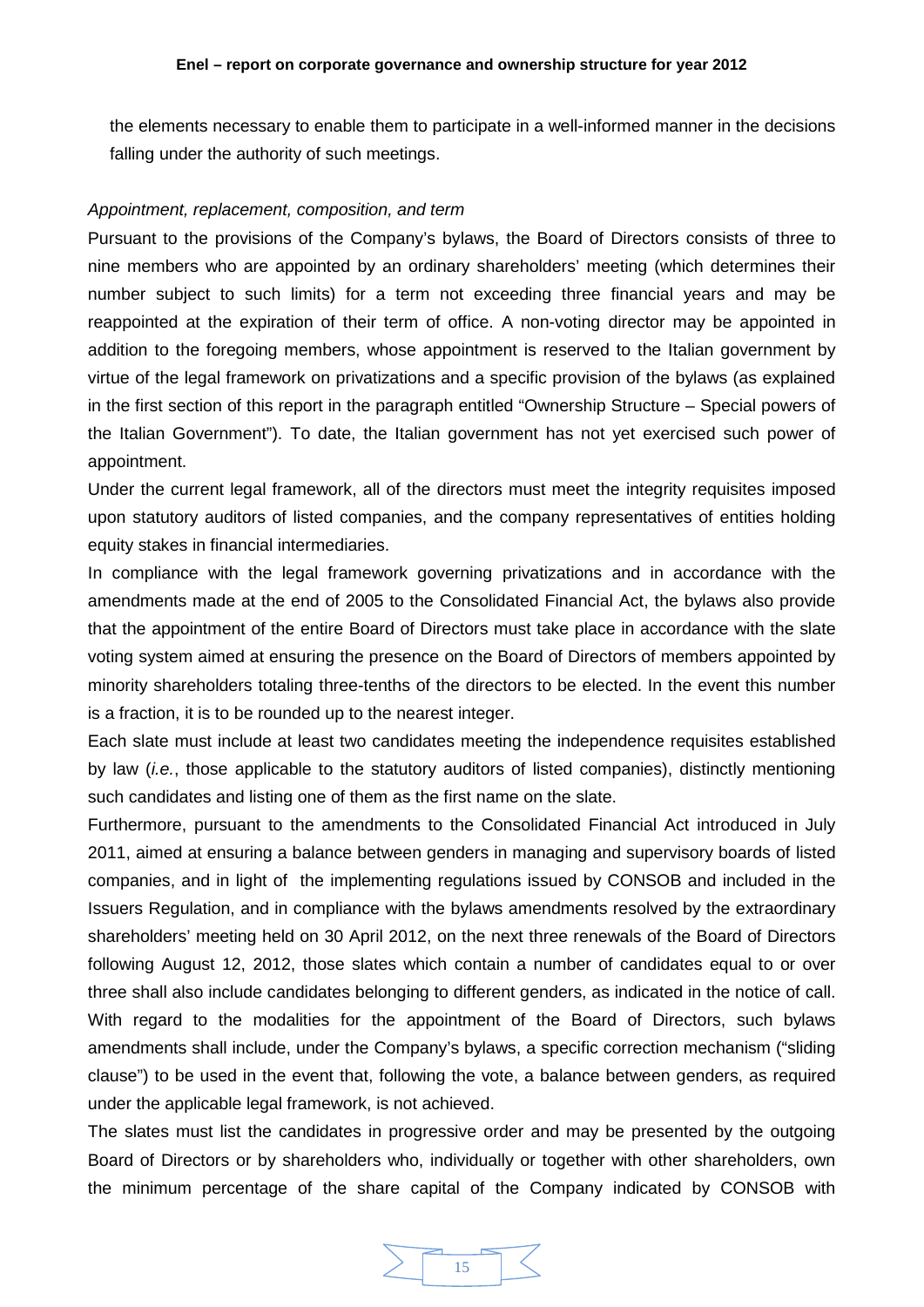the elements necessary to enable them to participate in a well-informed manner in the decisions falling under the authority of such meetings.

*Appointment, replacement, composition, and term*

Pursuant to the provisions of the Company's bylaws, the Board of Directors consists of three to nine members who are appointed by an ordinary shareholders' meeting (which determines their number subject to such limits) for a term not exceeding three financial years and may be reappointed at the expiration of their term of office. A non-voting director may be appointed in addition to the foregoing members, whose appointment is reserved to the Italian government by virtue of the legal framework on privatizations and a specific provision of the bylaws (as explained in the first section of this report in the paragraph entitled "Ownership Structure – Special powers of the Italian Government"). To date, the Italian government has not yet exercised such power of appointment.

Under the current legal framework, all of the directors must meet the integrity requisites imposed upon statutory auditors of listed companies, and the company representatives of entities holding equity stakes in financial intermediaries.

In compliance with the legal framework governing privatizations and in accordance with the amendments made at the end of 2005 to the Consolidated Financial Act, the bylaws also provide that the appointment of the entire Board of Directors must take place in accordance with the slate voting system aimed at ensuring the presence on the Board of Directors of members appointed by minority shareholders totaling three-tenths of the directors to be elected. In the event this number is a fraction, it is to be rounded up to the nearest integer.

Each slate must include at least two candidates meeting the independence requisites established by law (*i.e.*, those applicable to the statutory auditors of listed companies), distinctly mentioning such candidates and listing one of them as the first name on the slate.

Furthermore, pursuant to the amendments to the Consolidated Financial Act introduced in July 2011, aimed at ensuring a balance between genders in managing and supervisory boards of listed companies, and in light of the implementing regulations issued by CONSOB and included in the Issuers Regulation, and in compliance with the bylaws amendments resolved by the extraordinary shareholders' meeting held on 30 April 2012, on the next three renewals of the Board of Directors following August 12, 2012, those slates which contain a number of candidates equal to or over three shall also include candidates belonging to different genders, as indicated in the notice of call. With regard to the modalities for the appointment of the Board of Directors, such bylaws amendments shall include, under the Company's bylaws, a specific correction mechanism ("sliding clause") to be used in the event that, following the vote, a balance between genders, as required under the applicable legal framework, is not achieved.

The slates must list the candidates in progressive order and may be presented by the outgoing Board of Directors or by shareholders who, individually or together with other shareholders, own the minimum percentage of the share capital of the Company indicated by CONSOB with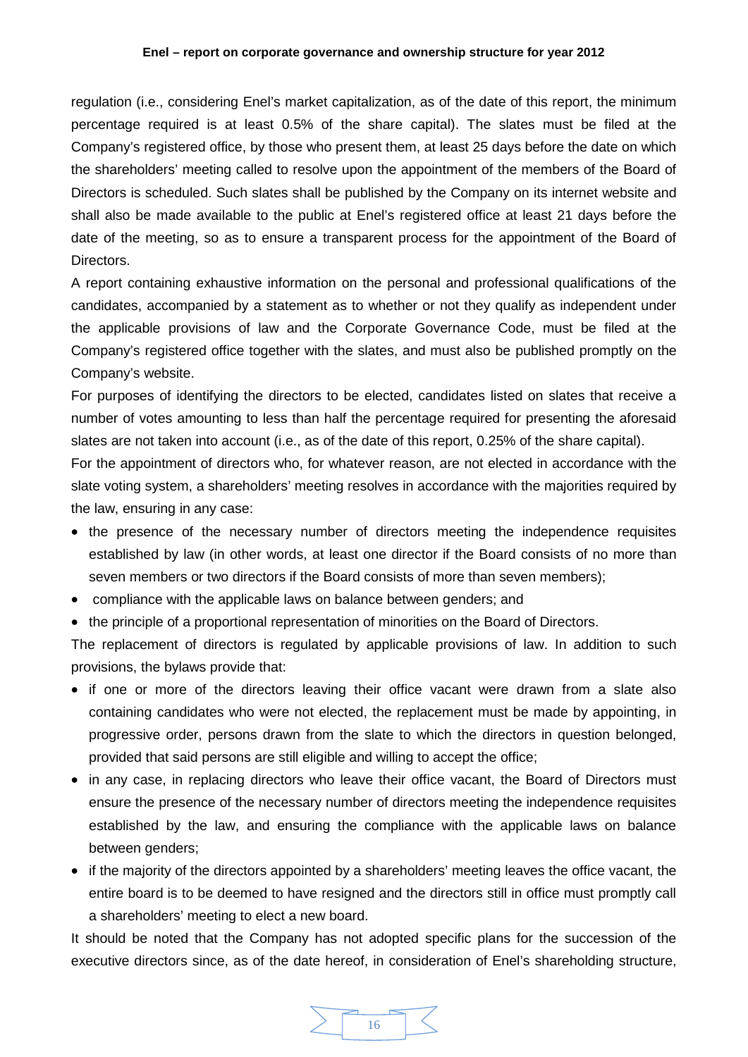regulation (i.e., considering Enel's market capitalization, as of the date of this report, the minimum percentage required is at least 0.5% of the share capital). The slates must be filed at the Company's registered office, by those who present them, at least 25 days before the date on which the shareholders' meeting called to resolve upon the appointment of the members of the Board of Directors is scheduled. Such slates shall be published by the Company on its internet website and shall also be made available to the public at Enel's registered office at least 21 days before the date of the meeting, so as to ensure a transparent process for the appointment of the Board of Directors.

A report containing exhaustive information on the personal and professional qualifications of the candidates, accompanied by a statement as to whether or not they qualify as independent under the applicable provisions of law and the Corporate Governance Code, must be filed at the Company's registered office together with the slates, and must also be published promptly on the Company's website.

For purposes of identifying the directors to be elected, candidates listed on slates that receive a number of votes amounting to less than half the percentage required for presenting the aforesaid slates are not taken into account (i.e., as of the date of this report, 0.25% of the share capital).

For the appointment of directors who, for whatever reason, are not elected in accordance with the slate voting system, a shareholders' meeting resolves in accordance with the majorities required by the law, ensuring in any case:

- the presence of the necessary number of directors meeting the independence requisites established by law (in other words, at least one director if the Board consists of no more than seven members or two directors if the Board consists of more than seven members);
- compliance with the applicable laws on balance between genders; and
- the principle of a proportional representation of minorities on the Board of Directors.

The replacement of directors is regulated by applicable provisions of law. In addition to such provisions, the bylaws provide that:

- if one or more of the directors leaving their office vacant were drawn from a slate also containing candidates who were not elected, the replacement must be made by appointing, in progressive order, persons drawn from the slate to which the directors in question belonged, provided that said persons are still eligible and willing to accept the office;
- in any case, in replacing directors who leave their office vacant, the Board of Directors must ensure the presence of the necessary number of directors meeting the independence requisites established by the law, and ensuring the compliance with the applicable laws on balance between genders;
- if the majority of the directors appointed by a shareholders' meeting leaves the office vacant, the entire board is to be deemed to have resigned and the directors still in office must promptly call a shareholders' meeting to elect a new board.

It should be noted that the Company has not adopted specific plans for the succession of the executive directors since, as of the date hereof, in consideration of Enel's shareholding structure,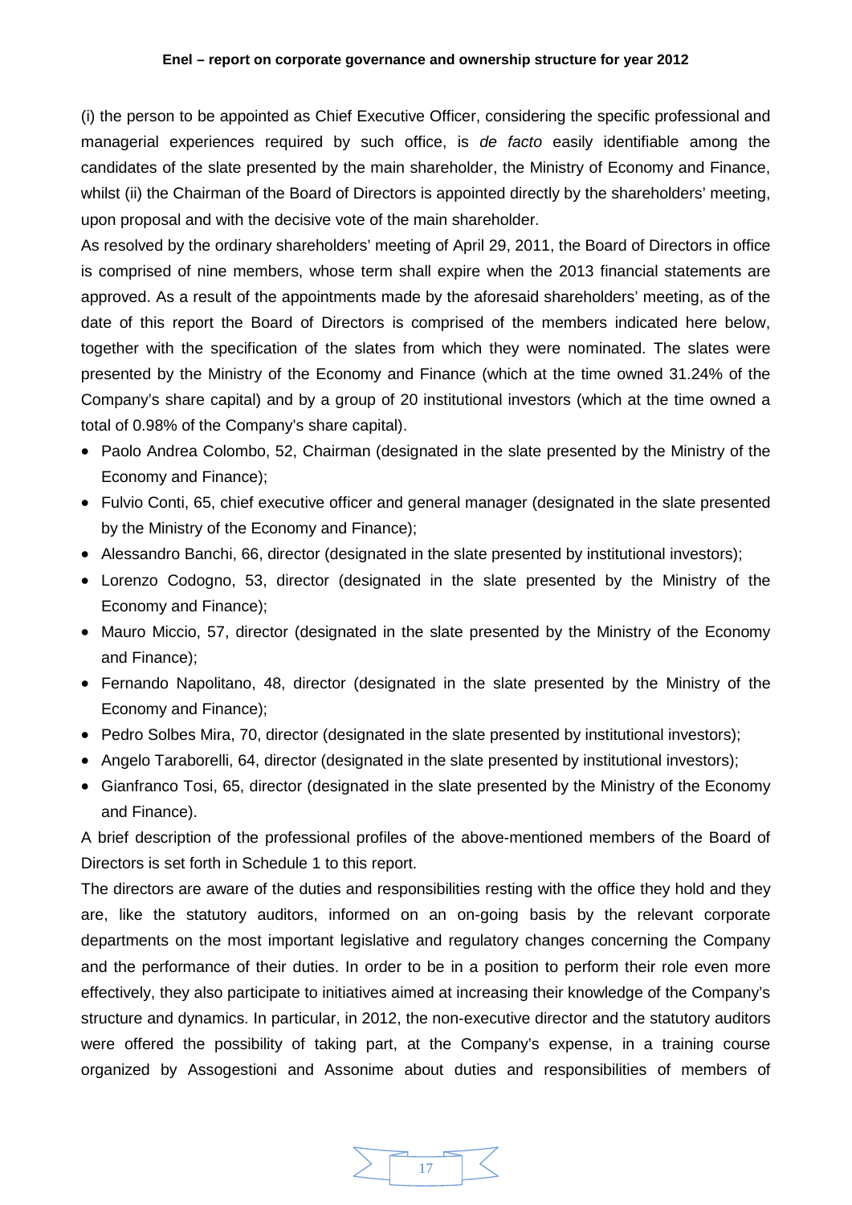(i) the person to be appointed as Chief Executive Officer, considering the specific professional and managerial experiences required by such office, is *de facto* easily identifiable among the candidates of the slate presented by the main shareholder, the Ministry of Economy and Finance, whilst (ii) the Chairman of the Board of Directors is appointed directly by the shareholders' meeting, upon proposal and with the decisive vote of the main shareholder.

As resolved by the ordinary shareholders' meeting of April 29, 2011, the Board of Directors in office is comprised of nine members, whose term shall expire when the 2013 financial statements are approved. As a result of the appointments made by the aforesaid shareholders' meeting, as of the date of this report the Board of Directors is comprised of the members indicated here below, together with the specification of the slates from which they were nominated. The slates were presented by the Ministry of the Economy and Finance (which at the time owned 31.24% of the Company's share capital) and by a group of 20 institutional investors (which at the time owned a total of 0.98% of the Company's share capital).

- Paolo Andrea Colombo, 52, Chairman (designated in the slate presented by the Ministry of the Economy and Finance);
- Fulvio Conti, 65, chief executive officer and general manager (designated in the slate presented by the Ministry of the Economy and Finance);
- Alessandro Banchi, 66, director (designated in the slate presented by institutional investors);
- Lorenzo Codogno, 53, director (designated in the slate presented by the Ministry of the Economy and Finance);
- Mauro Miccio, 57, director (designated in the slate presented by the Ministry of the Economy and Finance);
- Fernando Napolitano, 48, director (designated in the slate presented by the Ministry of the Economy and Finance);
- Pedro Solbes Mira, 70, director (designated in the slate presented by institutional investors);
- Angelo Taraborelli, 64, director (designated in the slate presented by institutional investors);
- Gianfranco Tosi, 65, director (designated in the slate presented by the Ministry of the Economy and Finance).

A brief description of the professional profiles of the above-mentioned members of the Board of Directors is set forth in Schedule 1 to this report.

The directors are aware of the duties and responsibilities resting with the office they hold and they are, like the statutory auditors, informed on an on-going basis by the relevant corporate departments on the most important legislative and regulatory changes concerning the Company and the performance of their duties. In order to be in a position to perform their role even more effectively, they also participate to initiatives aimed at increasing their knowledge of the Company's structure and dynamics. In particular, in 2012, the non-executive director and the statutory auditors were offered the possibility of taking part, at the Company's expense, in a training course organized by Assogestioni and Assonime about duties and responsibilities of members of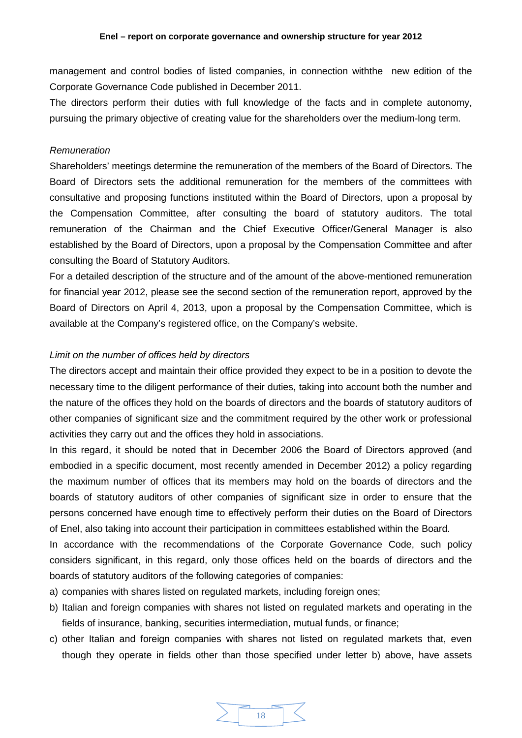management and control bodies of listed companies, in connection withthe new edition of the Corporate Governance Code published in December 2011.

The directors perform their duties with full knowledge of the facts and in complete autonomy, pursuing the primary objective of creating value for the shareholders over the medium-long term.

*Remuneration*

Shareholders' meetings determine the remuneration of the members of the Board of Directors. The Board of Directors sets the additional remuneration for the members of the committees with consultative and proposing functions instituted within the Board of Directors, upon a proposal by the Compensation Committee, after consulting the board of statutory auditors. The total remuneration of the Chairman and the Chief Executive Officer/General Manager is also established by the Board of Directors, upon a proposal by the Compensation Committee and after consulting the Board of Statutory Auditors.

For a detailed description of the structure and of the amount of the above-mentioned remuneration for financial year 2012, please see the second section of the remuneration report, approved by the Board of Directors on April 4, 2013, upon a proposal by the Compensation Committee, which is available at the Company's registered office, on the Company's website.

*Limit on the number of offices held by directors*

The directors accept and maintain their office provided they expect to be in a position to devote the necessary time to the diligent performance of their duties, taking into account both the number and the nature of the offices they hold on the boards of directors and the boards of statutory auditors of other companies of significant size and the commitment required by the other work or professional activities they carry out and the offices they hold in associations.

In this regard, it should be noted that in December 2006 the Board of Directors approved (and embodied in a specific document, most recently amended in December 2012) a policy regarding the maximum number of offices that its members may hold on the boards of directors and the boards of statutory auditors of other companies of significant size in order to ensure that the persons concerned have enough time to effectively perform their duties on the Board of Directors of Enel, also taking into account their participation in committees established within the Board.

In accordance with the recommendations of the Corporate Governance Code, such policy considers significant, in this regard, only those offices held on the boards of directors and the boards of statutory auditors of the following categories of companies:

a) companies with shares listed on regulated markets, including foreign ones;
b) Italian and foreign companies with shares not listed on regulated markets and operating in the fields of insurance, banking, securities intermediation, mutual funds, or finance;
c) other Italian and foreign companies with shares not listed on regulated markets that, even though they operate in fields other than those specified under letter b) above, have assets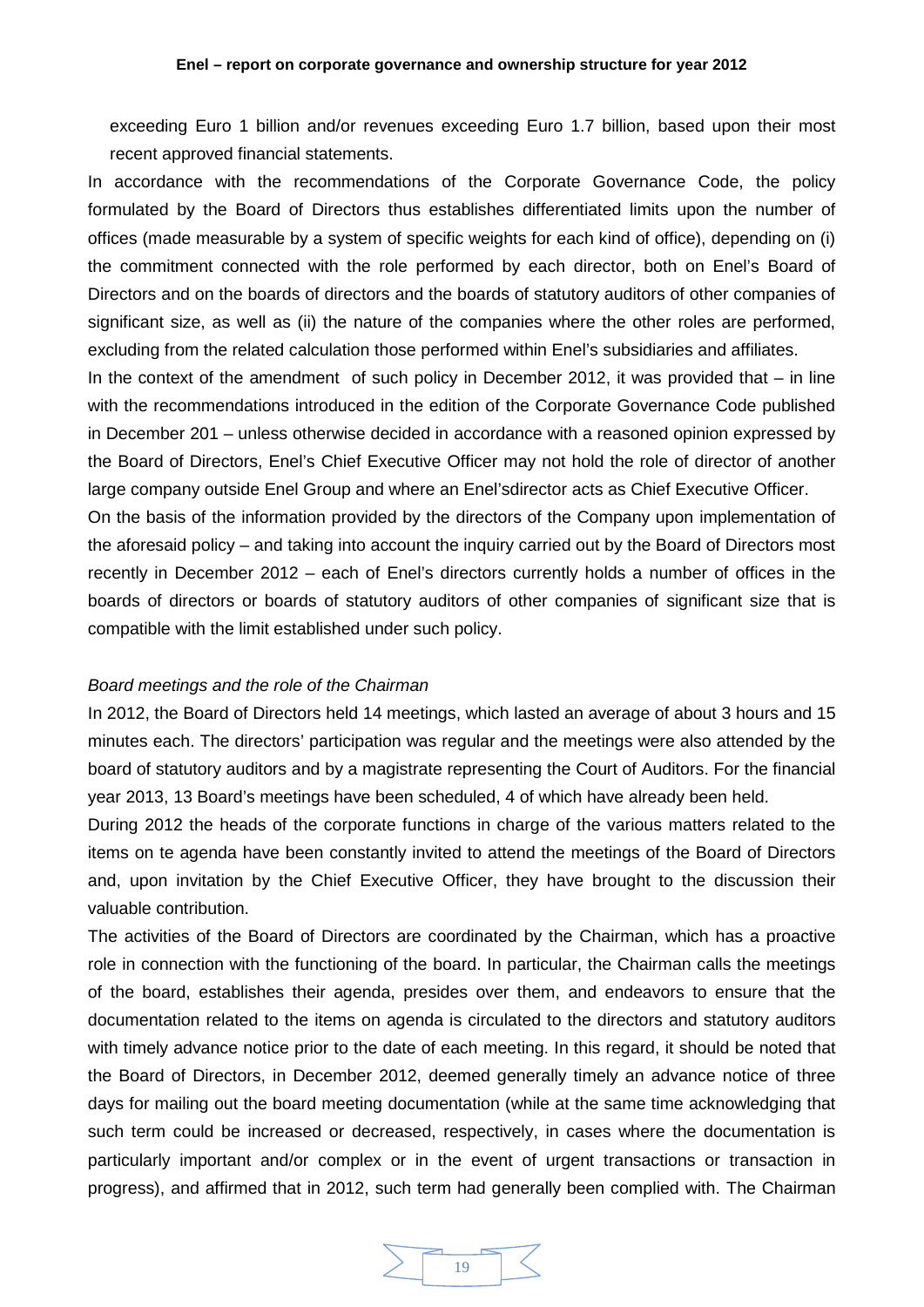exceeding Euro 1 billion and/or revenues exceeding Euro 1.7 billion, based upon their most recent approved financial statements.

In accordance with the recommendations of the Corporate Governance Code, the policy formulated by the Board of Directors thus establishes differentiated limits upon the number of offices (made measurable by a system of specific weights for each kind of office), depending on (i) the commitment connected with the role performed by each director, both on Enel's Board of Directors and on the boards of directors and the boards of statutory auditors of other companies of significant size, as well as (ii) the nature of the companies where the other roles are performed, excluding from the related calculation those performed within Enel's subsidiaries and affiliates.

In the context of the amendment of such policy in December 2012, it was provided that – in line with the recommendations introduced in the edition of the Corporate Governance Code published in December 201 – unless otherwise decided in accordance with a reasoned opinion expressed by the Board of Directors, Enel's Chief Executive Officer may not hold the role of director of another large company outside Enel Group and where an Enel'sdirector acts as Chief Executive Officer.

On the basis of the information provided by the directors of the Company upon implementation of the aforesaid policy – and taking into account the inquiry carried out by the Board of Directors most recently in December 2012 – each of Enel's directors currently holds a number of offices in the boards of directors or boards of statutory auditors of other companies of significant size that is compatible with the limit established under such policy.

*Board meetings and the role of the Chairman*

In 2012, the Board of Directors held 14 meetings, which lasted an average of about 3 hours and 15 minutes each. The directors' participation was regular and the meetings were also attended by the board of statutory auditors and by a magistrate representing the Court of Auditors. For the financial year 2013, 13 Board's meetings have been scheduled, 4 of which have already been held.

During 2012 the heads of the corporate functions in charge of the various matters related to the items on te agenda have been constantly invited to attend the meetings of the Board of Directors and, upon invitation by the Chief Executive Officer, they have brought to the discussion their valuable contribution.

The activities of the Board of Directors are coordinated by the Chairman, which has a proactive role in connection with the functioning of the board. In particular, the Chairman calls the meetings of the board, establishes their agenda, presides over them, and endeavors to ensure that the documentation related to the items on agenda is circulated to the directors and statutory auditors with timely advance notice prior to the date of each meeting. In this regard, it should be noted that the Board of Directors, in December 2012, deemed generally timely an advance notice of three days for mailing out the board meeting documentation (while at the same time acknowledging that such term could be increased or decreased, respectively, in cases where the documentation is particularly important and/or complex or in the event of urgent transactions or transaction in progress), and affirmed that in 2012, such term had generally been complied with. The Chairman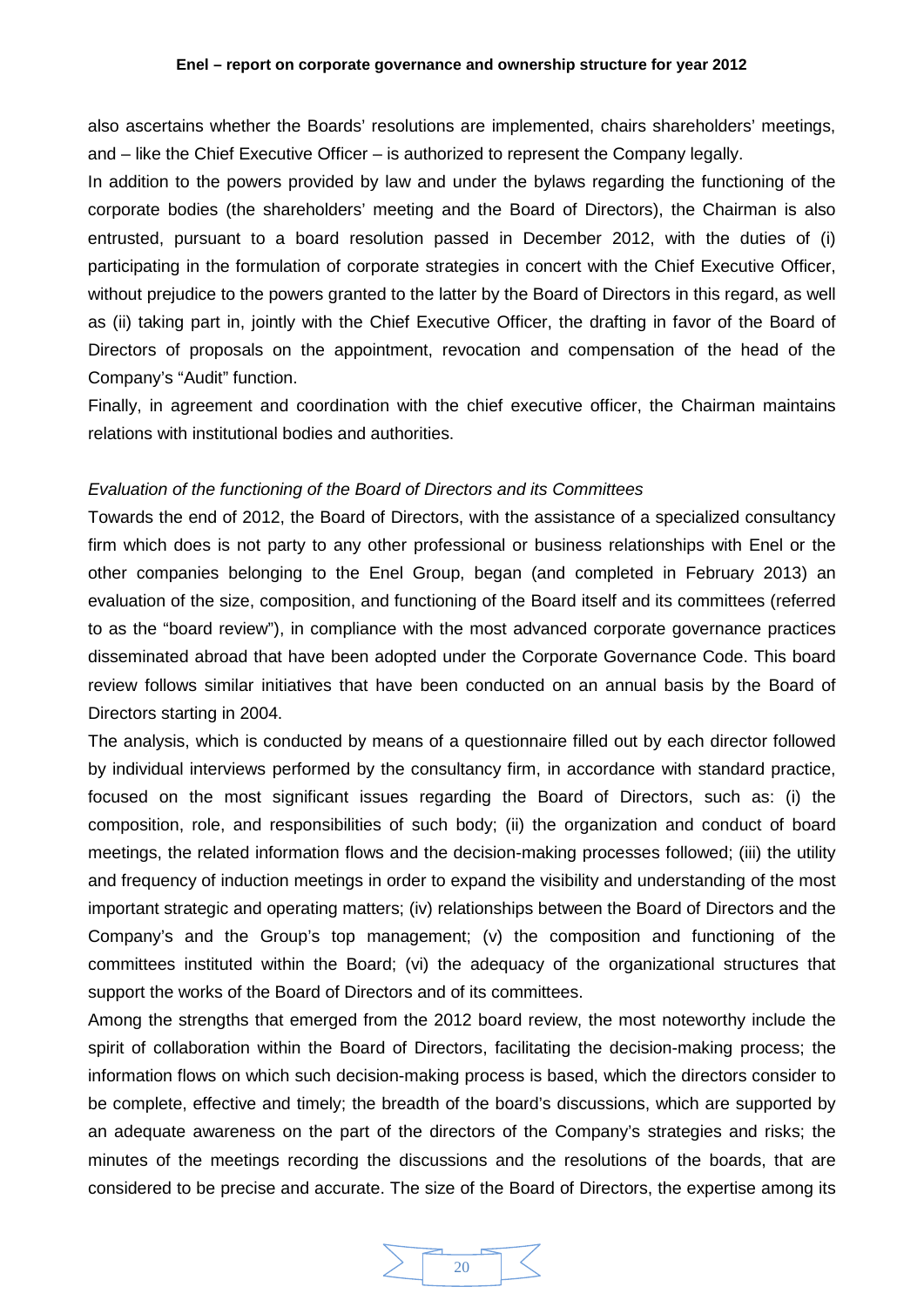also ascertains whether the Boards' resolutions are implemented, chairs shareholders' meetings, and – like the Chief Executive Officer – is authorized to represent the Company legally.

In addition to the powers provided by law and under the bylaws regarding the functioning of the corporate bodies (the shareholders' meeting and the Board of Directors), the Chairman is also entrusted, pursuant to a board resolution passed in December 2012, with the duties of (i) participating in the formulation of corporate strategies in concert with the Chief Executive Officer, without prejudice to the powers granted to the latter by the Board of Directors in this regard, as well as (ii) taking part in, jointly with the Chief Executive Officer, the drafting in favor of the Board of Directors of proposals on the appointment, revocation and compensation of the head of the Company's "Audit" function.

Finally, in agreement and coordination with the chief executive officer, the Chairman maintains relations with institutional bodies and authorities.

*Evaluation of the functioning of the Board of Directors and its Committees*

Towards the end of 2012, the Board of Directors, with the assistance of a specialized consultancy firm which does is not party to any other professional or business relationships with Enel or the other companies belonging to the Enel Group, began (and completed in February 2013) an evaluation of the size, composition, and functioning of the Board itself and its committees (referred to as the "board review"), in compliance with the most advanced corporate governance practices disseminated abroad that have been adopted under the Corporate Governance Code. This board review follows similar initiatives that have been conducted on an annual basis by the Board of Directors starting in 2004.

The analysis, which is conducted by means of a questionnaire filled out by each director followed by individual interviews performed by the consultancy firm, in accordance with standard practice, focused on the most significant issues regarding the Board of Directors, such as: (i) the composition, role, and responsibilities of such body; (ii) the organization and conduct of board meetings, the related information flows and the decision-making processes followed; (iii) the utility and frequency of induction meetings in order to expand the visibility and understanding of the most important strategic and operating matters; (iv) relationships between the Board of Directors and the Company's and the Group's top management; (v) the composition and functioning of the committees instituted within the Board; (vi) the adequacy of the organizational structures that support the works of the Board of Directors and of its committees.

Among the strengths that emerged from the 2012 board review, the most noteworthy include the spirit of collaboration within the Board of Directors, facilitating the decision-making process; the information flows on which such decision-making process is based, which the directors consider to be complete, effective and timely; the breadth of the board's discussions, which are supported by an adequate awareness on the part of the directors of the Company's strategies and risks; the minutes of the meetings recording the discussions and the resolutions of the boards, that are considered to be precise and accurate. The size of the Board of Directors, the expertise among its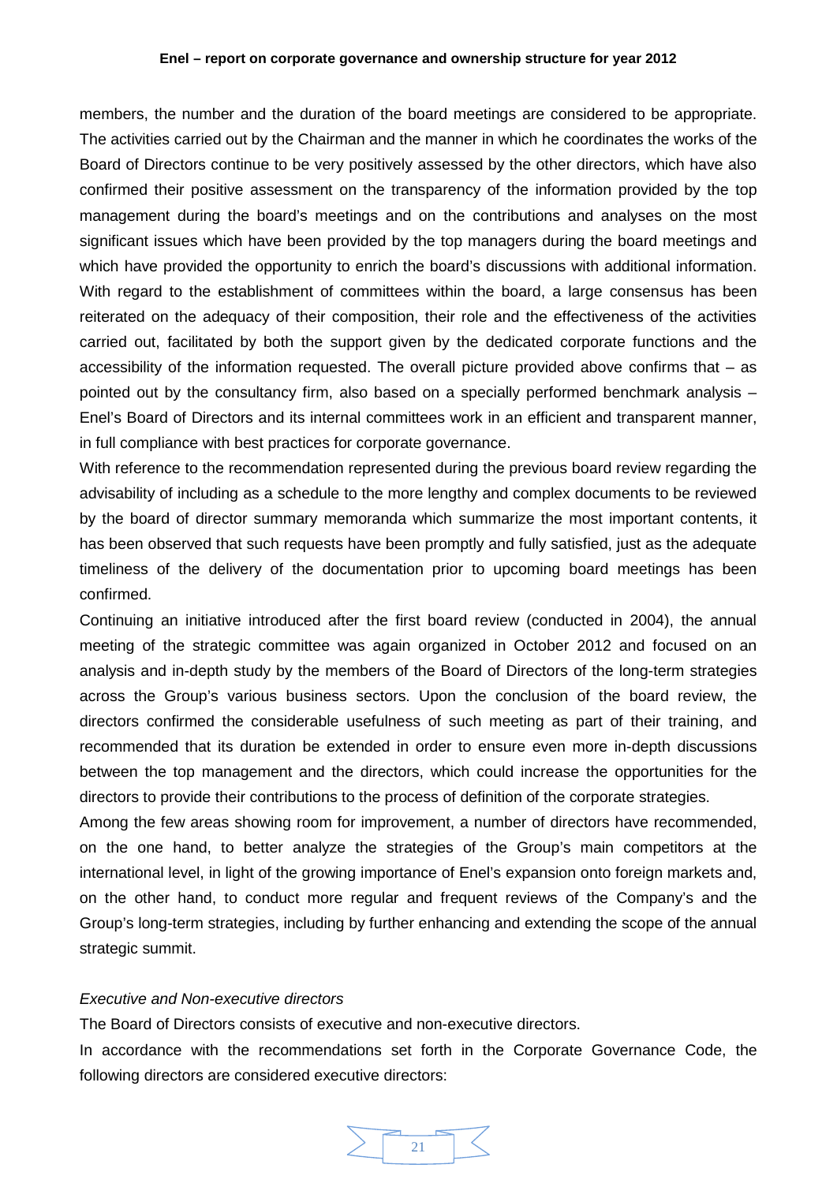members, the number and the duration of the board meetings are considered to be appropriate. The activities carried out by the Chairman and the manner in which he coordinates the works of the Board of Directors continue to be very positively assessed by the other directors, which have also confirmed their positive assessment on the transparency of the information provided by the top management during the board's meetings and on the contributions and analyses on the most significant issues which have been provided by the top managers during the board meetings and which have provided the opportunity to enrich the board's discussions with additional information. With regard to the establishment of committees within the board, a large consensus has been reiterated on the adequacy of their composition, their role and the effectiveness of the activities carried out, facilitated by both the support given by the dedicated corporate functions and the accessibility of the information requested. The overall picture provided above confirms that – as pointed out by the consultancy firm, also based on a specially performed benchmark analysis – Enel's Board of Directors and its internal committees work in an efficient and transparent manner, in full compliance with best practices for corporate governance.

With reference to the recommendation represented during the previous board review regarding the advisability of including as a schedule to the more lengthy and complex documents to be reviewed by the board of director summary memoranda which summarize the most important contents, it has been observed that such requests have been promptly and fully satisfied, just as the adequate timeliness of the delivery of the documentation prior to upcoming board meetings has been confirmed.

Continuing an initiative introduced after the first board review (conducted in 2004), the annual meeting of the strategic committee was again organized in October 2012 and focused on an analysis and in-depth study by the members of the Board of Directors of the long-term strategies across the Group's various business sectors. Upon the conclusion of the board review, the directors confirmed the considerable usefulness of such meeting as part of their training, and recommended that its duration be extended in order to ensure even more in-depth discussions between the top management and the directors, which could increase the opportunities for the directors to provide their contributions to the process of definition of the corporate strategies.

Among the few areas showing room for improvement, a number of directors have recommended, on the one hand, to better analyze the strategies of the Group's main competitors at the international level, in light of the growing importance of Enel's expansion onto foreign markets and, on the other hand, to conduct more regular and frequent reviews of the Company's and the Group's long-term strategies, including by further enhancing and extending the scope of the annual strategic summit.

*Executive and Non-executive directors*

The Board of Directors consists of executive and non-executive directors.

In accordance with the recommendations set forth in the Corporate Governance Code, the following directors are considered executive directors: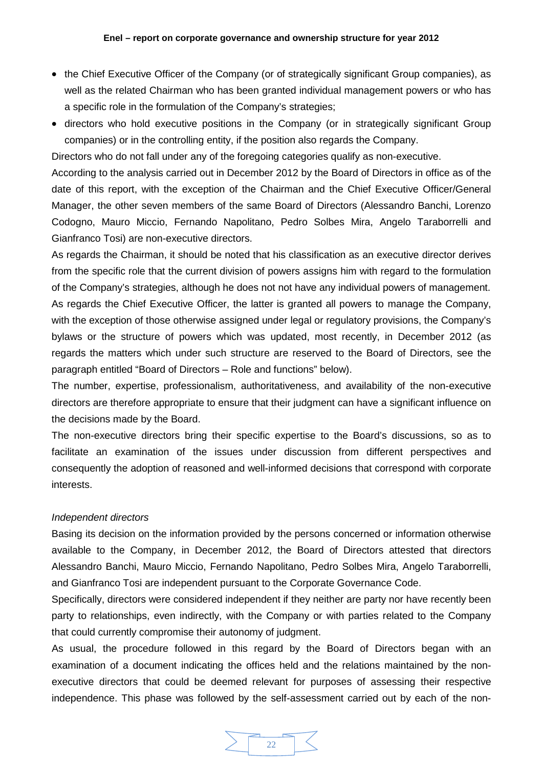- the Chief Executive Officer of the Company (or of strategically significant Group companies), as well as the related Chairman who has been granted individual management powers or who has a specific role in the formulation of the Company's strategies;
- directors who hold executive positions in the Company (or in strategically significant Group companies) or in the controlling entity, if the position also regards the Company.

Directors who do not fall under any of the foregoing categories qualify as non-executive.

According to the analysis carried out in December 2012 by the Board of Directors in office as of the date of this report, with the exception of the Chairman and the Chief Executive Officer/General Manager, the other seven members of the same Board of Directors (Alessandro Banchi, Lorenzo Codogno, Mauro Miccio, Fernando Napolitano, Pedro Solbes Mira, Angelo Taraborrelli and Gianfranco Tosi) are non-executive directors.

As regards the Chairman, it should be noted that his classification as an executive director derives from the specific role that the current division of powers assigns him with regard to the formulation of the Company's strategies, although he does not not have any individual powers of management.

As regards the Chief Executive Officer, the latter is granted all powers to manage the Company, with the exception of those otherwise assigned under legal or regulatory provisions, the Company's bylaws or the structure of powers which was updated, most recently, in December 2012 (as regards the matters which under such structure are reserved to the Board of Directors, see the paragraph entitled "Board of Directors – Role and functions" below).

The number, expertise, professionalism, authoritativeness, and availability of the non-executive directors are therefore appropriate to ensure that their judgment can have a significant influence on the decisions made by the Board.

The non-executive directors bring their specific expertise to the Board's discussions, so as to facilitate an examination of the issues under discussion from different perspectives and consequently the adoption of reasoned and well-informed decisions that correspond with corporate interests.

*Independent directors*

Basing its decision on the information provided by the persons concerned or information otherwise available to the Company, in December 2012, the Board of Directors attested that directors Alessandro Banchi, Mauro Miccio, Fernando Napolitano, Pedro Solbes Mira, Angelo Taraborrelli, and Gianfranco Tosi are independent pursuant to the Corporate Governance Code.

Specifically, directors were considered independent if they neither are party nor have recently been party to relationships, even indirectly, with the Company or with parties related to the Company that could currently compromise their autonomy of judgment.

As usual, the procedure followed in this regard by the Board of Directors began with an examination of a document indicating the offices held and the relations maintained by the non-executive directors that could be deemed relevant for purposes of assessing their respective independence. This phase was followed by the self-assessment carried out by each of the non-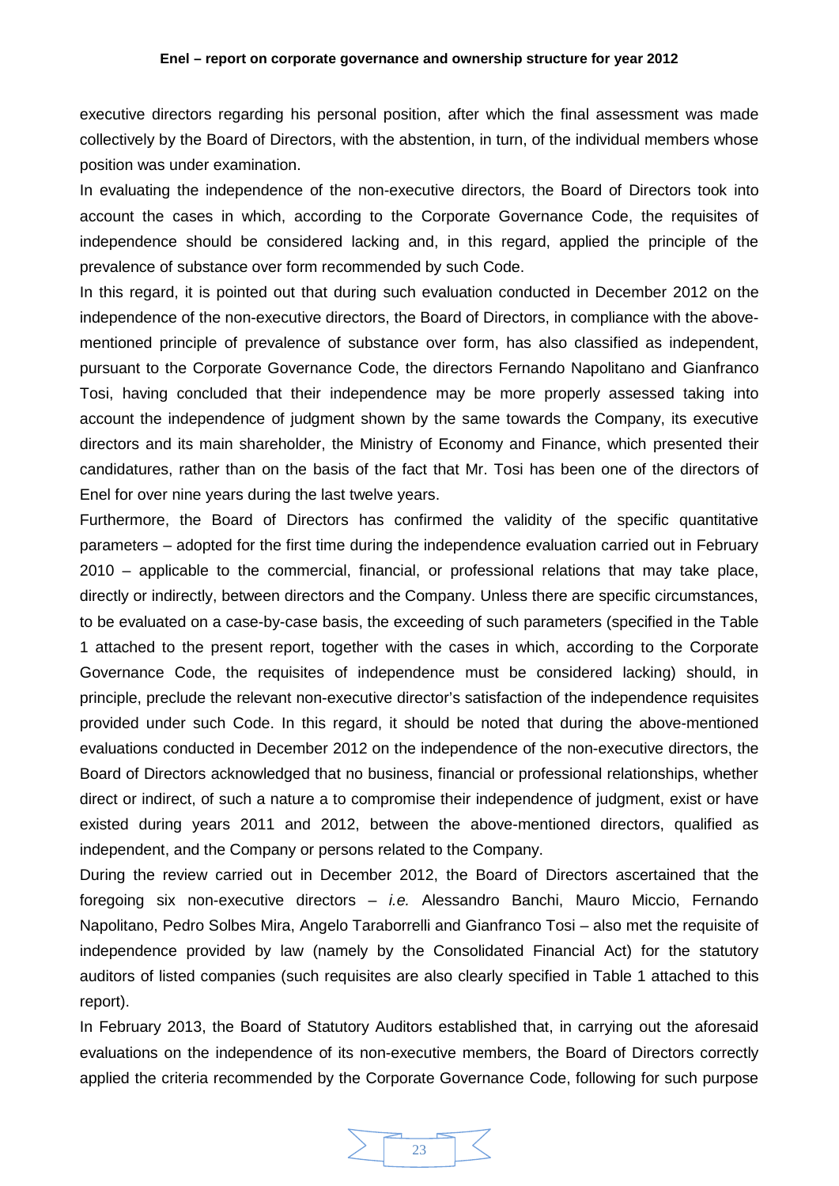executive directors regarding his personal position, after which the final assessment was made collectively by the Board of Directors, with the abstention, in turn, of the individual members whose position was under examination.

In evaluating the independence of the non-executive directors, the Board of Directors took into account the cases in which, according to the Corporate Governance Code, the requisites of independence should be considered lacking and, in this regard, applied the principle of the prevalence of substance over form recommended by such Code.

In this regard, it is pointed out that during such evaluation conducted in December 2012 on the independence of the non-executive directors, the Board of Directors, in compliance with the above-mentioned principle of prevalence of substance over form, has also classified as independent, pursuant to the Corporate Governance Code, the directors Fernando Napolitano and Gianfranco Tosi, having concluded that their independence may be more properly assessed taking into account the independence of judgment shown by the same towards the Company, its executive directors and its main shareholder, the Ministry of Economy and Finance, which presented their candidatures, rather than on the basis of the fact that Mr. Tosi has been one of the directors of Enel for over nine years during the last twelve years.

Furthermore, the Board of Directors has confirmed the validity of the specific quantitative parameters – adopted for the first time during the independence evaluation carried out in February 2010 – applicable to the commercial, financial, or professional relations that may take place, directly or indirectly, between directors and the Company. Unless there are specific circumstances, to be evaluated on a case-by-case basis, the exceeding of such parameters (specified in the Table 1 attached to the present report, together with the cases in which, according to the Corporate Governance Code, the requisites of independence must be considered lacking) should, in principle, preclude the relevant non-executive director's satisfaction of the independence requisites provided under such Code. In this regard, it should be noted that during the above-mentioned evaluations conducted in December 2012 on the independence of the non-executive directors, the Board of Directors acknowledged that no business, financial or professional relationships, whether direct or indirect, of such a nature a to compromise their independence of judgment, exist or have existed during years 2011 and 2012, between the above-mentioned directors, qualified as independent, and the Company or persons related to the Company.

During the review carried out in December 2012, the Board of Directors ascertained that the foregoing six non-executive directors – *i.e.* Alessandro Banchi, Mauro Miccio, Fernando Napolitano, Pedro Solbes Mira, Angelo Taraborrelli and Gianfranco Tosi – also met the requisite of independence provided by law (namely by the Consolidated Financial Act) for the statutory auditors of listed companies (such requisites are also clearly specified in Table 1 attached to this report).

In February 2013, the Board of Statutory Auditors established that, in carrying out the aforesaid evaluations on the independence of its non-executive members, the Board of Directors correctly applied the criteria recommended by the Corporate Governance Code, following for such purpose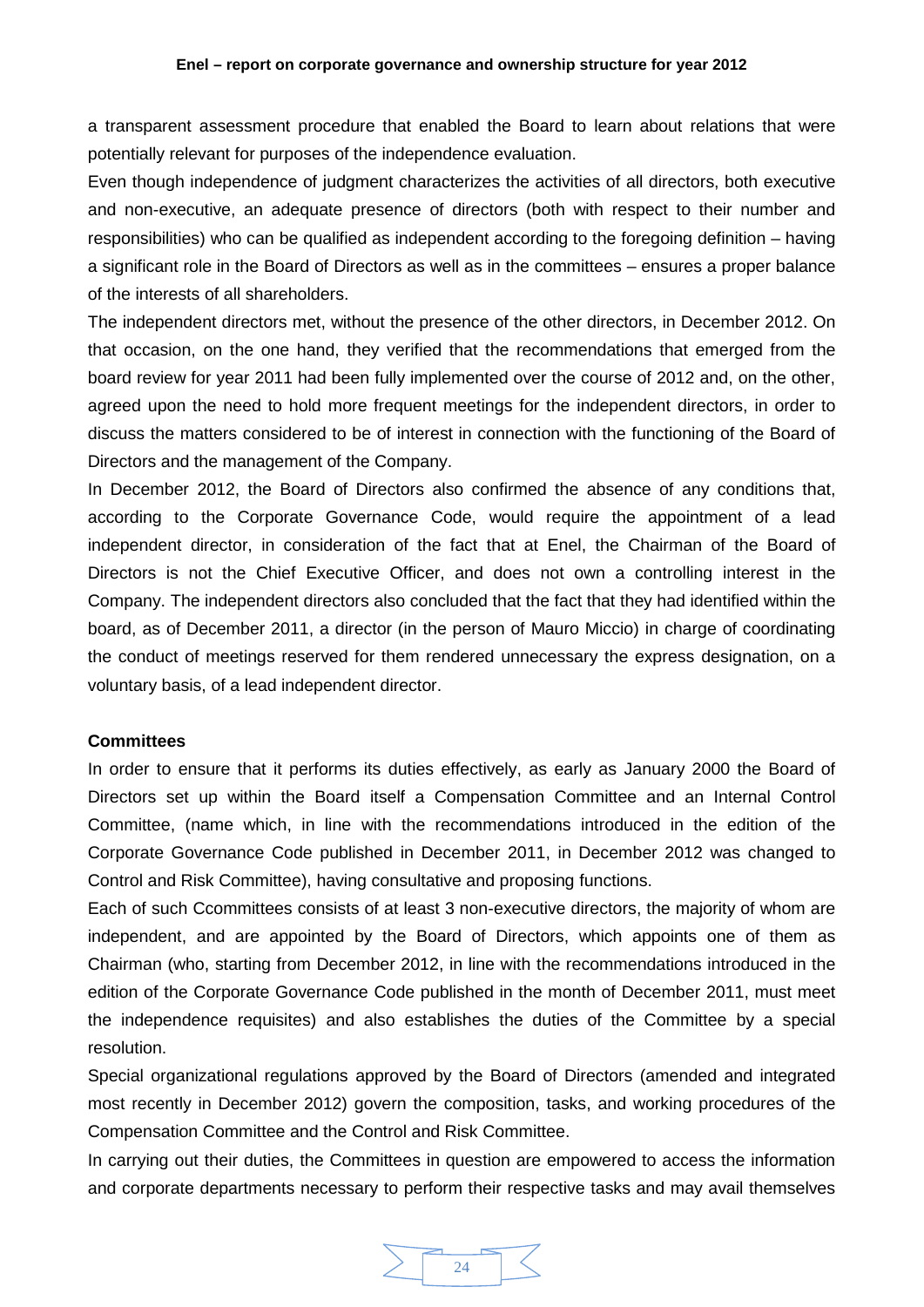a transparent assessment procedure that enabled the Board to learn about relations that were potentially relevant for purposes of the independence evaluation.

Even though independence of judgment characterizes the activities of all directors, both executive and non-executive, an adequate presence of directors (both with respect to their number and responsibilities) who can be qualified as independent according to the foregoing definition – having a significant role in the Board of Directors as well as in the committees – ensures a proper balance of the interests of all shareholders.

The independent directors met, without the presence of the other directors, in December 2012. On that occasion, on the one hand, they verified that the recommendations that emerged from the board review for year 2011 had been fully implemented over the course of 2012 and, on the other, agreed upon the need to hold more frequent meetings for the independent directors, in order to discuss the matters considered to be of interest in connection with the functioning of the Board of Directors and the management of the Company.

In December 2012, the Board of Directors also confirmed the absence of any conditions that, according to the Corporate Governance Code, would require the appointment of a lead independent director, in consideration of the fact that at Enel, the Chairman of the Board of Directors is not the Chief Executive Officer, and does not own a controlling interest in the Company. The independent directors also concluded that the fact that they had identified within the board, as of December 2011, a director (in the person of Mauro Miccio) in charge of coordinating the conduct of meetings reserved for them rendered unnecessary the express designation, on a voluntary basis, of a lead independent director.

**Committees**

In order to ensure that it performs its duties effectively, as early as January 2000 the Board of Directors set up within the Board itself a Compensation Committee and an Internal Control Committee, (name which, in line with the recommendations introduced in the edition of the Corporate Governance Code published in December 2011, in December 2012 was changed to Control and Risk Committee), having consultative and proposing functions.

Each of such Ccommittees consists of at least 3 non-executive directors, the majority of whom are independent, and are appointed by the Board of Directors, which appoints one of them as Chairman (who, starting from December 2012, in line with the recommendations introduced in the edition of the Corporate Governance Code published in the month of December 2011, must meet the independence requisites) and also establishes the duties of the Committee by a special resolution.

Special organizational regulations approved by the Board of Directors (amended and integrated most recently in December 2012) govern the composition, tasks, and working procedures of the Compensation Committee and the Control and Risk Committee.

In carrying out their duties, the Committees in question are empowered to access the information and corporate departments necessary to perform their respective tasks and may avail themselves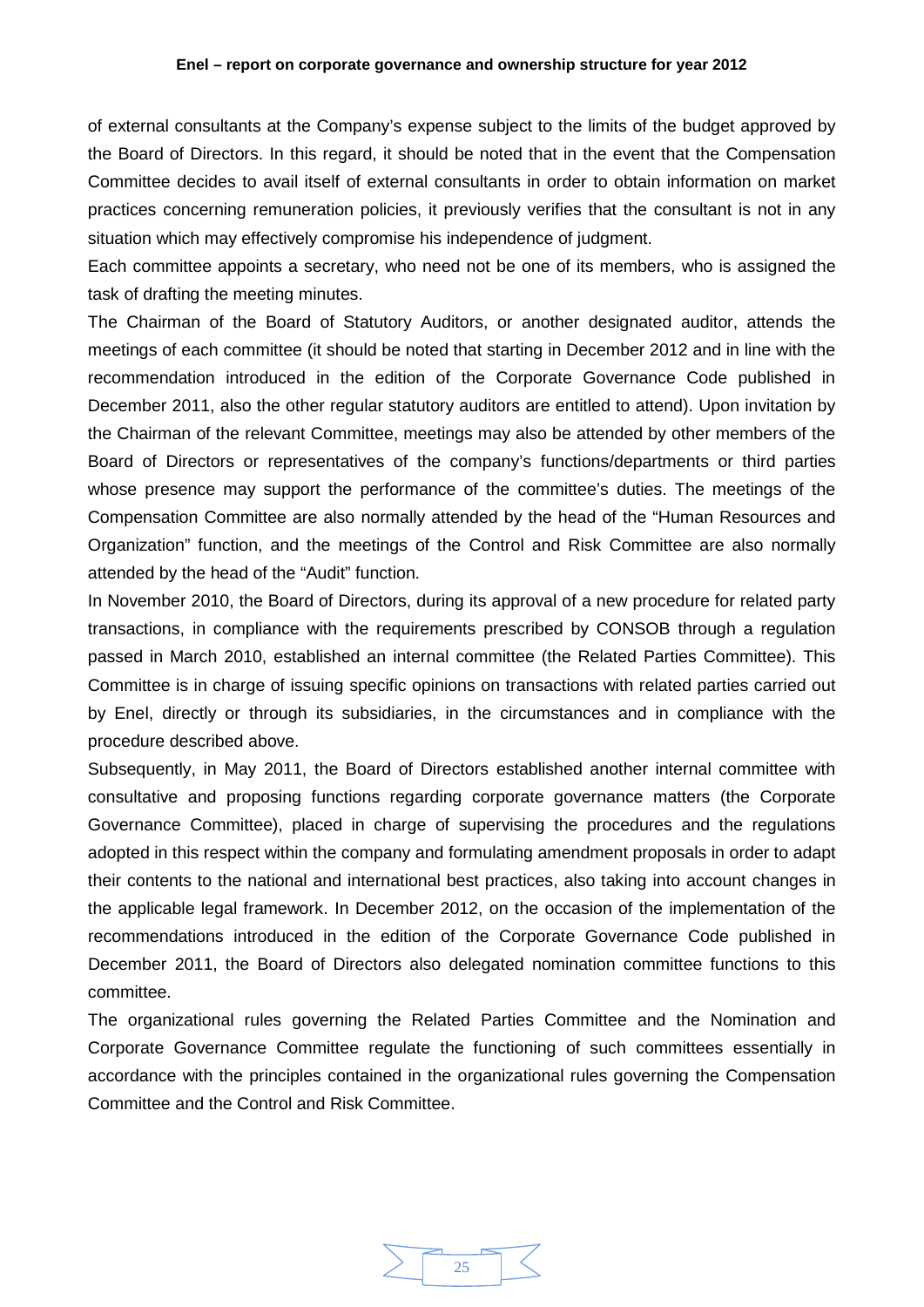of external consultants at the Company's expense subject to the limits of the budget approved by the Board of Directors. In this regard, it should be noted that in the event that the Compensation Committee decides to avail itself of external consultants in order to obtain information on market practices concerning remuneration policies, it previously verifies that the consultant is not in any situation which may effectively compromise his independence of judgment.

Each committee appoints a secretary, who need not be one of its members, who is assigned the task of drafting the meeting minutes.

The Chairman of the Board of Statutory Auditors, or another designated auditor, attends the meetings of each committee (it should be noted that starting in December 2012 and in line with the recommendation introduced in the edition of the Corporate Governance Code published in December 2011, also the other regular statutory auditors are entitled to attend). Upon invitation by the Chairman of the relevant Committee, meetings may also be attended by other members of the Board of Directors or representatives of the company's functions/departments or third parties whose presence may support the performance of the committee's duties. The meetings of the Compensation Committee are also normally attended by the head of the "Human Resources and Organization" function, and the meetings of the Control and Risk Committee are also normally attended by the head of the "Audit" function.

In November 2010, the Board of Directors, during its approval of a new procedure for related party transactions, in compliance with the requirements prescribed by CONSOB through a regulation passed in March 2010, established an internal committee (the Related Parties Committee). This Committee is in charge of issuing specific opinions on transactions with related parties carried out by Enel, directly or through its subsidiaries, in the circumstances and in compliance with the procedure described above.

Subsequently, in May 2011, the Board of Directors established another internal committee with consultative and proposing functions regarding corporate governance matters (the Corporate Governance Committee), placed in charge of supervising the procedures and the regulations adopted in this respect within the company and formulating amendment proposals in order to adapt their contents to the national and international best practices, also taking into account changes in the applicable legal framework. In December 2012, on the occasion of the implementation of the recommendations introduced in the edition of the Corporate Governance Code published in December 2011, the Board of Directors also delegated nomination committee functions to this committee.

The organizational rules governing the Related Parties Committee and the Nomination and Corporate Governance Committee regulate the functioning of such committees essentially in accordance with the principles contained in the organizational rules governing the Compensation Committee and the Control and Risk Committee.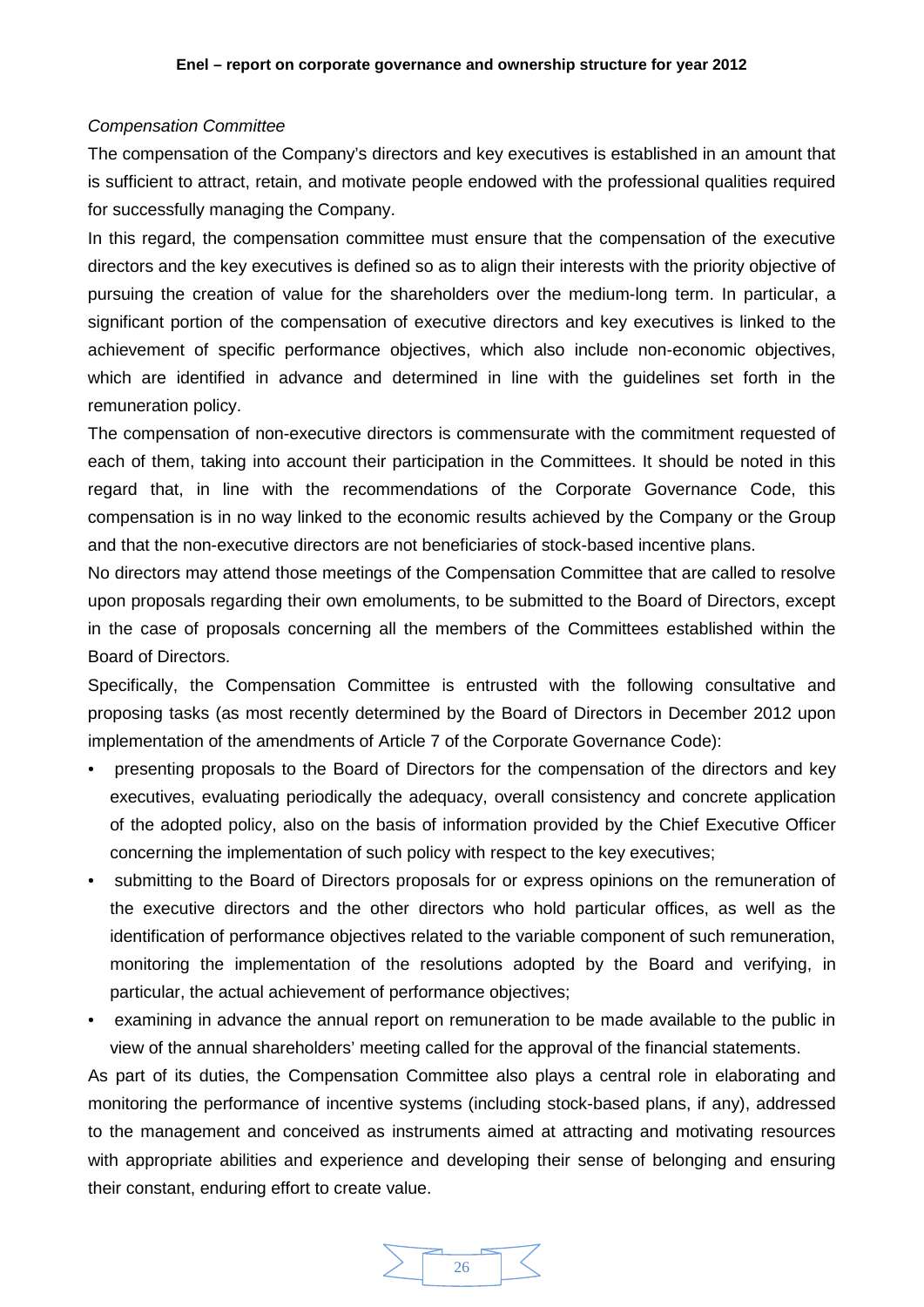*Compensation Committee*

The compensation of the Company's directors and key executives is established in an amount that is sufficient to attract, retain, and motivate people endowed with the professional qualities required for successfully managing the Company.

In this regard, the compensation committee must ensure that the compensation of the executive directors and the key executives is defined so as to align their interests with the priority objective of pursuing the creation of value for the shareholders over the medium-long term. In particular, a significant portion of the compensation of executive directors and key executives is linked to the achievement of specific performance objectives, which also include non-economic objectives, which are identified in advance and determined in line with the guidelines set forth in the remuneration policy.

The compensation of non-executive directors is commensurate with the commitment requested of each of them, taking into account their participation in the Committees. It should be noted in this regard that, in line with the recommendations of the Corporate Governance Code, this compensation is in no way linked to the economic results achieved by the Company or the Group and that the non-executive directors are not beneficiaries of stock-based incentive plans.

No directors may attend those meetings of the Compensation Committee that are called to resolve upon proposals regarding their own emoluments, to be submitted to the Board of Directors, except in the case of proposals concerning all the members of the Committees established within the Board of Directors.

Specifically, the Compensation Committee is entrusted with the following consultative and proposing tasks (as most recently determined by the Board of Directors in December 2012 upon implementation of the amendments of Article 7 of the Corporate Governance Code):

- presenting proposals to the Board of Directors for the compensation of the directors and key executives, evaluating periodically the adequacy, overall consistency and concrete application of the adopted policy, also on the basis of information provided by the Chief Executive Officer concerning the implementation of such policy with respect to the key executives;
- submitting to the Board of Directors proposals for or express opinions on the remuneration of the executive directors and the other directors who hold particular offices, as well as the identification of performance objectives related to the variable component of such remuneration, monitoring the implementation of the resolutions adopted by the Board and verifying, in particular, the actual achievement of performance objectives;
- examining in advance the annual report on remuneration to be made available to the public in view of the annual shareholders' meeting called for the approval of the financial statements.

As part of its duties, the Compensation Committee also plays a central role in elaborating and monitoring the performance of incentive systems (including stock-based plans, if any), addressed to the management and conceived as instruments aimed at attracting and motivating resources with appropriate abilities and experience and developing their sense of belonging and ensuring their constant, enduring effort to create value.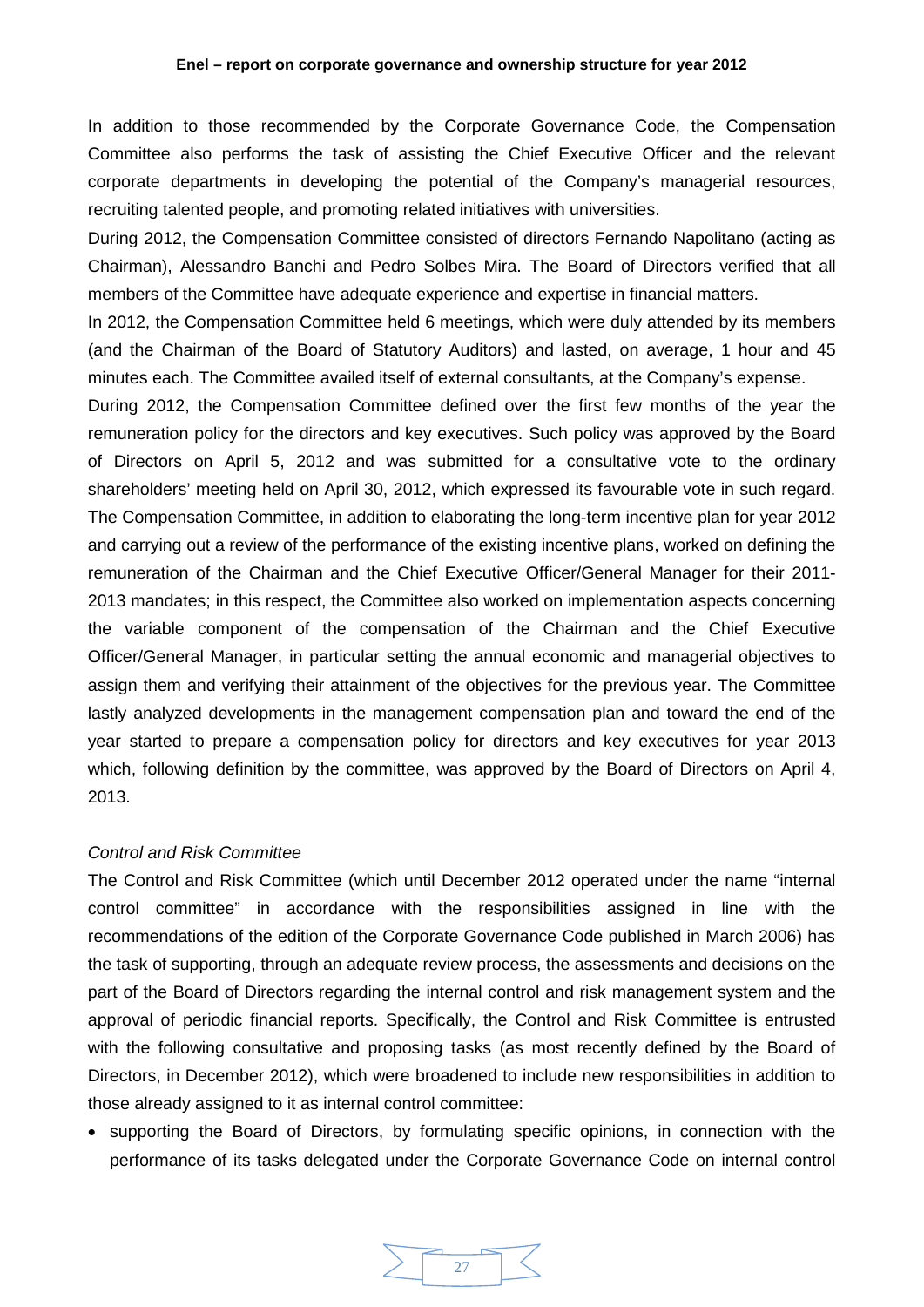In addition to those recommended by the Corporate Governance Code, the Compensation Committee also performs the task of assisting the Chief Executive Officer and the relevant corporate departments in developing the potential of the Company's managerial resources, recruiting talented people, and promoting related initiatives with universities.

During 2012, the Compensation Committee consisted of directors Fernando Napolitano (acting as Chairman), Alessandro Banchi and Pedro Solbes Mira. The Board of Directors verified that all members of the Committee have adequate experience and expertise in financial matters.

In 2012, the Compensation Committee held 6 meetings, which were duly attended by its members (and the Chairman of the Board of Statutory Auditors) and lasted, on average, 1 hour and 45 minutes each. The Committee availed itself of external consultants, at the Company's expense.

During 2012, the Compensation Committee defined over the first few months of the year the remuneration policy for the directors and key executives. Such policy was approved by the Board of Directors on April 5, 2012 and was submitted for a consultative vote to the ordinary shareholders' meeting held on April 30, 2012, which expressed its favourable vote in such regard. The Compensation Committee, in addition to elaborating the long-term incentive plan for year 2012 and carrying out a review of the performance of the existing incentive plans, worked on defining the remuneration of the Chairman and the Chief Executive Officer/General Manager for their 2011-2013 mandates; in this respect, the Committee also worked on implementation aspects concerning the variable component of the compensation of the Chairman and the Chief Executive Officer/General Manager, in particular setting the annual economic and managerial objectives to assign them and verifying their attainment of the objectives for the previous year. The Committee lastly analyzed developments in the management compensation plan and toward the end of the year started to prepare a compensation policy for directors and key executives for year 2013 which, following definition by the committee, was approved by the Board of Directors on April 4, 2013.

*Control and Risk Committee*

The Control and Risk Committee (which until December 2012 operated under the name "internal control committee" in accordance with the responsibilities assigned in line with the recommendations of the edition of the Corporate Governance Code published in March 2006) has the task of supporting, through an adequate review process, the assessments and decisions on the part of the Board of Directors regarding the internal control and risk management system and the approval of periodic financial reports. Specifically, the Control and Risk Committee is entrusted with the following consultative and proposing tasks (as most recently defined by the Board of Directors, in December 2012), which were broadened to include new responsibilities in addition to those already assigned to it as internal control committee:

- supporting the Board of Directors, by formulating specific opinions, in connection with the performance of its tasks delegated under the Corporate Governance Code on internal control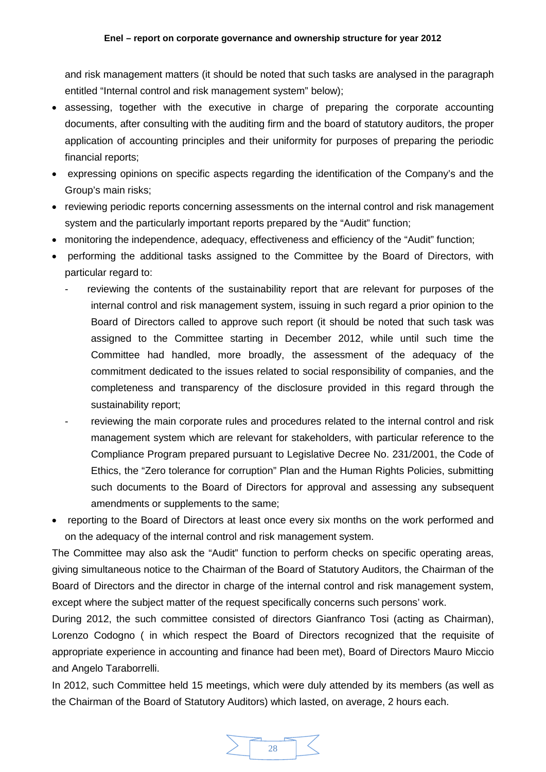and risk management matters (it should be noted that such tasks are analysed in the paragraph entitled "Internal control and risk management system" below);

- assessing, together with the executive in charge of preparing the corporate accounting documents, after consulting with the auditing firm and the board of statutory auditors, the proper application of accounting principles and their uniformity for purposes of preparing the periodic financial reports;
- expressing opinions on specific aspects regarding the identification of the Company's and the Group's main risks;
- reviewing periodic reports concerning assessments on the internal control and risk management system and the particularly important reports prepared by the "Audit" function;
- monitoring the independence, adequacy, effectiveness and efficiency of the "Audit" function;
- performing the additional tasks assigned to the Committee by the Board of Directors, with particular regard to:
  - reviewing the contents of the sustainability report that are relevant for purposes of the internal control and risk management system, issuing in such regard a prior opinion to the Board of Directors called to approve such report (it should be noted that such task was assigned to the Committee starting in December 2012, while until such time the Committee had handled, more broadly, the assessment of the adequacy of the commitment dedicated to the issues related to social responsibility of companies, and the completeness and transparency of the disclosure provided in this regard through the sustainability report;
  - reviewing the main corporate rules and procedures related to the internal control and risk management system which are relevant for stakeholders, with particular reference to the Compliance Program prepared pursuant to Legislative Decree No. 231/2001, the Code of Ethics, the "Zero tolerance for corruption" Plan and the Human Rights Policies, submitting such documents to the Board of Directors for approval and assessing any subsequent amendments or supplements to the same;
- reporting to the Board of Directors at least once every six months on the work performed and on the adequacy of the internal control and risk management system.

The Committee may also ask the "Audit" function to perform checks on specific operating areas, giving simultaneous notice to the Chairman of the Board of Statutory Auditors, the Chairman of the Board of Directors and the director in charge of the internal control and risk management system, except where the subject matter of the request specifically concerns such persons' work.

During 2012, the such committee consisted of directors Gianfranco Tosi (acting as Chairman), Lorenzo Codogno ( in which respect the Board of Directors recognized that the requisite of appropriate experience in accounting and finance had been met), Board of Directors Mauro Miccio and Angelo Taraborrelli.

In 2012, such Committee held 15 meetings, which were duly attended by its members (as well as the Chairman of the Board of Statutory Auditors) which lasted, on average, 2 hours each.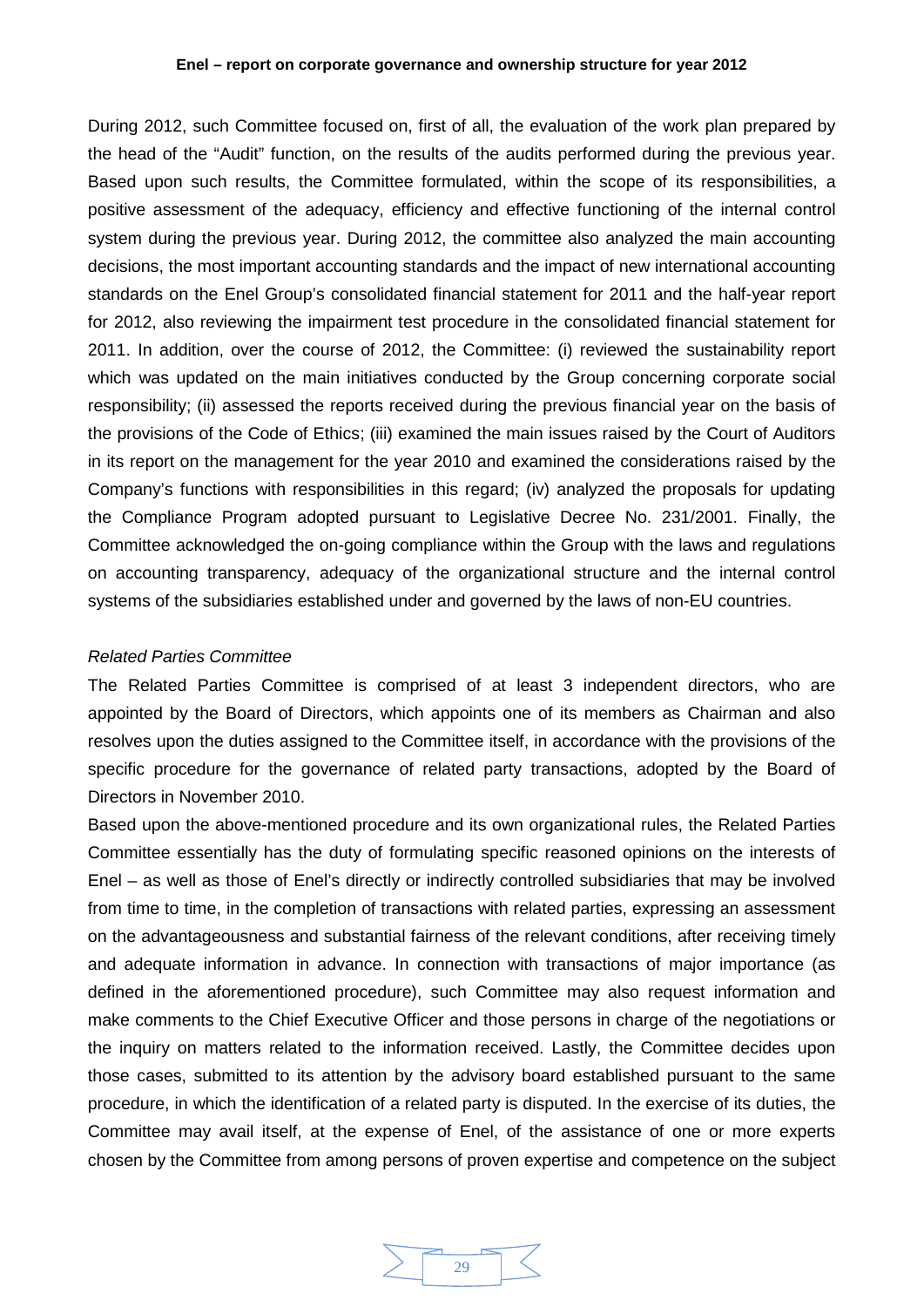During 2012, such Committee focused on, first of all, the evaluation of the work plan prepared by the head of the "Audit" function, on the results of the audits performed during the previous year. Based upon such results, the Committee formulated, within the scope of its responsibilities, a positive assessment of the adequacy, efficiency and effective functioning of the internal control system during the previous year. During 2012, the committee also analyzed the main accounting decisions, the most important accounting standards and the impact of new international accounting standards on the Enel Group's consolidated financial statement for 2011 and the half-year report for 2012, also reviewing the impairment test procedure in the consolidated financial statement for 2011. In addition, over the course of 2012, the Committee: (i) reviewed the sustainability report which was updated on the main initiatives conducted by the Group concerning corporate social responsibility; (ii) assessed the reports received during the previous financial year on the basis of the provisions of the Code of Ethics; (iii) examined the main issues raised by the Court of Auditors in its report on the management for the year 2010 and examined the considerations raised by the Company's functions with responsibilities in this regard; (iv) analyzed the proposals for updating the Compliance Program adopted pursuant to Legislative Decree No. 231/2001. Finally, the Committee acknowledged the on-going compliance within the Group with the laws and regulations on accounting transparency, adequacy of the organizational structure and the internal control systems of the subsidiaries established under and governed by the laws of non-EU countries.

*Related Parties Committee*

The Related Parties Committee is comprised of at least 3 independent directors, who are appointed by the Board of Directors, which appoints one of its members as Chairman and also resolves upon the duties assigned to the Committee itself, in accordance with the provisions of the specific procedure for the governance of related party transactions, adopted by the Board of Directors in November 2010.

Based upon the above-mentioned procedure and its own organizational rules, the Related Parties Committee essentially has the duty of formulating specific reasoned opinions on the interests of Enel – as well as those of Enel's directly or indirectly controlled subsidiaries that may be involved from time to time, in the completion of transactions with related parties, expressing an assessment on the advantageousness and substantial fairness of the relevant conditions, after receiving timely and adequate information in advance. In connection with transactions of major importance (as defined in the aforementioned procedure), such Committee may also request information and make comments to the Chief Executive Officer and those persons in charge of the negotiations or the inquiry on matters related to the information received. Lastly, the Committee decides upon those cases, submitted to its attention by the advisory board established pursuant to the same procedure, in which the identification of a related party is disputed. In the exercise of its duties, the Committee may avail itself, at the expense of Enel, of the assistance of one or more experts chosen by the Committee from among persons of proven expertise and competence on the subject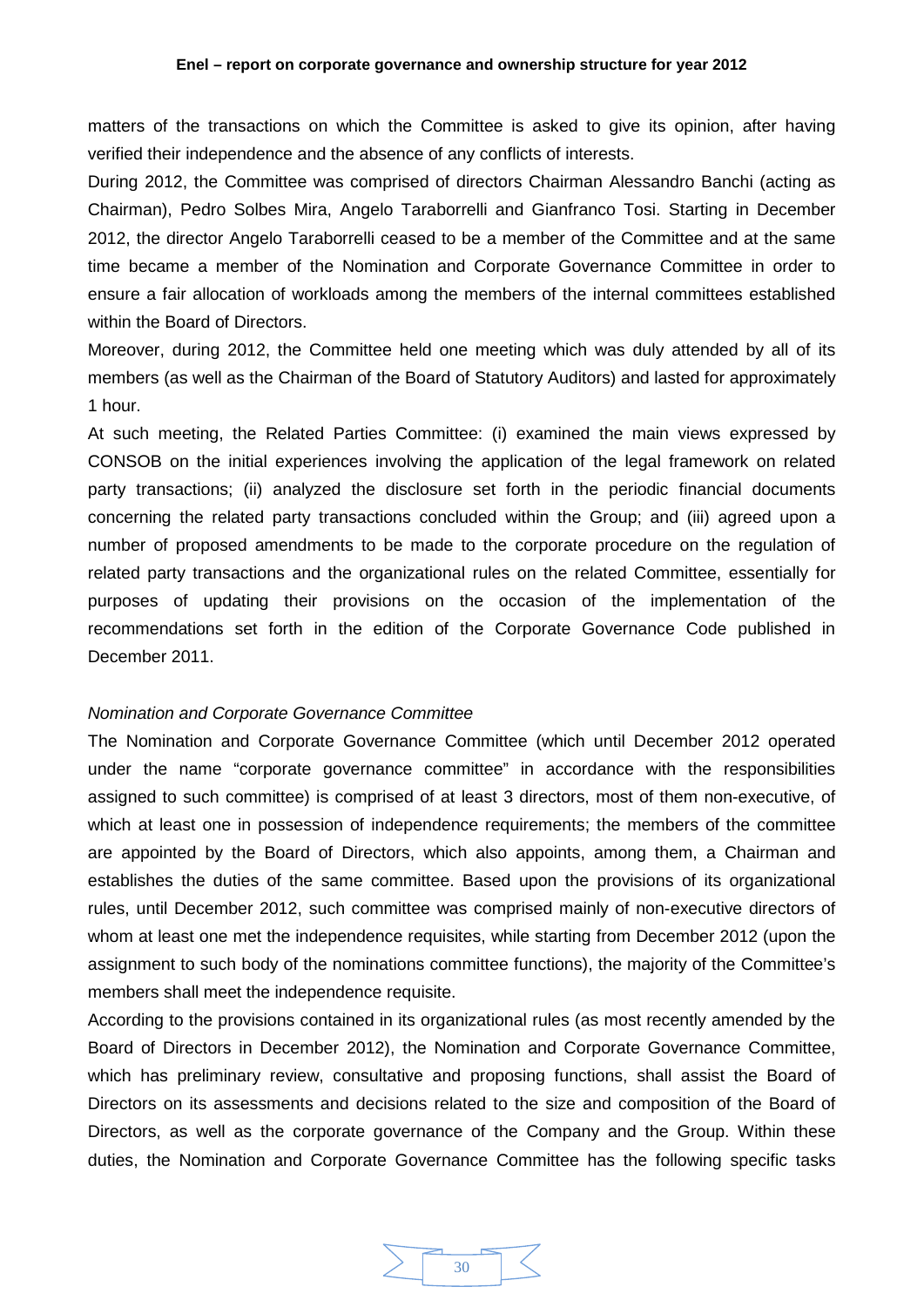matters of the transactions on which the Committee is asked to give its opinion, after having verified their independence and the absence of any conflicts of interests.

During 2012, the Committee was comprised of directors Chairman Alessandro Banchi (acting as Chairman), Pedro Solbes Mira, Angelo Taraborrelli and Gianfranco Tosi. Starting in December 2012, the director Angelo Taraborrelli ceased to be a member of the Committee and at the same time became a member of the Nomination and Corporate Governance Committee in order to ensure a fair allocation of workloads among the members of the internal committees established within the Board of Directors.

Moreover, during 2012, the Committee held one meeting which was duly attended by all of its members (as well as the Chairman of the Board of Statutory Auditors) and lasted for approximately 1 hour.

At such meeting, the Related Parties Committee: (i) examined the main views expressed by CONSOB on the initial experiences involving the application of the legal framework on related party transactions; (ii) analyzed the disclosure set forth in the periodic financial documents concerning the related party transactions concluded within the Group; and (iii) agreed upon a number of proposed amendments to be made to the corporate procedure on the regulation of related party transactions and the organizational rules on the related Committee, essentially for purposes of updating their provisions on the occasion of the implementation of the recommendations set forth in the edition of the Corporate Governance Code published in December 2011.

*Nomination and Corporate Governance Committee*

The Nomination and Corporate Governance Committee (which until December 2012 operated under the name "corporate governance committee" in accordance with the responsibilities assigned to such committee) is comprised of at least 3 directors, most of them non-executive, of which at least one in possession of independence requirements; the members of the committee are appointed by the Board of Directors, which also appoints, among them, a Chairman and establishes the duties of the same committee. Based upon the provisions of its organizational rules, until December 2012, such committee was comprised mainly of non-executive directors of whom at least one met the independence requisites, while starting from December 2012 (upon the assignment to such body of the nominations committee functions), the majority of the Committee's members shall meet the independence requisite.

According to the provisions contained in its organizational rules (as most recently amended by the Board of Directors in December 2012), the Nomination and Corporate Governance Committee, which has preliminary review, consultative and proposing functions, shall assist the Board of Directors on its assessments and decisions related to the size and composition of the Board of Directors, as well as the corporate governance of the Company and the Group. Within these duties, the Nomination and Corporate Governance Committee has the following specific tasks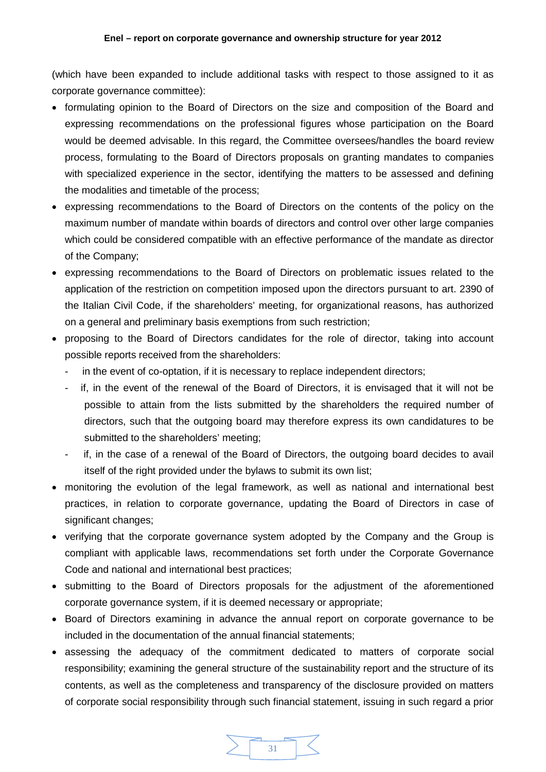(which have been expanded to include additional tasks with respect to those assigned to it as corporate governance committee):

- formulating opinion to the Board of Directors on the size and composition of the Board and expressing recommendations on the professional figures whose participation on the Board would be deemed advisable. In this regard, the Committee oversees/handles the board review process, formulating to the Board of Directors proposals on granting mandates to companies with specialized experience in the sector, identifying the matters to be assessed and defining the modalities and timetable of the process;
- expressing recommendations to the Board of Directors on the contents of the policy on the maximum number of mandate within boards of directors and control over other large companies which could be considered compatible with an effective performance of the mandate as director of the Company;
- expressing recommendations to the Board of Directors on problematic issues related to the application of the restriction on competition imposed upon the directors pursuant to art. 2390 of the Italian Civil Code, if the shareholders' meeting, for organizational reasons, has authorized on a general and preliminary basis exemptions from such restriction;
- proposing to the Board of Directors candidates for the role of director, taking into account possible reports received from the shareholders:
  - in the event of co-optation, if it is necessary to replace independent directors;
  - if, in the event of the renewal of the Board of Directors, it is envisaged that it will not be possible to attain from the lists submitted by the shareholders the required number of directors, such that the outgoing board may therefore express its own candidatures to be submitted to the shareholders' meeting;
  - if, in the case of a renewal of the Board of Directors, the outgoing board decides to avail itself of the right provided under the bylaws to submit its own list;
- monitoring the evolution of the legal framework, as well as national and international best practices, in relation to corporate governance, updating the Board of Directors in case of significant changes;
- verifying that the corporate governance system adopted by the Company and the Group is compliant with applicable laws, recommendations set forth under the Corporate Governance Code and national and international best practices;
- submitting to the Board of Directors proposals for the adjustment of the aforementioned corporate governance system, if it is deemed necessary or appropriate;
- Board of Directors examining in advance the annual report on corporate governance to be included in the documentation of the annual financial statements;
- assessing the adequacy of the commitment dedicated to matters of corporate social responsibility; examining the general structure of the sustainability report and the structure of its contents, as well as the completeness and transparency of the disclosure provided on matters of corporate social responsibility through such financial statement, issuing in such regard a prior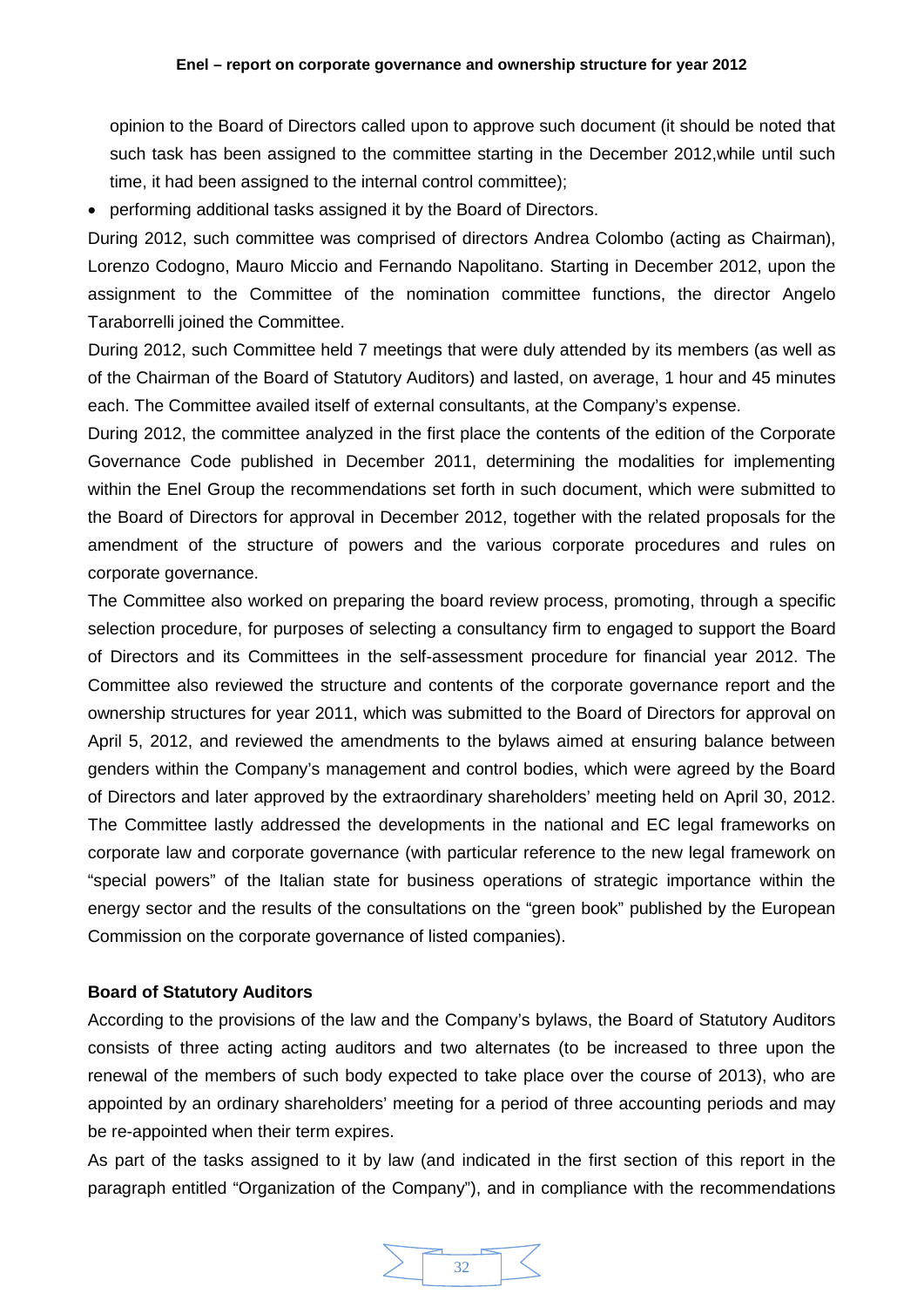opinion to the Board of Directors called upon to approve such document (it should be noted that such task has been assigned to the committee starting in the December 2012,while until such time, it had been assigned to the internal control committee);

- performing additional tasks assigned it by the Board of Directors.

During 2012, such committee was comprised of directors Andrea Colombo (acting as Chairman), Lorenzo Codogno, Mauro Miccio and Fernando Napolitano. Starting in December 2012, upon the assignment to the Committee of the nomination committee functions, the director Angelo Taraborrelli joined the Committee.

During 2012, such Committee held 7 meetings that were duly attended by its members (as well as of the Chairman of the Board of Statutory Auditors) and lasted, on average, 1 hour and 45 minutes each. The Committee availed itself of external consultants, at the Company's expense.

During 2012, the committee analyzed in the first place the contents of the edition of the Corporate Governance Code published in December 2011, determining the modalities for implementing within the Enel Group the recommendations set forth in such document, which were submitted to the Board of Directors for approval in December 2012, together with the related proposals for the amendment of the structure of powers and the various corporate procedures and rules on corporate governance.

The Committee also worked on preparing the board review process, promoting, through a specific selection procedure, for purposes of selecting a consultancy firm to engaged to support the Board of Directors and its Committees in the self-assessment procedure for financial year 2012. The Committee also reviewed the structure and contents of the corporate governance report and the ownership structures for year 2011, which was submitted to the Board of Directors for approval on April 5, 2012, and reviewed the amendments to the bylaws aimed at ensuring balance between genders within the Company's management and control bodies, which were agreed by the Board of Directors and later approved by the extraordinary shareholders' meeting held on April 30, 2012. The Committee lastly addressed the developments in the national and EC legal frameworks on corporate law and corporate governance (with particular reference to the new legal framework on "special powers" of the Italian state for business operations of strategic importance within the energy sector and the results of the consultations on the "green book" published by the European Commission on the corporate governance of listed companies).

**Board of Statutory Auditors**

According to the provisions of the law and the Company's bylaws, the Board of Statutory Auditors consists of three acting acting auditors and two alternates (to be increased to three upon the renewal of the members of such body expected to take place over the course of 2013), who are appointed by an ordinary shareholders' meeting for a period of three accounting periods and may be re-appointed when their term expires.

As part of the tasks assigned to it by law (and indicated in the first section of this report in the paragraph entitled "Organization of the Company"), and in compliance with the recommendations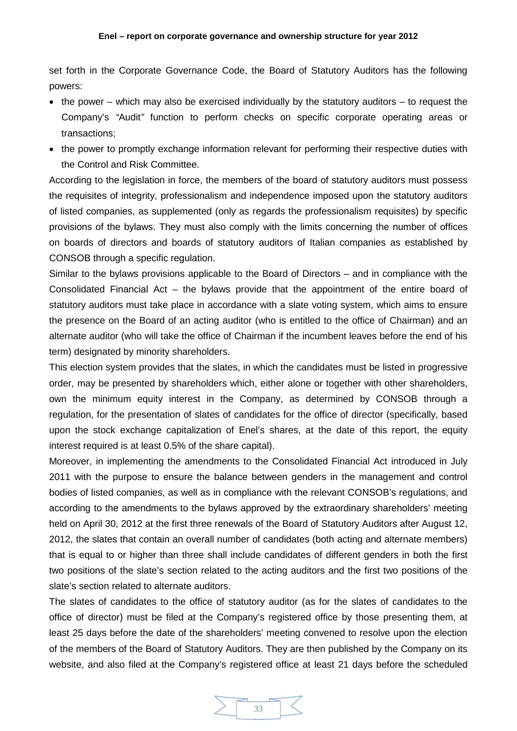set forth in the Corporate Governance Code, the Board of Statutory Auditors has the following powers:

- the power – which may also be exercised individually by the statutory auditors – to request the Company's *"Audit"* function to perform checks on specific corporate operating areas or transactions;
- the power to promptly exchange information relevant for performing their respective duties with the Control and Risk Committee.

According to the legislation in force, the members of the board of statutory auditors must possess the requisites of integrity, professionalism and independence imposed upon the statutory auditors of listed companies, as supplemented (only as regards the professionalism requisites) by specific provisions of the bylaws. They must also comply with the limits concerning the number of offices on boards of directors and boards of statutory auditors of Italian companies as established by CONSOB through a specific regulation.

Similar to the bylaws provisions applicable to the Board of Directors – and in compliance with the Consolidated Financial Act – the bylaws provide that the appointment of the entire board of statutory auditors must take place in accordance with a slate voting system, which aims to ensure the presence on the Board of an acting auditor (who is entitled to the office of Chairman) and an alternate auditor (who will take the office of Chairman if the incumbent leaves before the end of his term) designated by minority shareholders.

This election system provides that the slates, in which the candidates must be listed in progressive order, may be presented by shareholders which, either alone or together with other shareholders, own the minimum equity interest in the Company, as determined by CONSOB through a regulation, for the presentation of slates of candidates for the office of director (specifically, based upon the stock exchange capitalization of Enel's shares, at the date of this report, the equity interest required is at least 0.5% of the share capital).

Moreover, in implementing the amendments to the Consolidated Financial Act introduced in July 2011 with the purpose to ensure the balance between genders in the management and control bodies of listed companies, as well as in compliance with the relevant CONSOB's regulations, and according to the amendments to the bylaws approved by the extraordinary shareholders' meeting held on April 30, 2012 at the first three renewals of the Board of Statutory Auditors after August 12, 2012, the slates that contain an overall number of candidates (both acting and alternate members) that is equal to or higher than three shall include candidates of different genders in both the first two positions of the slate's section related to the acting auditors and the first two positions of the slate's section related to alternate auditors.

The slates of candidates to the office of statutory auditor (as for the slates of candidates to the office of director) must be filed at the Company's registered office by those presenting them, at least 25 days before the date of the shareholders' meeting convened to resolve upon the election of the members of the Board of Statutory Auditors. They are then published by the Company on its website, and also filed at the Company's registered office at least 21 days before the scheduled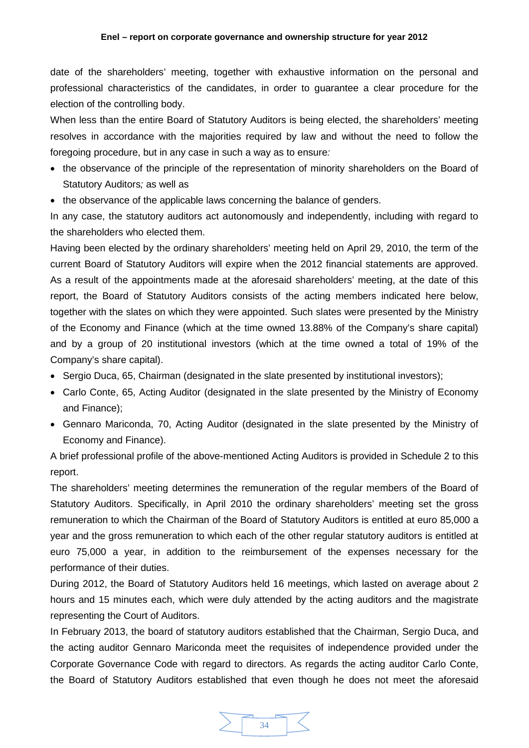date of the shareholders' meeting, together with exhaustive information on the personal and professional characteristics of the candidates, in order to guarantee a clear procedure for the election of the controlling body.

When less than the entire Board of Statutory Auditors is being elected, the shareholders' meeting resolves in accordance with the majorities required by law and without the need to follow the foregoing procedure, but in any case in such a way as to ensure*:*

- the observance of the principle of the representation of minority shareholders on the Board of Statutory Auditors*;* as well as
- the observance of the applicable laws concerning the balance of genders.

In any case, the statutory auditors act autonomously and independently, including with regard to the shareholders who elected them.

Having been elected by the ordinary shareholders' meeting held on April 29, 2010, the term of the current Board of Statutory Auditors will expire when the 2012 financial statements are approved. As a result of the appointments made at the aforesaid shareholders' meeting, at the date of this report, the Board of Statutory Auditors consists of the acting members indicated here below, together with the slates on which they were appointed. Such slates were presented by the Ministry of the Economy and Finance (which at the time owned 13.88% of the Company's share capital) and by a group of 20 institutional investors (which at the time owned a total of 19% of the Company's share capital).

- Sergio Duca, 65, Chairman (designated in the slate presented by institutional investors);
- Carlo Conte, 65, Acting Auditor (designated in the slate presented by the Ministry of Economy and Finance);
- Gennaro Mariconda, 70, Acting Auditor (designated in the slate presented by the Ministry of Economy and Finance).

A brief professional profile of the above-mentioned Acting Auditors is provided in Schedule 2 to this report.

The shareholders' meeting determines the remuneration of the regular members of the Board of Statutory Auditors. Specifically, in April 2010 the ordinary shareholders' meeting set the gross remuneration to which the Chairman of the Board of Statutory Auditors is entitled at euro 85,000 a year and the gross remuneration to which each of the other regular statutory auditors is entitled at euro 75,000 a year, in addition to the reimbursement of the expenses necessary for the performance of their duties.

During 2012, the Board of Statutory Auditors held 16 meetings, which lasted on average about 2 hours and 15 minutes each, which were duly attended by the acting auditors and the magistrate representing the Court of Auditors.

In February 2013, the board of statutory auditors established that the Chairman, Sergio Duca, and the acting auditor Gennaro Mariconda meet the requisites of independence provided under the Corporate Governance Code with regard to directors. As regards the acting auditor Carlo Conte, the Board of Statutory Auditors established that even though he does not meet the aforesaid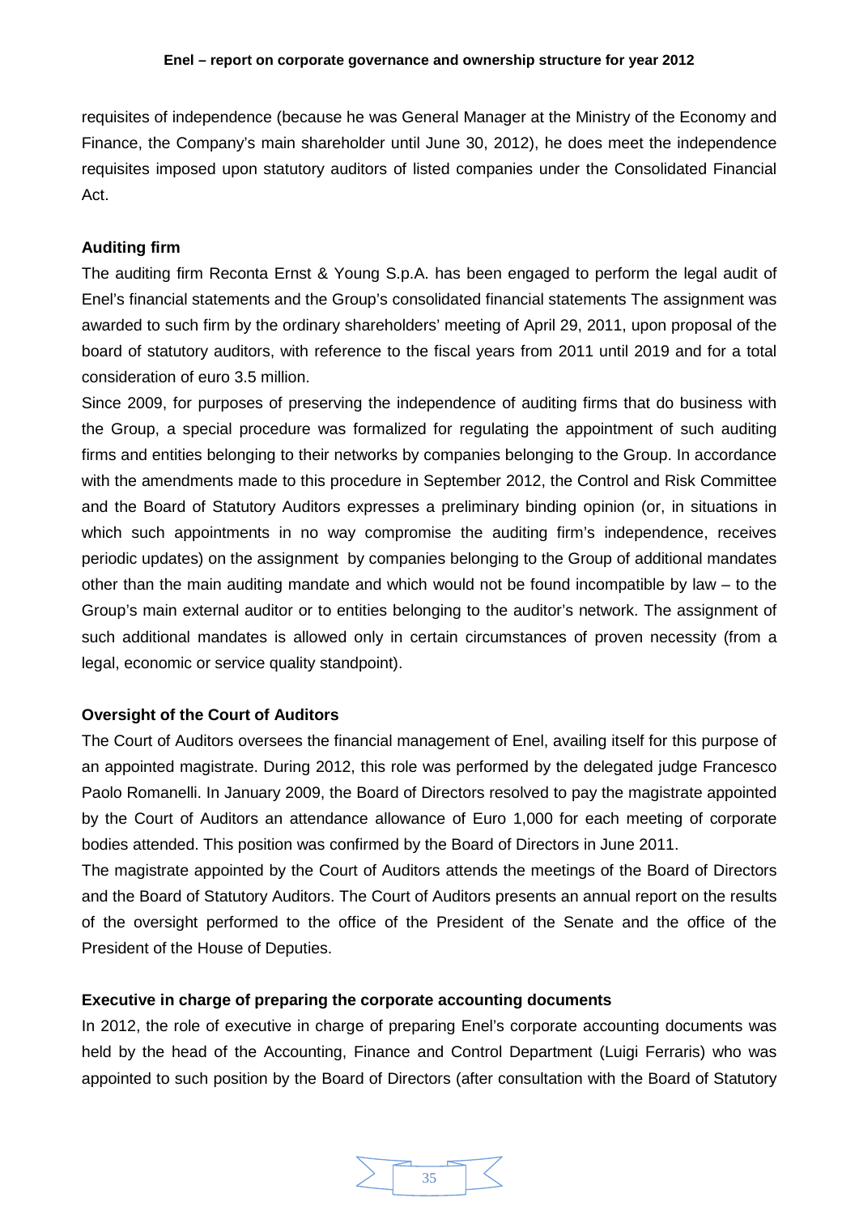requisites of independence (because he was General Manager at the Ministry of the Economy and Finance, the Company's main shareholder until June 30, 2012), he does meet the independence requisites imposed upon statutory auditors of listed companies under the Consolidated Financial Act.

**Auditing firm**

The auditing firm Reconta Ernst & Young S.p.A. has been engaged to perform the legal audit of Enel's financial statements and the Group's consolidated financial statements The assignment was awarded to such firm by the ordinary shareholders' meeting of April 29, 2011, upon proposal of the board of statutory auditors, with reference to the fiscal years from 2011 until 2019 and for a total consideration of euro 3.5 million.

Since 2009, for purposes of preserving the independence of auditing firms that do business with the Group, a special procedure was formalized for regulating the appointment of such auditing firms and entities belonging to their networks by companies belonging to the Group. In accordance with the amendments made to this procedure in September 2012, the Control and Risk Committee and the Board of Statutory Auditors expresses a preliminary binding opinion (or, in situations in which such appointments in no way compromise the auditing firm's independence, receives periodic updates) on the assignment by companies belonging to the Group of additional mandates other than the main auditing mandate and which would not be found incompatible by law – to the Group's main external auditor or to entities belonging to the auditor's network. The assignment of such additional mandates is allowed only in certain circumstances of proven necessity (from a legal, economic or service quality standpoint).

**Oversight of the Court of Auditors**

The Court of Auditors oversees the financial management of Enel, availing itself for this purpose of an appointed magistrate. During 2012, this role was performed by the delegated judge Francesco Paolo Romanelli. In January 2009, the Board of Directors resolved to pay the magistrate appointed by the Court of Auditors an attendance allowance of Euro 1,000 for each meeting of corporate bodies attended. This position was confirmed by the Board of Directors in June 2011.

The magistrate appointed by the Court of Auditors attends the meetings of the Board of Directors and the Board of Statutory Auditors. The Court of Auditors presents an annual report on the results of the oversight performed to the office of the President of the Senate and the office of the President of the House of Deputies.

**Executive in charge of preparing the corporate accounting documents**

In 2012, the role of executive in charge of preparing Enel's corporate accounting documents was held by the head of the Accounting, Finance and Control Department (Luigi Ferraris) who was appointed to such position by the Board of Directors (after consultation with the Board of Statutory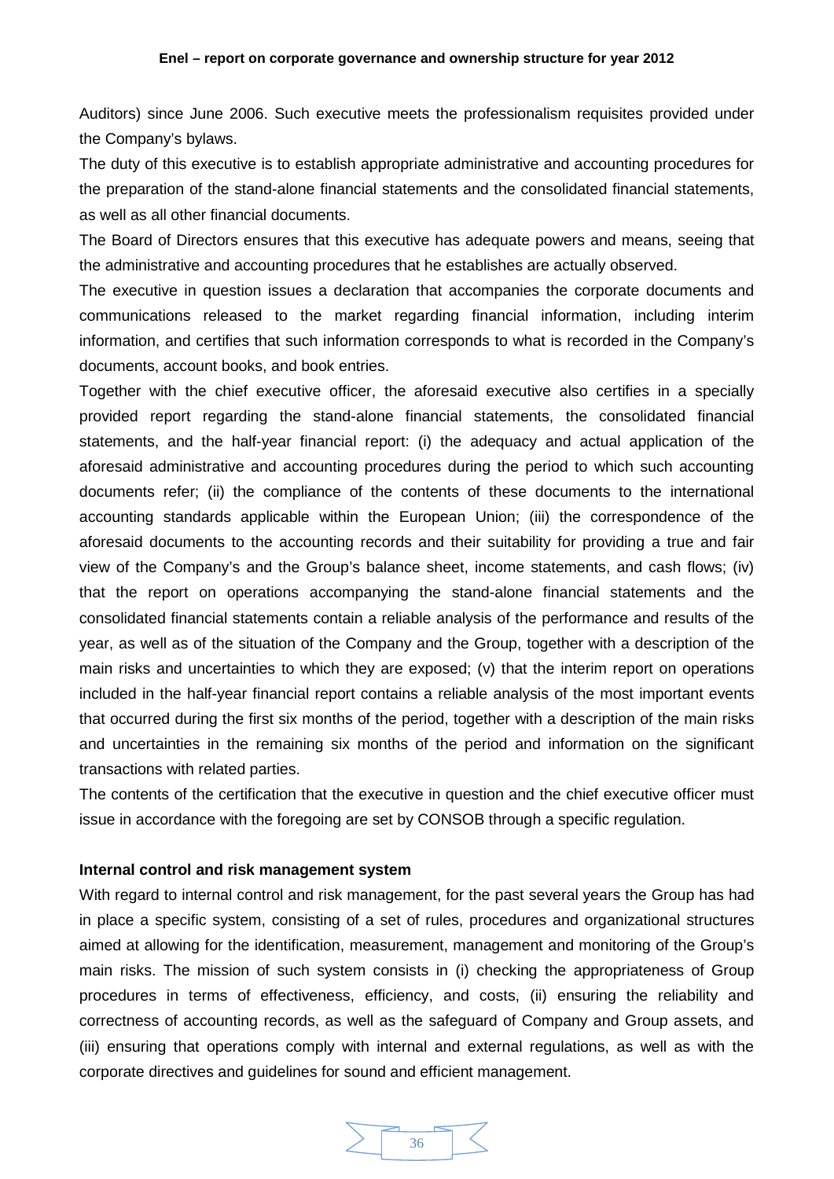Auditors) since June 2006. Such executive meets the professionalism requisites provided under the Company's bylaws.

The duty of this executive is to establish appropriate administrative and accounting procedures for the preparation of the stand-alone financial statements and the consolidated financial statements, as well as all other financial documents.

The Board of Directors ensures that this executive has adequate powers and means, seeing that the administrative and accounting procedures that he establishes are actually observed.

The executive in question issues a declaration that accompanies the corporate documents and communications released to the market regarding financial information, including interim information, and certifies that such information corresponds to what is recorded in the Company's documents, account books, and book entries.

Together with the chief executive officer, the aforesaid executive also certifies in a specially provided report regarding the stand-alone financial statements, the consolidated financial statements, and the half-year financial report: (i) the adequacy and actual application of the aforesaid administrative and accounting procedures during the period to which such accounting documents refer; (ii) the compliance of the contents of these documents to the international accounting standards applicable within the European Union; (iii) the correspondence of the aforesaid documents to the accounting records and their suitability for providing a true and fair view of the Company's and the Group's balance sheet, income statements, and cash flows; (iv) that the report on operations accompanying the stand-alone financial statements and the consolidated financial statements contain a reliable analysis of the performance and results of the year, as well as of the situation of the Company and the Group, together with a description of the main risks and uncertainties to which they are exposed; (v) that the interim report on operations included in the half-year financial report contains a reliable analysis of the most important events that occurred during the first six months of the period, together with a description of the main risks and uncertainties in the remaining six months of the period and information on the significant transactions with related parties.

The contents of the certification that the executive in question and the chief executive officer must issue in accordance with the foregoing are set by CONSOB through a specific regulation.

**Internal control and risk management system**

With regard to internal control and risk management, for the past several years the Group has had in place a specific system, consisting of a set of rules, procedures and organizational structures aimed at allowing for the identification, measurement, management and monitoring of the Group's main risks. The mission of such system consists in (i) checking the appropriateness of Group procedures in terms of effectiveness, efficiency, and costs, (ii) ensuring the reliability and correctness of accounting records, as well as the safeguard of Company and Group assets, and (iii) ensuring that operations comply with internal and external regulations, as well as with the corporate directives and guidelines for sound and efficient management.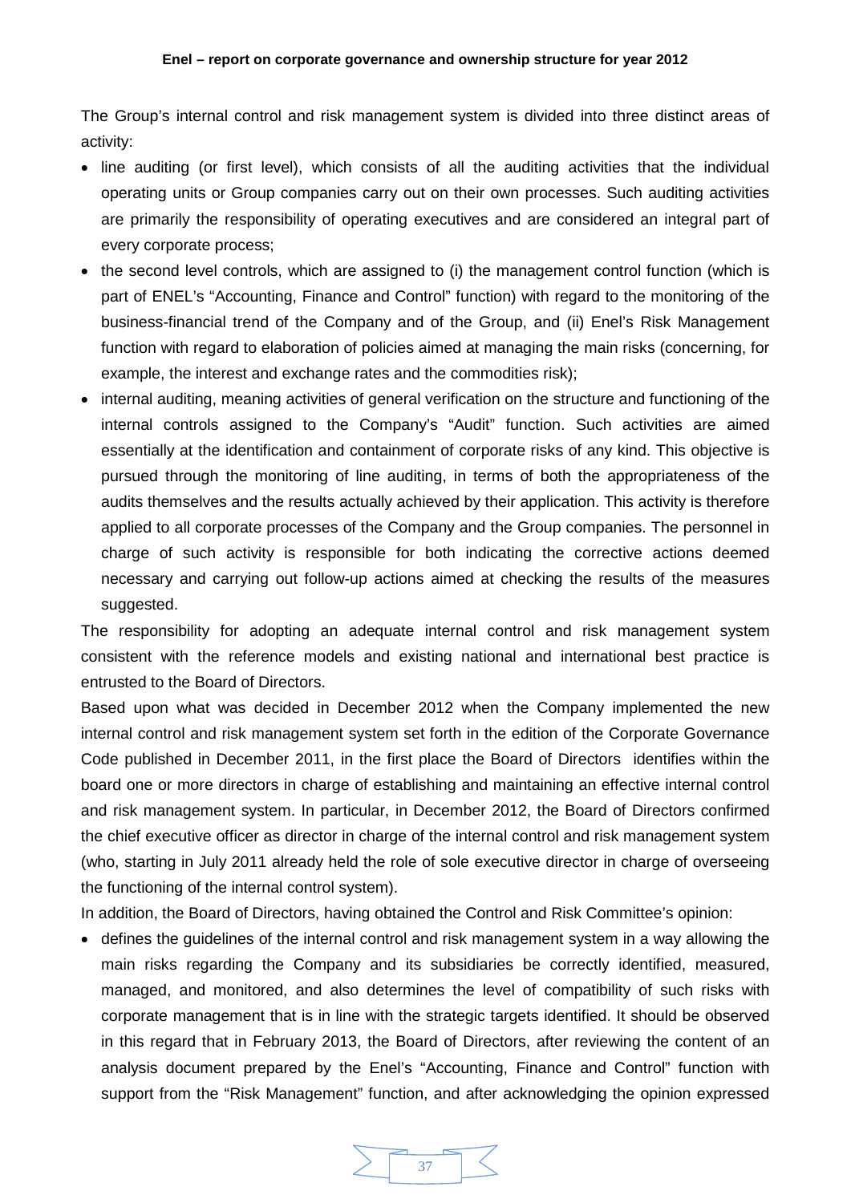The Group's internal control and risk management system is divided into three distinct areas of activity:

- line auditing (or first level), which consists of all the auditing activities that the individual operating units or Group companies carry out on their own processes. Such auditing activities are primarily the responsibility of operating executives and are considered an integral part of every corporate process;
- the second level controls, which are assigned to (i) the management control function (which is part of ENEL's "Accounting, Finance and Control" function) with regard to the monitoring of the business-financial trend of the Company and of the Group, and (ii) Enel's Risk Management function with regard to elaboration of policies aimed at managing the main risks (concerning, for example, the interest and exchange rates and the commodities risk);
- internal auditing, meaning activities of general verification on the structure and functioning of the internal controls assigned to the Company's "Audit" function. Such activities are aimed essentially at the identification and containment of corporate risks of any kind. This objective is pursued through the monitoring of line auditing, in terms of both the appropriateness of the audits themselves and the results actually achieved by their application. This activity is therefore applied to all corporate processes of the Company and the Group companies. The personnel in charge of such activity is responsible for both indicating the corrective actions deemed necessary and carrying out follow-up actions aimed at checking the results of the measures suggested.

The responsibility for adopting an adequate internal control and risk management system consistent with the reference models and existing national and international best practice is entrusted to the Board of Directors.

Based upon what was decided in December 2012 when the Company implemented the new internal control and risk management system set forth in the edition of the Corporate Governance Code published in December 2011, in the first place the Board of Directors identifies within the board one or more directors in charge of establishing and maintaining an effective internal control and risk management system. In particular, in December 2012, the Board of Directors confirmed the chief executive officer as director in charge of the internal control and risk management system (who, starting in July 2011 already held the role of sole executive director in charge of overseeing the functioning of the internal control system).

In addition, the Board of Directors, having obtained the Control and Risk Committee's opinion:

- defines the guidelines of the internal control and risk management system in a way allowing the main risks regarding the Company and its subsidiaries be correctly identified, measured, managed, and monitored, and also determines the level of compatibility of such risks with corporate management that is in line with the strategic targets identified. It should be observed in this regard that in February 2013, the Board of Directors, after reviewing the content of an analysis document prepared by the Enel's "Accounting, Finance and Control" function with support from the "Risk Management" function, and after acknowledging the opinion expressed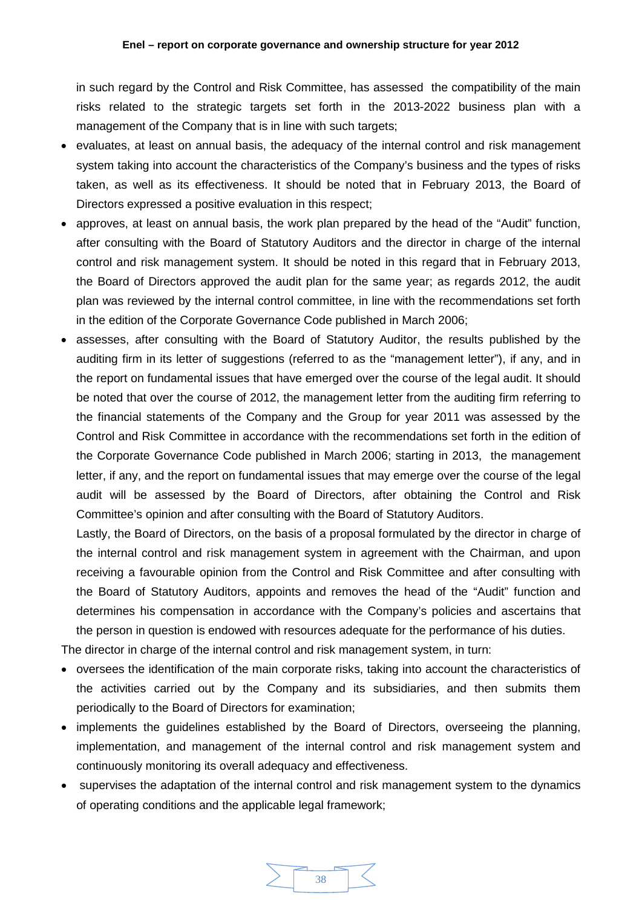in such regard by the Control and Risk Committee, has assessed the compatibility of the main risks related to the strategic targets set forth in the 2013-2022 business plan with a management of the Company that is in line with such targets;

- evaluates, at least on annual basis, the adequacy of the internal control and risk management system taking into account the characteristics of the Company's business and the types of risks taken, as well as its effectiveness. It should be noted that in February 2013, the Board of Directors expressed a positive evaluation in this respect;
- approves, at least on annual basis, the work plan prepared by the head of the "Audit" function, after consulting with the Board of Statutory Auditors and the director in charge of the internal control and risk management system. It should be noted in this regard that in February 2013, the Board of Directors approved the audit plan for the same year; as regards 2012, the audit plan was reviewed by the internal control committee, in line with the recommendations set forth in the edition of the Corporate Governance Code published in March 2006;
- assesses, after consulting with the Board of Statutory Auditor, the results published by the auditing firm in its letter of suggestions (referred to as the "management letter"), if any, and in the report on fundamental issues that have emerged over the course of the legal audit. It should be noted that over the course of 2012, the management letter from the auditing firm referring to the financial statements of the Company and the Group for year 2011 was assessed by the Control and Risk Committee in accordance with the recommendations set forth in the edition of the Corporate Governance Code published in March 2006; starting in 2013, the management letter, if any, and the report on fundamental issues that may emerge over the course of the legal audit will be assessed by the Board of Directors, after obtaining the Control and Risk Committee's opinion and after consulting with the Board of Statutory Auditors.

  Lastly, the Board of Directors, on the basis of a proposal formulated by the director in charge of the internal control and risk management system in agreement with the Chairman, and upon receiving a favourable opinion from the Control and Risk Committee and after consulting with the Board of Statutory Auditors, appoints and removes the head of the "Audit" function and determines his compensation in accordance with the Company's policies and ascertains that the person in question is endowed with resources adequate for the performance of his duties.

The director in charge of the internal control and risk management system, in turn:

- oversees the identification of the main corporate risks, taking into account the characteristics of the activities carried out by the Company and its subsidiaries, and then submits them periodically to the Board of Directors for examination;
- implements the guidelines established by the Board of Directors, overseeing the planning, implementation, and management of the internal control and risk management system and continuously monitoring its overall adequacy and effectiveness.
- supervises the adaptation of the internal control and risk management system to the dynamics of operating conditions and the applicable legal framework;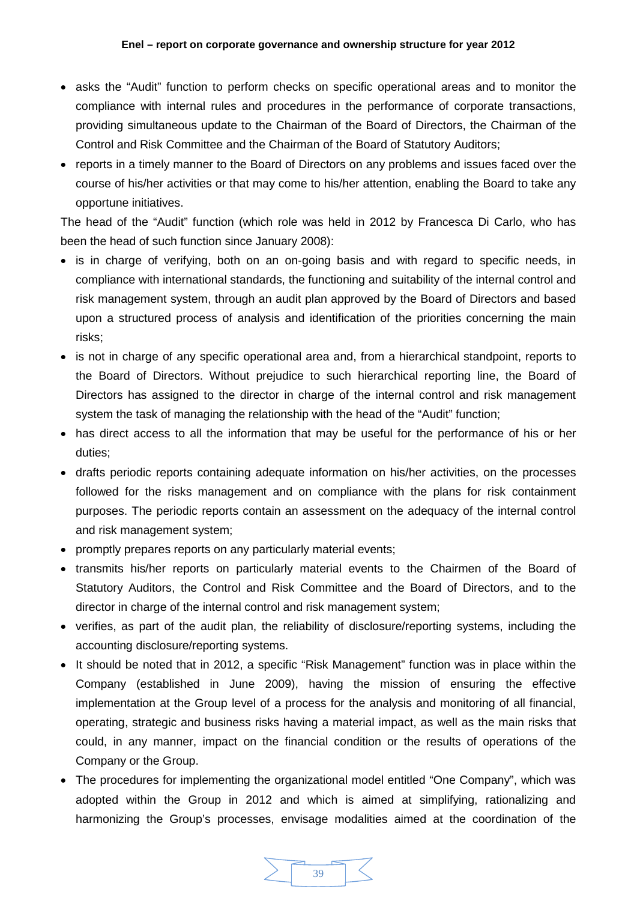- asks the "Audit" function to perform checks on specific operational areas and to monitor the compliance with internal rules and procedures in the performance of corporate transactions, providing simultaneous update to the Chairman of the Board of Directors, the Chairman of the Control and Risk Committee and the Chairman of the Board of Statutory Auditors;
- reports in a timely manner to the Board of Directors on any problems and issues faced over the course of his/her activities or that may come to his/her attention, enabling the Board to take any opportune initiatives.

The head of the "Audit" function (which role was held in 2012 by Francesca Di Carlo, who has been the head of such function since January 2008):

- is in charge of verifying, both on an on-going basis and with regard to specific needs, in compliance with international standards, the functioning and suitability of the internal control and risk management system, through an audit plan approved by the Board of Directors and based upon a structured process of analysis and identification of the priorities concerning the main risks;
- is not in charge of any specific operational area and, from a hierarchical standpoint, reports to the Board of Directors. Without prejudice to such hierarchical reporting line, the Board of Directors has assigned to the director in charge of the internal control and risk management system the task of managing the relationship with the head of the "Audit" function;
- has direct access to all the information that may be useful for the performance of his or her duties;
- drafts periodic reports containing adequate information on his/her activities, on the processes followed for the risks management and on compliance with the plans for risk containment purposes. The periodic reports contain an assessment on the adequacy of the internal control and risk management system;
- promptly prepares reports on any particularly material events;
- transmits his/her reports on particularly material events to the Chairmen of the Board of Statutory Auditors, the Control and Risk Committee and the Board of Directors, and to the director in charge of the internal control and risk management system;
- verifies, as part of the audit plan, the reliability of disclosure/reporting systems, including the accounting disclosure/reporting systems.
- It should be noted that in 2012, a specific "Risk Management" function was in place within the Company (established in June 2009), having the mission of ensuring the effective implementation at the Group level of a process for the analysis and monitoring of all financial, operating, strategic and business risks having a material impact, as well as the main risks that could, in any manner, impact on the financial condition or the results of operations of the Company or the Group.
- The procedures for implementing the organizational model entitled "One Company", which was adopted within the Group in 2012 and which is aimed at simplifying, rationalizing and harmonizing the Group's processes, envisage modalities aimed at the coordination of the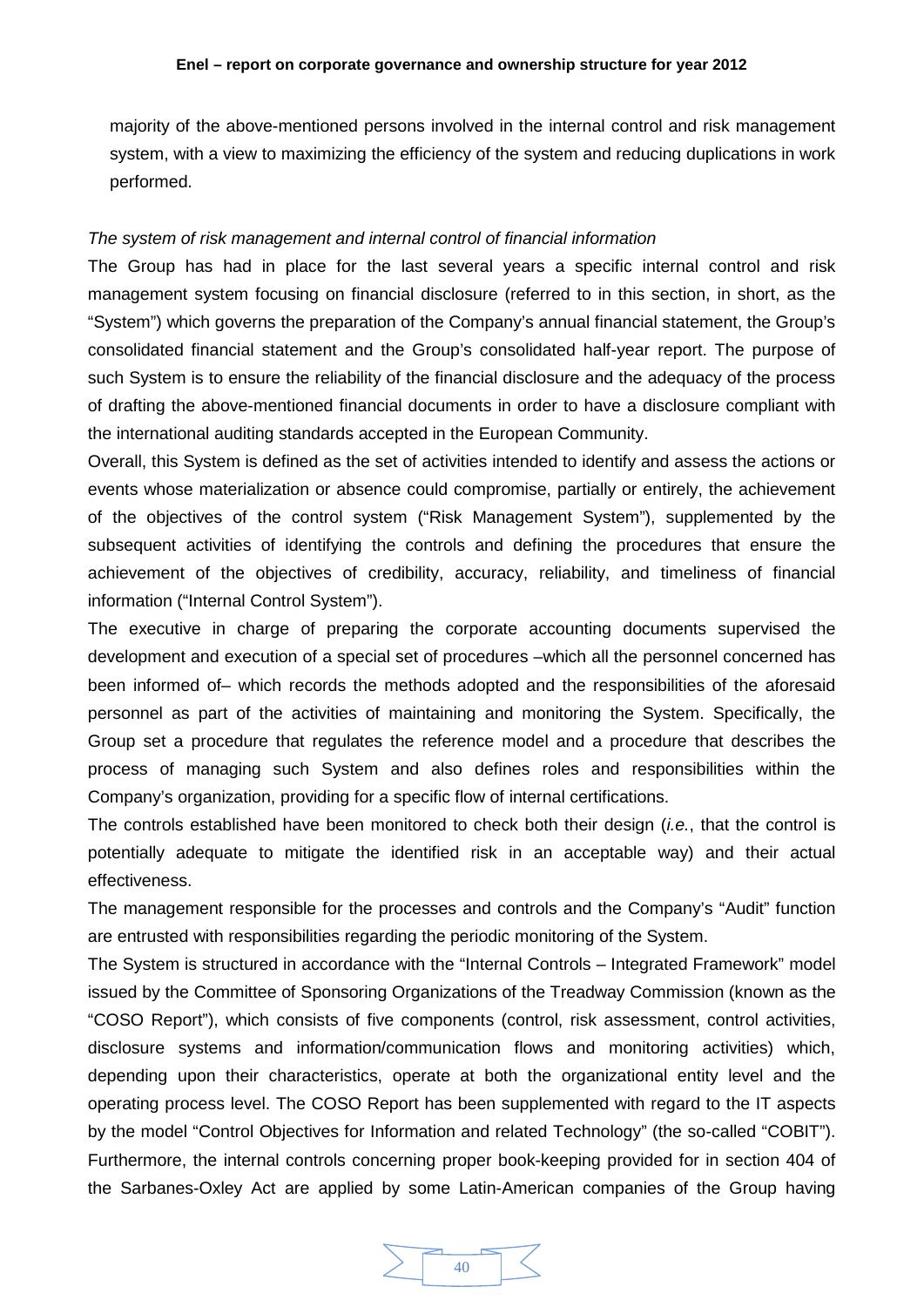majority of the above-mentioned persons involved in the internal control and risk management system, with a view to maximizing the efficiency of the system and reducing duplications in work performed.

*The system of risk management and internal control of financial information*

The Group has had in place for the last several years a specific internal control and risk management system focusing on financial disclosure (referred to in this section, in short, as the "System") which governs the preparation of the Company's annual financial statement, the Group's consolidated financial statement and the Group's consolidated half-year report. The purpose of such System is to ensure the reliability of the financial disclosure and the adequacy of the process of drafting the above-mentioned financial documents in order to have a disclosure compliant with the international auditing standards accepted in the European Community.

Overall, this System is defined as the set of activities intended to identify and assess the actions or events whose materialization or absence could compromise, partially or entirely, the achievement of the objectives of the control system ("Risk Management System"), supplemented by the subsequent activities of identifying the controls and defining the procedures that ensure the achievement of the objectives of credibility, accuracy, reliability, and timeliness of financial information ("Internal Control System").

The executive in charge of preparing the corporate accounting documents supervised the development and execution of a special set of procedures –which all the personnel concerned has been informed of– which records the methods adopted and the responsibilities of the aforesaid personnel as part of the activities of maintaining and monitoring the System. Specifically, the Group set a procedure that regulates the reference model and a procedure that describes the process of managing such System and also defines roles and responsibilities within the Company's organization, providing for a specific flow of internal certifications.

The controls established have been monitored to check both their design (*i.e.*, that the control is potentially adequate to mitigate the identified risk in an acceptable way) and their actual effectiveness.

The management responsible for the processes and controls and the Company's "Audit" function are entrusted with responsibilities regarding the periodic monitoring of the System.

The System is structured in accordance with the "Internal Controls – Integrated Framework" model issued by the Committee of Sponsoring Organizations of the Treadway Commission (known as the "COSO Report"), which consists of five components (control, risk assessment, control activities, disclosure systems and information/communication flows and monitoring activities) which, depending upon their characteristics, operate at both the organizational entity level and the operating process level. The COSO Report has been supplemented with regard to the IT aspects by the model "Control Objectives for Information and related Technology" (the so-called "COBIT"). Furthermore, the internal controls concerning proper book-keeping provided for in section 404 of the Sarbanes-Oxley Act are applied by some Latin-American companies of the Group having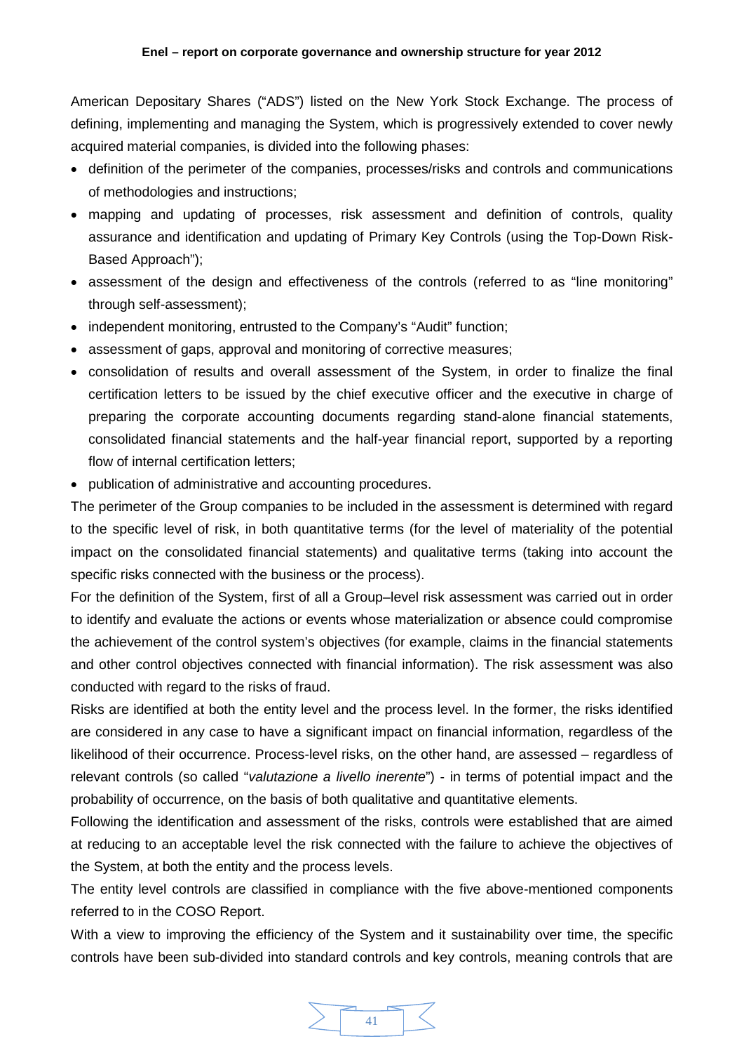American Depositary Shares ("ADS") listed on the New York Stock Exchange. The process of defining, implementing and managing the System, which is progressively extended to cover newly acquired material companies, is divided into the following phases:

- definition of the perimeter of the companies, processes/risks and controls and communications of methodologies and instructions;
- mapping and updating of processes, risk assessment and definition of controls, quality assurance and identification and updating of Primary Key Controls (using the Top-Down Risk-Based Approach");
- assessment of the design and effectiveness of the controls (referred to as "line monitoring" through self-assessment);
- independent monitoring, entrusted to the Company's "Audit" function;
- assessment of gaps, approval and monitoring of corrective measures;
- consolidation of results and overall assessment of the System, in order to finalize the final certification letters to be issued by the chief executive officer and the executive in charge of preparing the corporate accounting documents regarding stand-alone financial statements, consolidated financial statements and the half-year financial report, supported by a reporting flow of internal certification letters;
- publication of administrative and accounting procedures.

The perimeter of the Group companies to be included in the assessment is determined with regard to the specific level of risk, in both quantitative terms (for the level of materiality of the potential impact on the consolidated financial statements) and qualitative terms (taking into account the specific risks connected with the business or the process).

For the definition of the System, first of all a Group–level risk assessment was carried out in order to identify and evaluate the actions or events whose materialization or absence could compromise the achievement of the control system's objectives (for example, claims in the financial statements and other control objectives connected with financial information). The risk assessment was also conducted with regard to the risks of fraud.

Risks are identified at both the entity level and the process level. In the former, the risks identified are considered in any case to have a significant impact on financial information, regardless of the likelihood of their occurrence. Process-level risks, on the other hand, are assessed – regardless of relevant controls (so called "*valutazione a livello inerente*") - in terms of potential impact and the probability of occurrence, on the basis of both qualitative and quantitative elements.

Following the identification and assessment of the risks, controls were established that are aimed at reducing to an acceptable level the risk connected with the failure to achieve the objectives of the System, at both the entity and the process levels.

The entity level controls are classified in compliance with the five above-mentioned components referred to in the COSO Report.

With a view to improving the efficiency of the System and it sustainability over time, the specific controls have been sub-divided into standard controls and key controls, meaning controls that are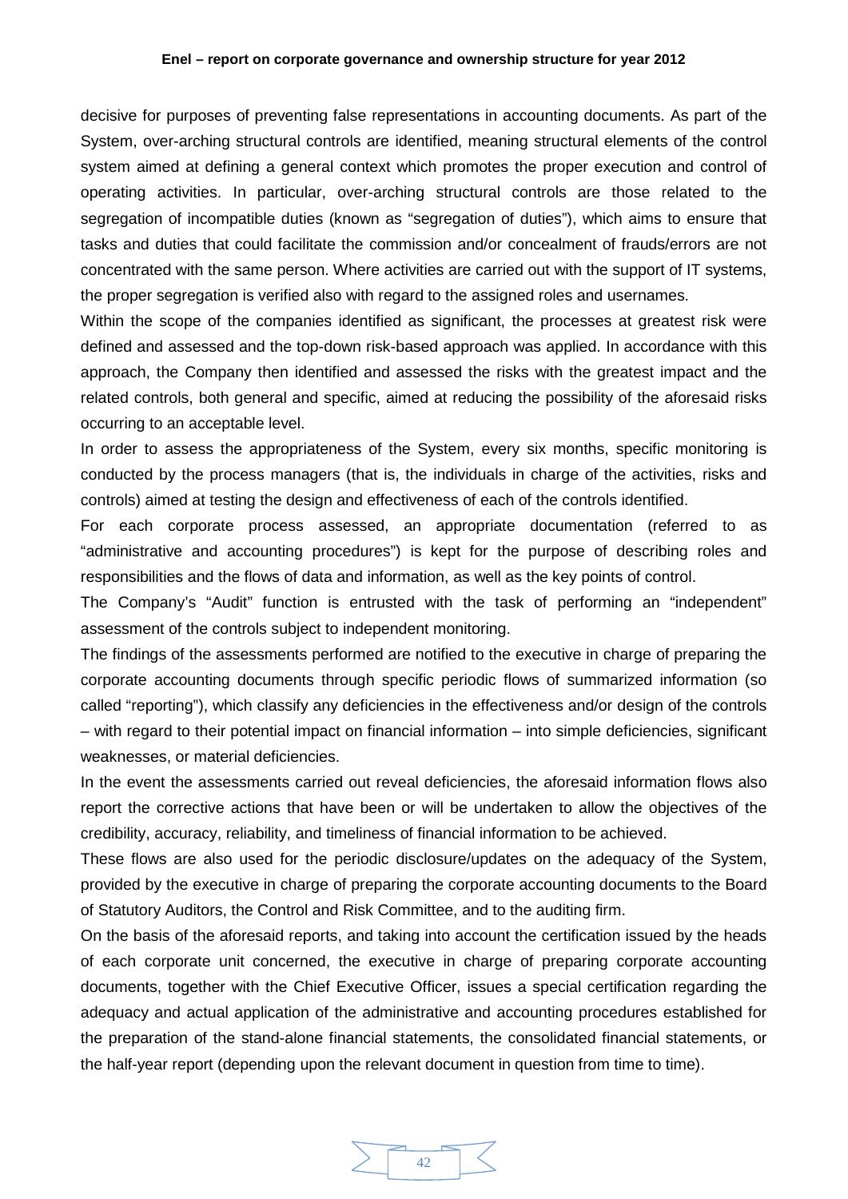decisive for purposes of preventing false representations in accounting documents. As part of the System, over-arching structural controls are identified, meaning structural elements of the control system aimed at defining a general context which promotes the proper execution and control of operating activities. In particular, over-arching structural controls are those related to the segregation of incompatible duties (known as "segregation of duties"), which aims to ensure that tasks and duties that could facilitate the commission and/or concealment of frauds/errors are not concentrated with the same person. Where activities are carried out with the support of IT systems, the proper segregation is verified also with regard to the assigned roles and usernames.

Within the scope of the companies identified as significant, the processes at greatest risk were defined and assessed and the top-down risk-based approach was applied. In accordance with this approach, the Company then identified and assessed the risks with the greatest impact and the related controls, both general and specific, aimed at reducing the possibility of the aforesaid risks occurring to an acceptable level.

In order to assess the appropriateness of the System, every six months, specific monitoring is conducted by the process managers (that is, the individuals in charge of the activities, risks and controls) aimed at testing the design and effectiveness of each of the controls identified.

For each corporate process assessed, an appropriate documentation (referred to as "administrative and accounting procedures") is kept for the purpose of describing roles and responsibilities and the flows of data and information, as well as the key points of control.

The Company's "Audit" function is entrusted with the task of performing an "independent" assessment of the controls subject to independent monitoring.

The findings of the assessments performed are notified to the executive in charge of preparing the corporate accounting documents through specific periodic flows of summarized information (so called "reporting"), which classify any deficiencies in the effectiveness and/or design of the controls – with regard to their potential impact on financial information – into simple deficiencies, significant weaknesses, or material deficiencies.

In the event the assessments carried out reveal deficiencies, the aforesaid information flows also report the corrective actions that have been or will be undertaken to allow the objectives of the credibility, accuracy, reliability, and timeliness of financial information to be achieved.

These flows are also used for the periodic disclosure/updates on the adequacy of the System, provided by the executive in charge of preparing the corporate accounting documents to the Board of Statutory Auditors, the Control and Risk Committee, and to the auditing firm.

On the basis of the aforesaid reports, and taking into account the certification issued by the heads of each corporate unit concerned, the executive in charge of preparing corporate accounting documents, together with the Chief Executive Officer, issues a special certification regarding the adequacy and actual application of the administrative and accounting procedures established for the preparation of the stand-alone financial statements, the consolidated financial statements, or the half-year report (depending upon the relevant document in question from time to time).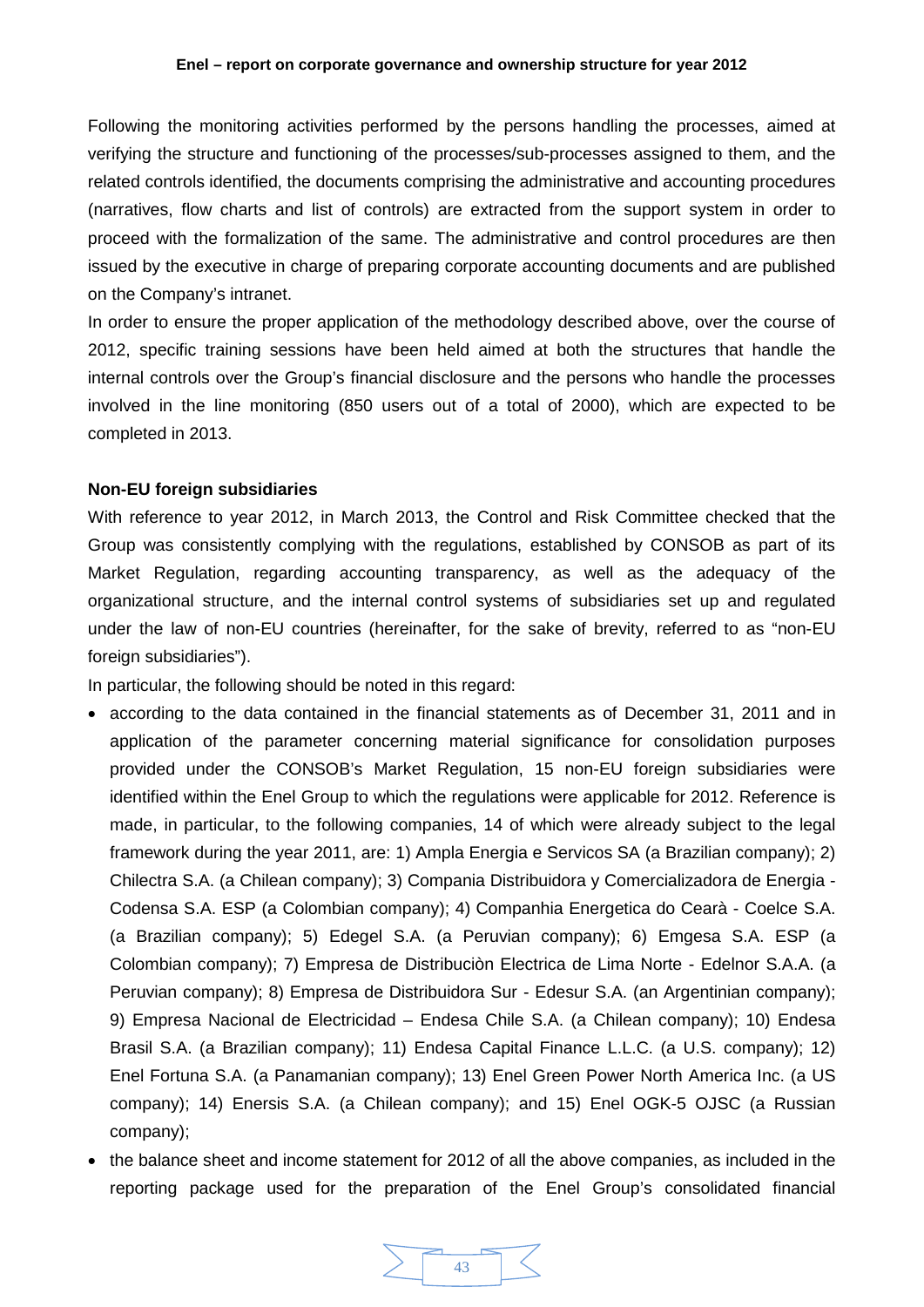Following the monitoring activities performed by the persons handling the processes, aimed at verifying the structure and functioning of the processes/sub-processes assigned to them, and the related controls identified, the documents comprising the administrative and accounting procedures (narratives, flow charts and list of controls) are extracted from the support system in order to proceed with the formalization of the same. The administrative and control procedures are then issued by the executive in charge of preparing corporate accounting documents and are published on the Company's intranet.

In order to ensure the proper application of the methodology described above, over the course of 2012, specific training sessions have been held aimed at both the structures that handle the internal controls over the Group's financial disclosure and the persons who handle the processes involved in the line monitoring (850 users out of a total of 2000), which are expected to be completed in 2013.

**Non-EU foreign subsidiaries**

With reference to year 2012, in March 2013, the Control and Risk Committee checked that the Group was consistently complying with the regulations, established by CONSOB as part of its Market Regulation, regarding accounting transparency, as well as the adequacy of the organizational structure, and the internal control systems of subsidiaries set up and regulated under the law of non-EU countries (hereinafter, for the sake of brevity, referred to as "non-EU foreign subsidiaries").

In particular, the following should be noted in this regard:

- according to the data contained in the financial statements as of December 31, 2011 and in application of the parameter concerning material significance for consolidation purposes provided under the CONSOB's Market Regulation, 15 non-EU foreign subsidiaries were identified within the Enel Group to which the regulations were applicable for 2012. Reference is made, in particular, to the following companies, 14 of which were already subject to the legal framework during the year 2011, are: 1) Ampla Energia e Servicos SA (a Brazilian company); 2) Chilectra S.A. (a Chilean company); 3) Compania Distribuidora y Comercializadora de Energia - Codensa S.A. ESP (a Colombian company); 4) Companhia Energetica do Cearà - Coelce S.A. (a Brazilian company); 5) Edegel S.A. (a Peruvian company); 6) Emgesa S.A. ESP (a Colombian company); 7) Empresa de Distribuciòn Electrica de Lima Norte - Edelnor S.A.A. (a Peruvian company); 8) Empresa de Distribuidora Sur - Edesur S.A. (an Argentinian company); 9) Empresa Nacional de Electricidad – Endesa Chile S.A. (a Chilean company); 10) Endesa Brasil S.A. (a Brazilian company); 11) Endesa Capital Finance L.L.C. (a U.S. company); 12) Enel Fortuna S.A. (a Panamanian company); 13) Enel Green Power North America Inc. (a US company); 14) Enersis S.A. (a Chilean company); and 15) Enel OGK-5 OJSC (a Russian company);
- the balance sheet and income statement for 2012 of all the above companies, as included in the reporting package used for the preparation of the Enel Group's consolidated financial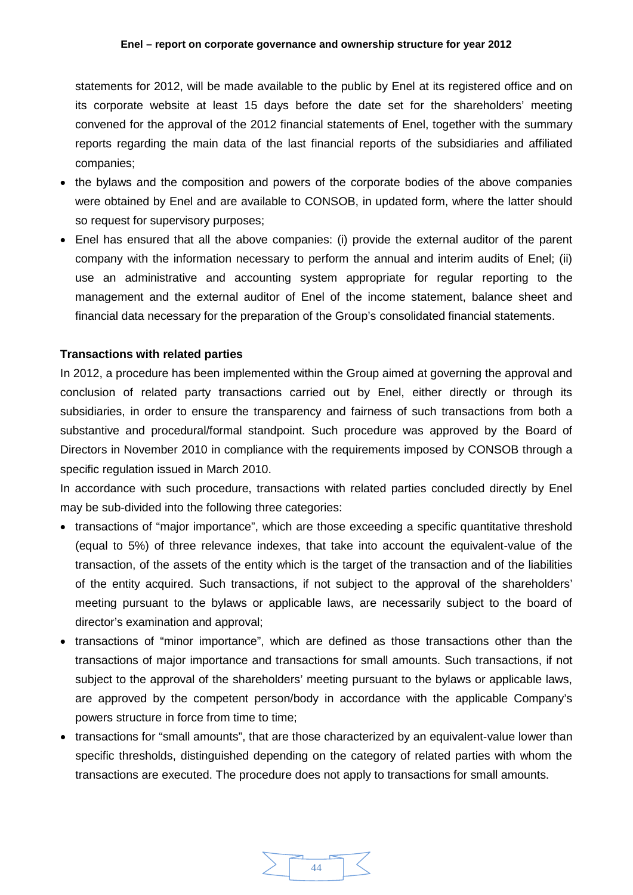statements for 2012, will be made available to the public by Enel at its registered office and on its corporate website at least 15 days before the date set for the shareholders' meeting convened for the approval of the 2012 financial statements of Enel, together with the summary reports regarding the main data of the last financial reports of the subsidiaries and affiliated companies;

- the bylaws and the composition and powers of the corporate bodies of the above companies were obtained by Enel and are available to CONSOB, in updated form, where the latter should so request for supervisory purposes;
- Enel has ensured that all the above companies: (i) provide the external auditor of the parent company with the information necessary to perform the annual and interim audits of Enel; (ii) use an administrative and accounting system appropriate for regular reporting to the management and the external auditor of Enel of the income statement, balance sheet and financial data necessary for the preparation of the Group's consolidated financial statements.

**Transactions with related parties**

In 2012, a procedure has been implemented within the Group aimed at governing the approval and conclusion of related party transactions carried out by Enel, either directly or through its subsidiaries, in order to ensure the transparency and fairness of such transactions from both a substantive and procedural/formal standpoint. Such procedure was approved by the Board of Directors in November 2010 in compliance with the requirements imposed by CONSOB through a specific regulation issued in March 2010.

In accordance with such procedure, transactions with related parties concluded directly by Enel may be sub-divided into the following three categories:

- transactions of "major importance", which are those exceeding a specific quantitative threshold (equal to 5%) of three relevance indexes, that take into account the equivalent-value of the transaction, of the assets of the entity which is the target of the transaction and of the liabilities of the entity acquired. Such transactions, if not subject to the approval of the shareholders' meeting pursuant to the bylaws or applicable laws, are necessarily subject to the board of director's examination and approval;
- transactions of "minor importance", which are defined as those transactions other than the transactions of major importance and transactions for small amounts. Such transactions, if not subject to the approval of the shareholders' meeting pursuant to the bylaws or applicable laws, are approved by the competent person/body in accordance with the applicable Company's powers structure in force from time to time;
- transactions for "small amounts", that are those characterized by an equivalent-value lower than specific thresholds, distinguished depending on the category of related parties with whom the transactions are executed. The procedure does not apply to transactions for small amounts.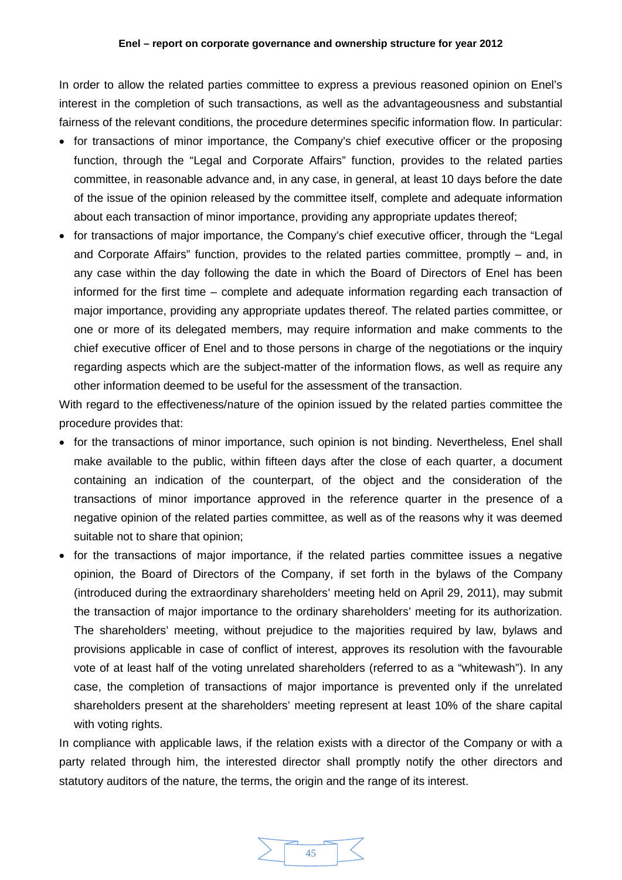In order to allow the related parties committee to express a previous reasoned opinion on Enel's interest in the completion of such transactions, as well as the advantageousness and substantial fairness of the relevant conditions, the procedure determines specific information flow. In particular:

- for transactions of minor importance, the Company's chief executive officer or the proposing function, through the "Legal and Corporate Affairs" function, provides to the related parties committee, in reasonable advance and, in any case, in general, at least 10 days before the date of the issue of the opinion released by the committee itself, complete and adequate information about each transaction of minor importance, providing any appropriate updates thereof;
- for transactions of major importance, the Company's chief executive officer, through the "Legal and Corporate Affairs" function, provides to the related parties committee, promptly – and, in any case within the day following the date in which the Board of Directors of Enel has been informed for the first time – complete and adequate information regarding each transaction of major importance, providing any appropriate updates thereof. The related parties committee, or one or more of its delegated members, may require information and make comments to the chief executive officer of Enel and to those persons in charge of the negotiations or the inquiry regarding aspects which are the subject-matter of the information flows, as well as require any other information deemed to be useful for the assessment of the transaction.

With regard to the effectiveness/nature of the opinion issued by the related parties committee the procedure provides that:

- for the transactions of minor importance, such opinion is not binding. Nevertheless, Enel shall make available to the public, within fifteen days after the close of each quarter, a document containing an indication of the counterpart, of the object and the consideration of the transactions of minor importance approved in the reference quarter in the presence of a negative opinion of the related parties committee, as well as of the reasons why it was deemed suitable not to share that opinion;
- for the transactions of major importance, if the related parties committee issues a negative opinion, the Board of Directors of the Company, if set forth in the bylaws of the Company (introduced during the extraordinary shareholders' meeting held on April 29, 2011), may submit the transaction of major importance to the ordinary shareholders' meeting for its authorization. The shareholders' meeting, without prejudice to the majorities required by law, bylaws and provisions applicable in case of conflict of interest, approves its resolution with the favourable vote of at least half of the voting unrelated shareholders (referred to as a "whitewash"). In any case, the completion of transactions of major importance is prevented only if the unrelated shareholders present at the shareholders' meeting represent at least 10% of the share capital with voting rights.

In compliance with applicable laws, if the relation exists with a director of the Company or with a party related through him, the interested director shall promptly notify the other directors and statutory auditors of the nature, the terms, the origin and the range of its interest.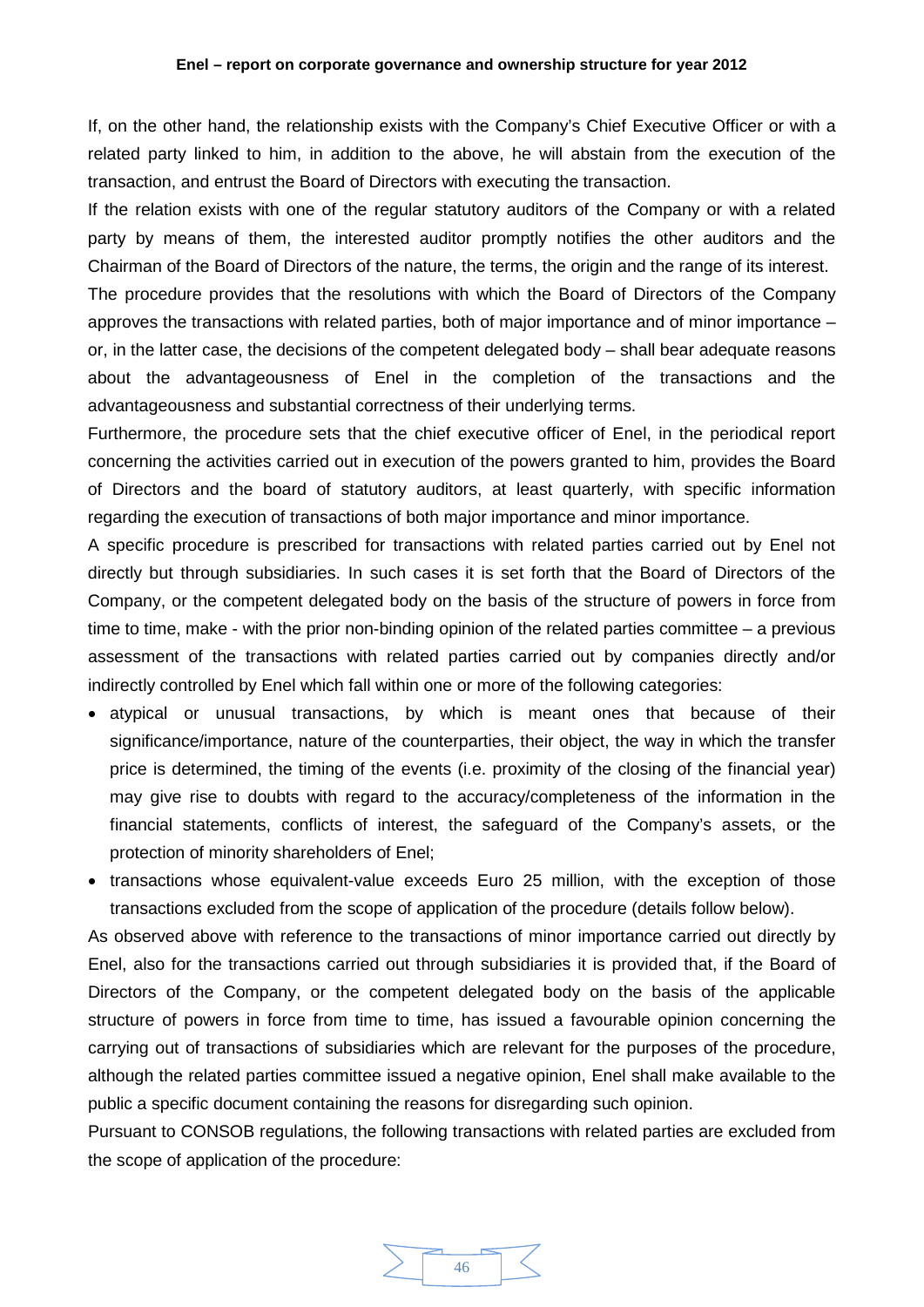If, on the other hand, the relationship exists with the Company's Chief Executive Officer or with a related party linked to him, in addition to the above, he will abstain from the execution of the transaction, and entrust the Board of Directors with executing the transaction.

If the relation exists with one of the regular statutory auditors of the Company or with a related party by means of them, the interested auditor promptly notifies the other auditors and the Chairman of the Board of Directors of the nature, the terms, the origin and the range of its interest.

The procedure provides that the resolutions with which the Board of Directors of the Company approves the transactions with related parties, both of major importance and of minor importance – or, in the latter case, the decisions of the competent delegated body – shall bear adequate reasons about the advantageousness of Enel in the completion of the transactions and the advantageousness and substantial correctness of their underlying terms.

Furthermore, the procedure sets that the chief executive officer of Enel, in the periodical report concerning the activities carried out in execution of the powers granted to him, provides the Board of Directors and the board of statutory auditors, at least quarterly, with specific information regarding the execution of transactions of both major importance and minor importance.

A specific procedure is prescribed for transactions with related parties carried out by Enel not directly but through subsidiaries. In such cases it is set forth that the Board of Directors of the Company, or the competent delegated body on the basis of the structure of powers in force from time to time, make - with the prior non-binding opinion of the related parties committee – a previous assessment of the transactions with related parties carried out by companies directly and/or indirectly controlled by Enel which fall within one or more of the following categories:

- atypical or unusual transactions, by which is meant ones that because of their significance/importance, nature of the counterparties, their object, the way in which the transfer price is determined, the timing of the events (i.e. proximity of the closing of the financial year) may give rise to doubts with regard to the accuracy/completeness of the information in the financial statements, conflicts of interest, the safeguard of the Company's assets, or the protection of minority shareholders of Enel;
- transactions whose equivalent-value exceeds Euro 25 million, with the exception of those transactions excluded from the scope of application of the procedure (details follow below).

As observed above with reference to the transactions of minor importance carried out directly by Enel, also for the transactions carried out through subsidiaries it is provided that, if the Board of Directors of the Company, or the competent delegated body on the basis of the applicable structure of powers in force from time to time, has issued a favourable opinion concerning the carrying out of transactions of subsidiaries which are relevant for the purposes of the procedure, although the related parties committee issued a negative opinion, Enel shall make available to the public a specific document containing the reasons for disregarding such opinion.

Pursuant to CONSOB regulations, the following transactions with related parties are excluded from the scope of application of the procedure: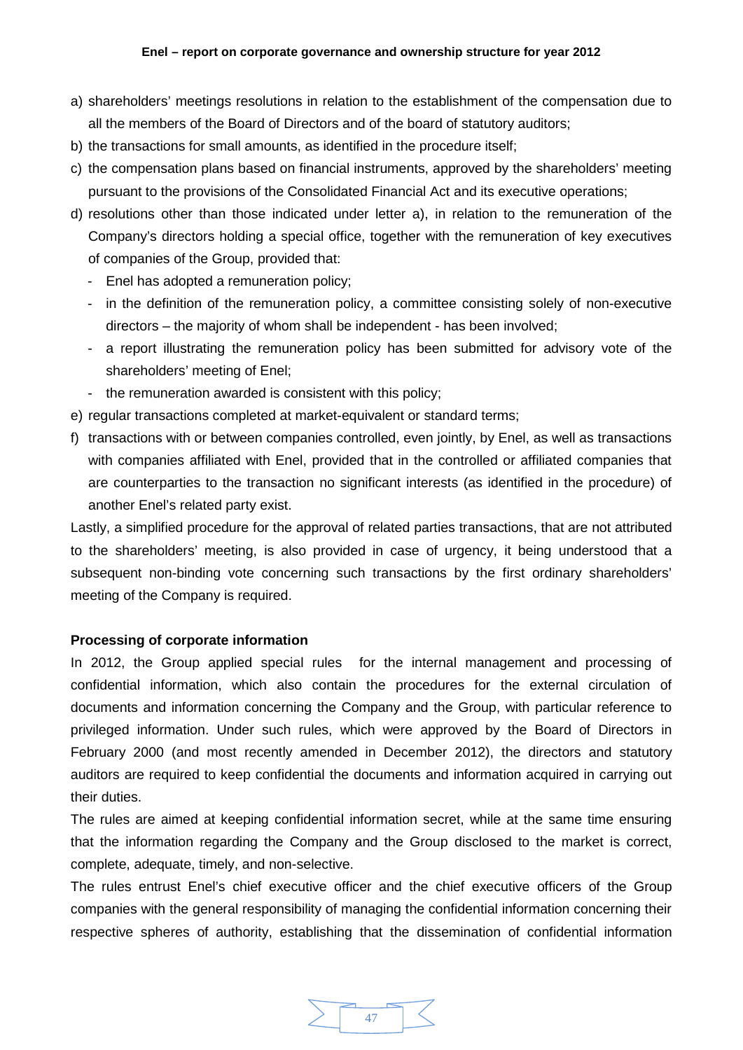a) shareholders' meetings resolutions in relation to the establishment of the compensation due to all the members of the Board of Directors and of the board of statutory auditors;
b) the transactions for small amounts, as identified in the procedure itself;
c) the compensation plans based on financial instruments, approved by the shareholders' meeting pursuant to the provisions of the Consolidated Financial Act and its executive operations;
d) resolutions other than those indicated under letter a), in relation to the remuneration of the Company's directors holding a special office, together with the remuneration of key executives of companies of the Group, provided that:
   - Enel has adopted a remuneration policy;
   - in the definition of the remuneration policy, a committee consisting solely of non-executive directors – the majority of whom shall be independent - has been involved;
   - a report illustrating the remuneration policy has been submitted for advisory vote of the shareholders' meeting of Enel;
   - the remuneration awarded is consistent with this policy;
e) regular transactions completed at market-equivalent or standard terms;
f) transactions with or between companies controlled, even jointly, by Enel, as well as transactions with companies affiliated with Enel, provided that in the controlled or affiliated companies that are counterparties to the transaction no significant interests (as identified in the procedure) of another Enel's related party exist.

Lastly, a simplified procedure for the approval of related parties transactions, that are not attributed to the shareholders' meeting, is also provided in case of urgency, it being understood that a subsequent non-binding vote concerning such transactions by the first ordinary shareholders' meeting of the Company is required.

**Processing of corporate information**

In 2012, the Group applied special rules for the internal management and processing of confidential information, which also contain the procedures for the external circulation of documents and information concerning the Company and the Group, with particular reference to privileged information. Under such rules, which were approved by the Board of Directors in February 2000 (and most recently amended in December 2012), the directors and statutory auditors are required to keep confidential the documents and information acquired in carrying out their duties.

The rules are aimed at keeping confidential information secret, while at the same time ensuring that the information regarding the Company and the Group disclosed to the market is correct, complete, adequate, timely, and non-selective.

The rules entrust Enel's chief executive officer and the chief executive officers of the Group companies with the general responsibility of managing the confidential information concerning their respective spheres of authority, establishing that the dissemination of confidential information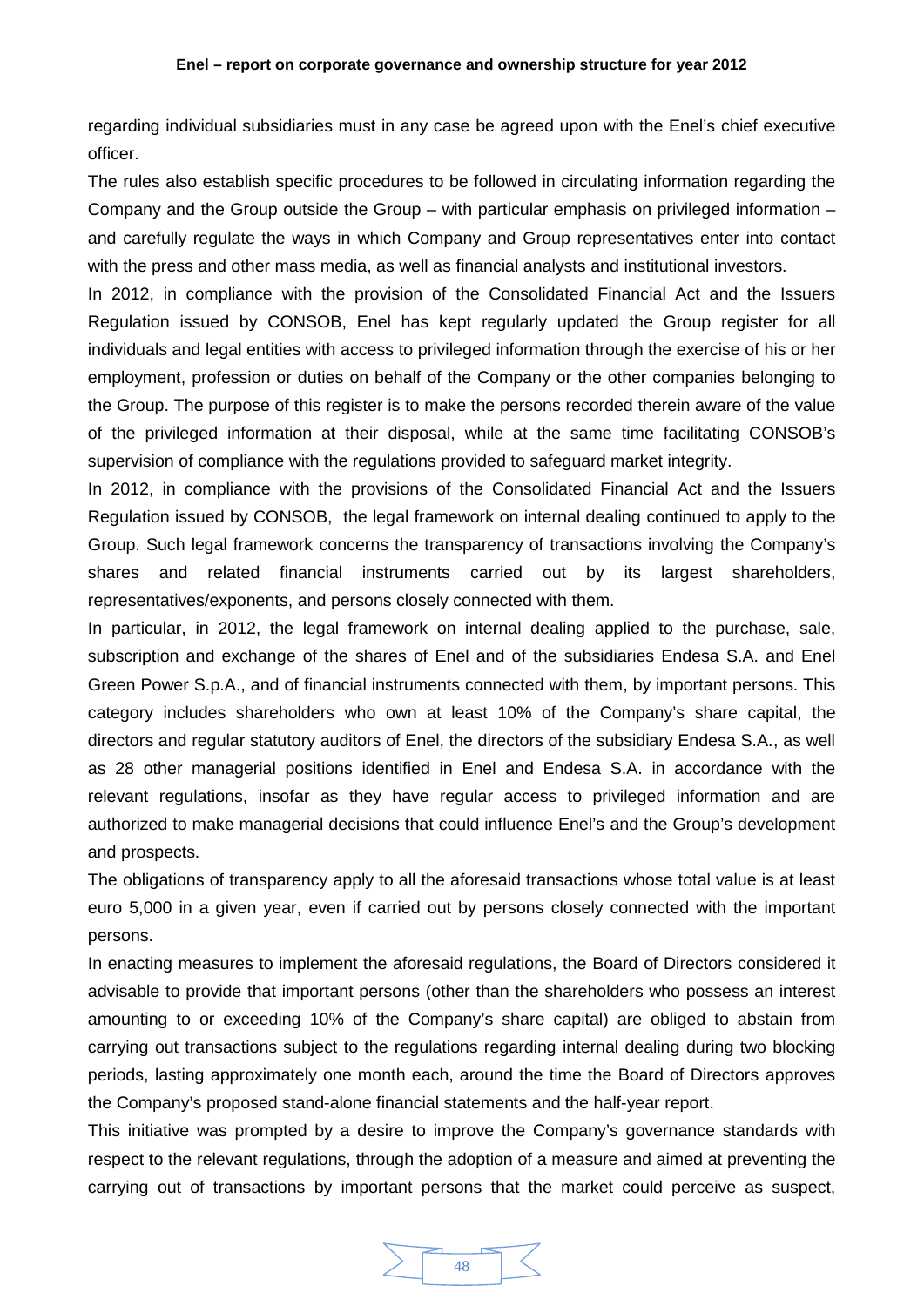regarding individual subsidiaries must in any case be agreed upon with the Enel's chief executive officer.

The rules also establish specific procedures to be followed in circulating information regarding the Company and the Group outside the Group – with particular emphasis on privileged information – and carefully regulate the ways in which Company and Group representatives enter into contact with the press and other mass media, as well as financial analysts and institutional investors.

In 2012, in compliance with the provision of the Consolidated Financial Act and the Issuers Regulation issued by CONSOB, Enel has kept regularly updated the Group register for all individuals and legal entities with access to privileged information through the exercise of his or her employment, profession or duties on behalf of the Company or the other companies belonging to the Group. The purpose of this register is to make the persons recorded therein aware of the value of the privileged information at their disposal, while at the same time facilitating CONSOB's supervision of compliance with the regulations provided to safeguard market integrity.

In 2012, in compliance with the provisions of the Consolidated Financial Act and the Issuers Regulation issued by CONSOB, the legal framework on internal dealing continued to apply to the Group. Such legal framework concerns the transparency of transactions involving the Company's shares and related financial instruments carried out by its largest shareholders, representatives/exponents, and persons closely connected with them.

In particular, in 2012, the legal framework on internal dealing applied to the purchase, sale, subscription and exchange of the shares of Enel and of the subsidiaries Endesa S.A. and Enel Green Power S.p.A., and of financial instruments connected with them, by important persons. This category includes shareholders who own at least 10% of the Company's share capital, the directors and regular statutory auditors of Enel, the directors of the subsidiary Endesa S.A., as well as 28 other managerial positions identified in Enel and Endesa S.A. in accordance with the relevant regulations, insofar as they have regular access to privileged information and are authorized to make managerial decisions that could influence Enel's and the Group's development and prospects.

The obligations of transparency apply to all the aforesaid transactions whose total value is at least euro 5,000 in a given year, even if carried out by persons closely connected with the important persons.

In enacting measures to implement the aforesaid regulations, the Board of Directors considered it advisable to provide that important persons (other than the shareholders who possess an interest amounting to or exceeding 10% of the Company's share capital) are obliged to abstain from carrying out transactions subject to the regulations regarding internal dealing during two blocking periods, lasting approximately one month each, around the time the Board of Directors approves the Company's proposed stand-alone financial statements and the half-year report.

This initiative was prompted by a desire to improve the Company's governance standards with respect to the relevant regulations, through the adoption of a measure and aimed at preventing the carrying out of transactions by important persons that the market could perceive as suspect,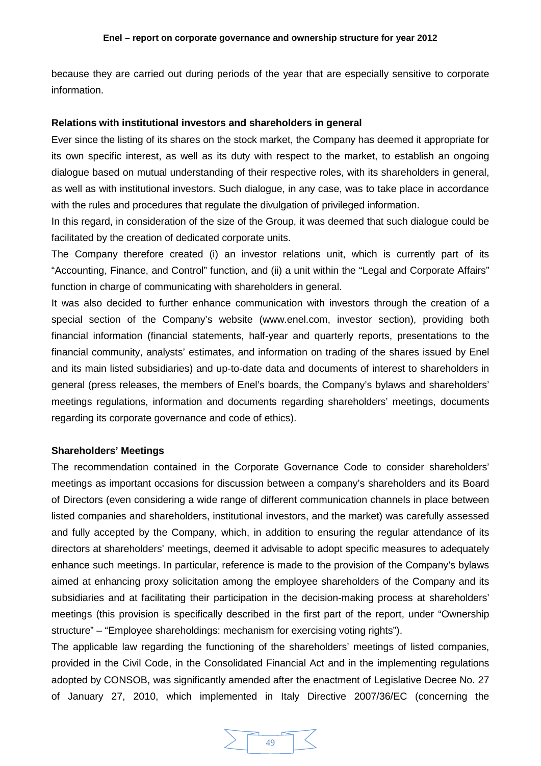because they are carried out during periods of the year that are especially sensitive to corporate information.

**Relations with institutional investors and shareholders in general**

Ever since the listing of its shares on the stock market, the Company has deemed it appropriate for its own specific interest, as well as its duty with respect to the market, to establish an ongoing dialogue based on mutual understanding of their respective roles, with its shareholders in general, as well as with institutional investors. Such dialogue, in any case, was to take place in accordance with the rules and procedures that regulate the divulgation of privileged information.

In this regard, in consideration of the size of the Group, it was deemed that such dialogue could be facilitated by the creation of dedicated corporate units.

The Company therefore created (i) an investor relations unit, which is currently part of its "Accounting, Finance, and Control" function, and (ii) a unit within the "Legal and Corporate Affairs" function in charge of communicating with shareholders in general.

It was also decided to further enhance communication with investors through the creation of a special section of the Company's website (www.enel.com, investor section), providing both financial information (financial statements, half-year and quarterly reports, presentations to the financial community, analysts' estimates, and information on trading of the shares issued by Enel and its main listed subsidiaries) and up-to-date data and documents of interest to shareholders in general (press releases, the members of Enel's boards, the Company's bylaws and shareholders' meetings regulations, information and documents regarding shareholders' meetings, documents regarding its corporate governance and code of ethics).

**Shareholders' Meetings**

The recommendation contained in the Corporate Governance Code to consider shareholders' meetings as important occasions for discussion between a company's shareholders and its Board of Directors (even considering a wide range of different communication channels in place between listed companies and shareholders, institutional investors, and the market) was carefully assessed and fully accepted by the Company, which, in addition to ensuring the regular attendance of its directors at shareholders' meetings, deemed it advisable to adopt specific measures to adequately enhance such meetings. In particular, reference is made to the provision of the Company's bylaws aimed at enhancing proxy solicitation among the employee shareholders of the Company and its subsidiaries and at facilitating their participation in the decision-making process at shareholders' meetings (this provision is specifically described in the first part of the report, under "Ownership structure" – "Employee shareholdings: mechanism for exercising voting rights").

The applicable law regarding the functioning of the shareholders' meetings of listed companies, provided in the Civil Code, in the Consolidated Financial Act and in the implementing regulations adopted by CONSOB, was significantly amended after the enactment of Legislative Decree No. 27 of January 27, 2010, which implemented in Italy Directive 2007/36/EC (concerning the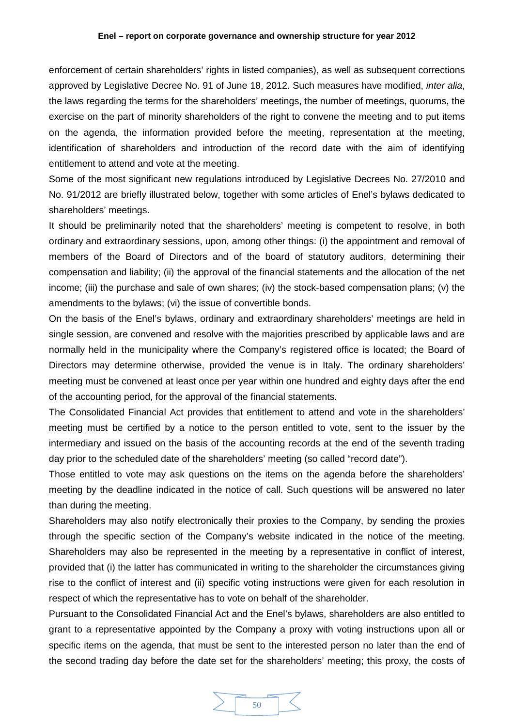enforcement of certain shareholders' rights in listed companies), as well as subsequent corrections approved by Legislative Decree No. 91 of June 18, 2012. Such measures have modified, *inter alia*, the laws regarding the terms for the shareholders' meetings, the number of meetings, quorums, the exercise on the part of minority shareholders of the right to convene the meeting and to put items on the agenda, the information provided before the meeting, representation at the meeting, identification of shareholders and introduction of the record date with the aim of identifying entitlement to attend and vote at the meeting.

Some of the most significant new regulations introduced by Legislative Decrees No. 27/2010 and No. 91/2012 are briefly illustrated below, together with some articles of Enel's bylaws dedicated to shareholders' meetings.

It should be preliminarily noted that the shareholders' meeting is competent to resolve, in both ordinary and extraordinary sessions, upon, among other things: (i) the appointment and removal of members of the Board of Directors and of the board of statutory auditors, determining their compensation and liability; (ii) the approval of the financial statements and the allocation of the net income; (iii) the purchase and sale of own shares; (iv) the stock-based compensation plans; (v) the amendments to the bylaws; (vi) the issue of convertible bonds.

On the basis of the Enel's bylaws, ordinary and extraordinary shareholders' meetings are held in single session, are convened and resolve with the majorities prescribed by applicable laws and are normally held in the municipality where the Company's registered office is located; the Board of Directors may determine otherwise, provided the venue is in Italy. The ordinary shareholders' meeting must be convened at least once per year within one hundred and eighty days after the end of the accounting period, for the approval of the financial statements.

The Consolidated Financial Act provides that entitlement to attend and vote in the shareholders' meeting must be certified by a notice to the person entitled to vote, sent to the issuer by the intermediary and issued on the basis of the accounting records at the end of the seventh trading day prior to the scheduled date of the shareholders' meeting (so called "record date").

Those entitled to vote may ask questions on the items on the agenda before the shareholders' meeting by the deadline indicated in the notice of call. Such questions will be answered no later than during the meeting.

Shareholders may also notify electronically their proxies to the Company, by sending the proxies through the specific section of the Company's website indicated in the notice of the meeting. Shareholders may also be represented in the meeting by a representative in conflict of interest, provided that (i) the latter has communicated in writing to the shareholder the circumstances giving rise to the conflict of interest and (ii) specific voting instructions were given for each resolution in respect of which the representative has to vote on behalf of the shareholder.

Pursuant to the Consolidated Financial Act and the Enel's bylaws, shareholders are also entitled to grant to a representative appointed by the Company a proxy with voting instructions upon all or specific items on the agenda, that must be sent to the interested person no later than the end of the second trading day before the date set for the shareholders' meeting; this proxy, the costs of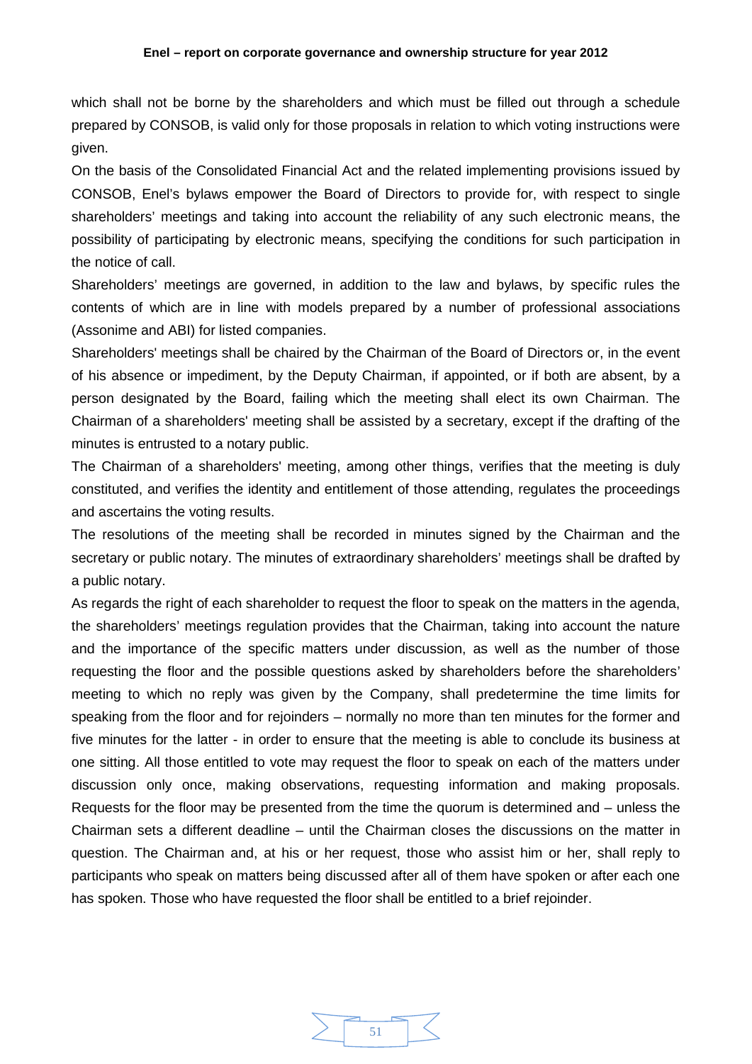which shall not be borne by the shareholders and which must be filled out through a schedule prepared by CONSOB, is valid only for those proposals in relation to which voting instructions were given.

On the basis of the Consolidated Financial Act and the related implementing provisions issued by CONSOB, Enel's bylaws empower the Board of Directors to provide for, with respect to single shareholders' meetings and taking into account the reliability of any such electronic means, the possibility of participating by electronic means, specifying the conditions for such participation in the notice of call.

Shareholders' meetings are governed, in addition to the law and bylaws, by specific rules the contents of which are in line with models prepared by a number of professional associations (Assonime and ABI) for listed companies.

Shareholders' meetings shall be chaired by the Chairman of the Board of Directors or, in the event of his absence or impediment, by the Deputy Chairman, if appointed, or if both are absent, by a person designated by the Board, failing which the meeting shall elect its own Chairman. The Chairman of a shareholders' meeting shall be assisted by a secretary, except if the drafting of the minutes is entrusted to a notary public.

The Chairman of a shareholders' meeting, among other things, verifies that the meeting is duly constituted, and verifies the identity and entitlement of those attending, regulates the proceedings and ascertains the voting results.

The resolutions of the meeting shall be recorded in minutes signed by the Chairman and the secretary or public notary. The minutes of extraordinary shareholders' meetings shall be drafted by a public notary.

As regards the right of each shareholder to request the floor to speak on the matters in the agenda, the shareholders' meetings regulation provides that the Chairman, taking into account the nature and the importance of the specific matters under discussion, as well as the number of those requesting the floor and the possible questions asked by shareholders before the shareholders' meeting to which no reply was given by the Company, shall predetermine the time limits for speaking from the floor and for rejoinders – normally no more than ten minutes for the former and five minutes for the latter - in order to ensure that the meeting is able to conclude its business at one sitting. All those entitled to vote may request the floor to speak on each of the matters under discussion only once, making observations, requesting information and making proposals. Requests for the floor may be presented from the time the quorum is determined and – unless the Chairman sets a different deadline – until the Chairman closes the discussions on the matter in question. The Chairman and, at his or her request, those who assist him or her, shall reply to participants who speak on matters being discussed after all of them have spoken or after each one has spoken. Those who have requested the floor shall be entitled to a brief rejoinder.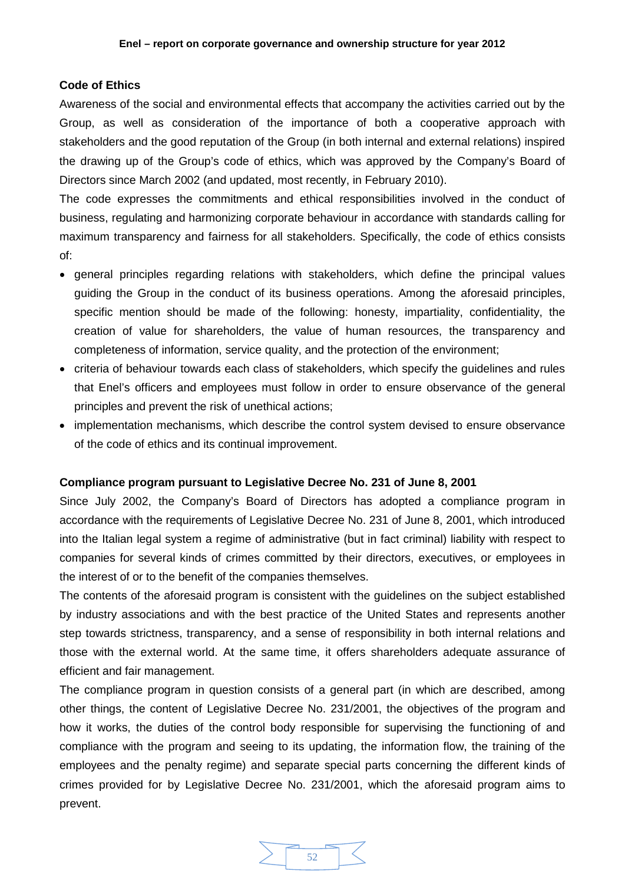## Code of Ethics

Awareness of the social and environmental effects that accompany the activities carried out by the Group, as well as consideration of the importance of both a cooperative approach with stakeholders and the good reputation of the Group (in both internal and external relations) inspired the drawing up of the Group's code of ethics, which was approved by the Company's Board of Directors since March 2002 (and updated, most recently, in February 2010).

The code expresses the commitments and ethical responsibilities involved in the conduct of business, regulating and harmonizing corporate behaviour in accordance with standards calling for maximum transparency and fairness for all stakeholders. Specifically, the code of ethics consists of:

- general principles regarding relations with stakeholders, which define the principal values guiding the Group in the conduct of its business operations. Among the aforesaid principles, specific mention should be made of the following: honesty, impartiality, confidentiality, the creation of value for shareholders, the value of human resources, the transparency and completeness of information, service quality, and the protection of the environment;
- criteria of behaviour towards each class of stakeholders, which specify the guidelines and rules that Enel's officers and employees must follow in order to ensure observance of the general principles and prevent the risk of unethical actions;
- implementation mechanisms, which describe the control system devised to ensure observance of the code of ethics and its continual improvement.

## Compliance program pursuant to Legislative Decree No. 231 of June 8, 2001

Since July 2002, the Company's Board of Directors has adopted a compliance program in accordance with the requirements of Legislative Decree No. 231 of June 8, 2001, which introduced into the Italian legal system a regime of administrative (but in fact criminal) liability with respect to companies for several kinds of crimes committed by their directors, executives, or employees in the interest of or to the benefit of the companies themselves.

The contents of the aforesaid program is consistent with the guidelines on the subject established by industry associations and with the best practice of the United States and represents another step towards strictness, transparency, and a sense of responsibility in both internal relations and those with the external world. At the same time, it offers shareholders adequate assurance of efficient and fair management.

The compliance program in question consists of a general part (in which are described, among other things, the content of Legislative Decree No. 231/2001, the objectives of the program and how it works, the duties of the control body responsible for supervising the functioning of and compliance with the program and seeing to its updating, the information flow, the training of the employees and the penalty regime) and separate special parts concerning the different kinds of crimes provided for by Legislative Decree No. 231/2001, which the aforesaid program aims to prevent.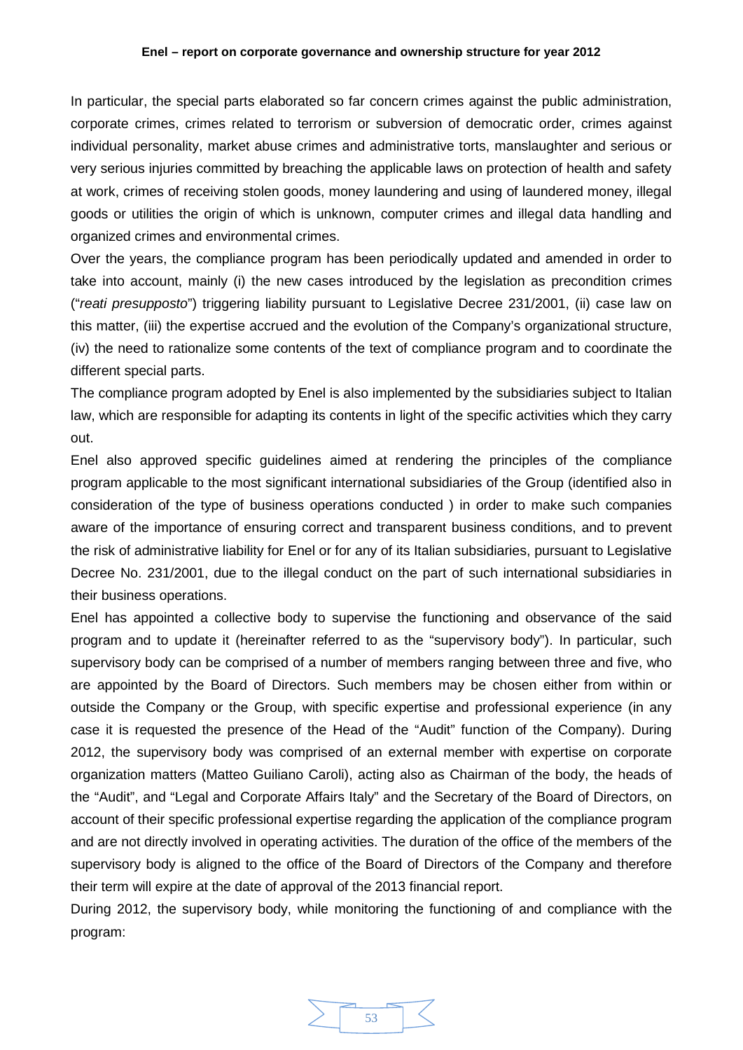In particular, the special parts elaborated so far concern crimes against the public administration, corporate crimes, crimes related to terrorism or subversion of democratic order, crimes against individual personality, market abuse crimes and administrative torts, manslaughter and serious or very serious injuries committed by breaching the applicable laws on protection of health and safety at work, crimes of receiving stolen goods, money laundering and using of laundered money, illegal goods or utilities the origin of which is unknown, computer crimes and illegal data handling and organized crimes and environmental crimes.

Over the years, the compliance program has been periodically updated and amended in order to take into account, mainly (i) the new cases introduced by the legislation as precondition crimes ("*reati presupposto*") triggering liability pursuant to Legislative Decree 231/2001, (ii) case law on this matter, (iii) the expertise accrued and the evolution of the Company's organizational structure, (iv) the need to rationalize some contents of the text of compliance program and to coordinate the different special parts.

The compliance program adopted by Enel is also implemented by the subsidiaries subject to Italian law, which are responsible for adapting its contents in light of the specific activities which they carry out.

Enel also approved specific guidelines aimed at rendering the principles of the compliance program applicable to the most significant international subsidiaries of the Group (identified also in consideration of the type of business operations conducted ) in order to make such companies aware of the importance of ensuring correct and transparent business conditions, and to prevent the risk of administrative liability for Enel or for any of its Italian subsidiaries, pursuant to Legislative Decree No. 231/2001, due to the illegal conduct on the part of such international subsidiaries in their business operations.

Enel has appointed a collective body to supervise the functioning and observance of the said program and to update it (hereinafter referred to as the "supervisory body"). In particular, such supervisory body can be comprised of a number of members ranging between three and five, who are appointed by the Board of Directors. Such members may be chosen either from within or outside the Company or the Group, with specific expertise and professional experience (in any case it is requested the presence of the Head of the "Audit" function of the Company). During 2012, the supervisory body was comprised of an external member with expertise on corporate organization matters (Matteo Guiliano Caroli), acting also as Chairman of the body, the heads of the "Audit", and "Legal and Corporate Affairs Italy" and the Secretary of the Board of Directors, on account of their specific professional expertise regarding the application of the compliance program and are not directly involved in operating activities. The duration of the office of the members of the supervisory body is aligned to the office of the Board of Directors of the Company and therefore their term will expire at the date of approval of the 2013 financial report.

During 2012, the supervisory body, while monitoring the functioning of and compliance with the program: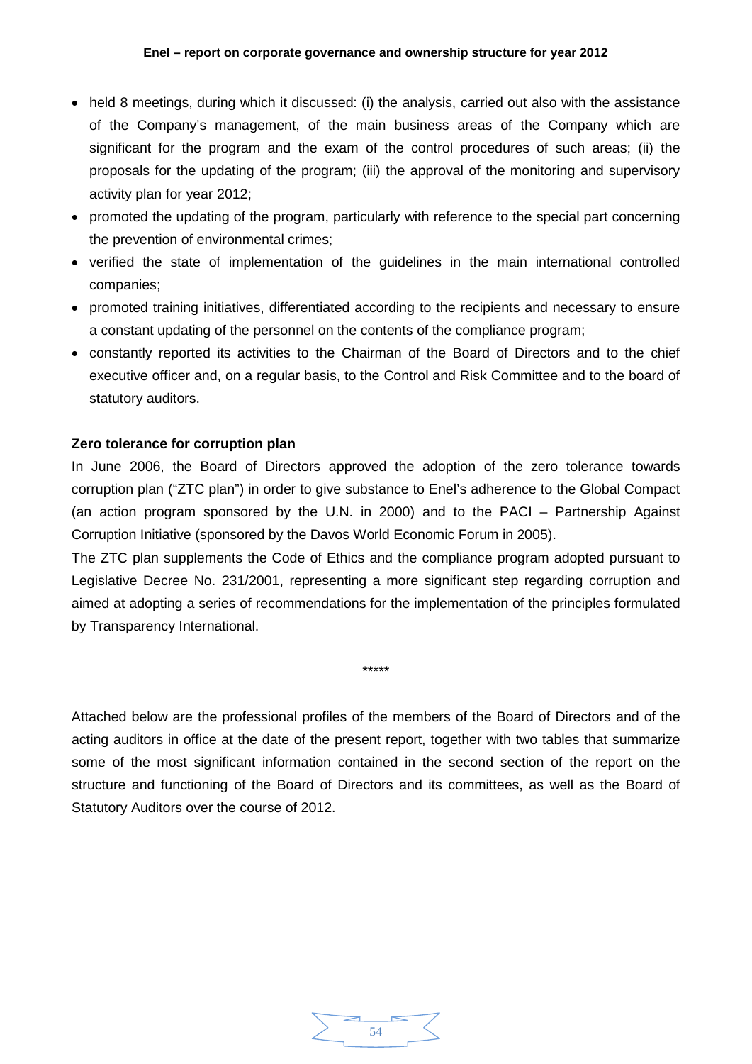- held 8 meetings, during which it discussed: (i) the analysis, carried out also with the assistance of the Company's management, of the main business areas of the Company which are significant for the program and the exam of the control procedures of such areas; (ii) the proposals for the updating of the program; (iii) the approval of the monitoring and supervisory activity plan for year 2012;
- promoted the updating of the program, particularly with reference to the special part concerning the prevention of environmental crimes;
- verified the state of implementation of the guidelines in the main international controlled companies;
- promoted training initiatives, differentiated according to the recipients and necessary to ensure a constant updating of the personnel on the contents of the compliance program;
- constantly reported its activities to the Chairman of the Board of Directors and to the chief executive officer and, on a regular basis, to the Control and Risk Committee and to the board of statutory auditors.

**Zero tolerance for corruption plan**

In June 2006, the Board of Directors approved the adoption of the zero tolerance towards corruption plan ("ZTC plan") in order to give substance to Enel's adherence to the Global Compact (an action program sponsored by the U.N. in 2000) and to the PACI – Partnership Against Corruption Initiative (sponsored by the Davos World Economic Forum in 2005).

The ZTC plan supplements the Code of Ethics and the compliance program adopted pursuant to Legislative Decree No. 231/2001, representing a more significant step regarding corruption and aimed at adopting a series of recommendations for the implementation of the principles formulated by Transparency International.

*****

Attached below are the professional profiles of the members of the Board of Directors and of the acting auditors in office at the date of the present report, together with two tables that summarize some of the most significant information contained in the second section of the report on the structure and functioning of the Board of Directors and its committees, as well as the Board of Statutory Auditors over the course of 2012.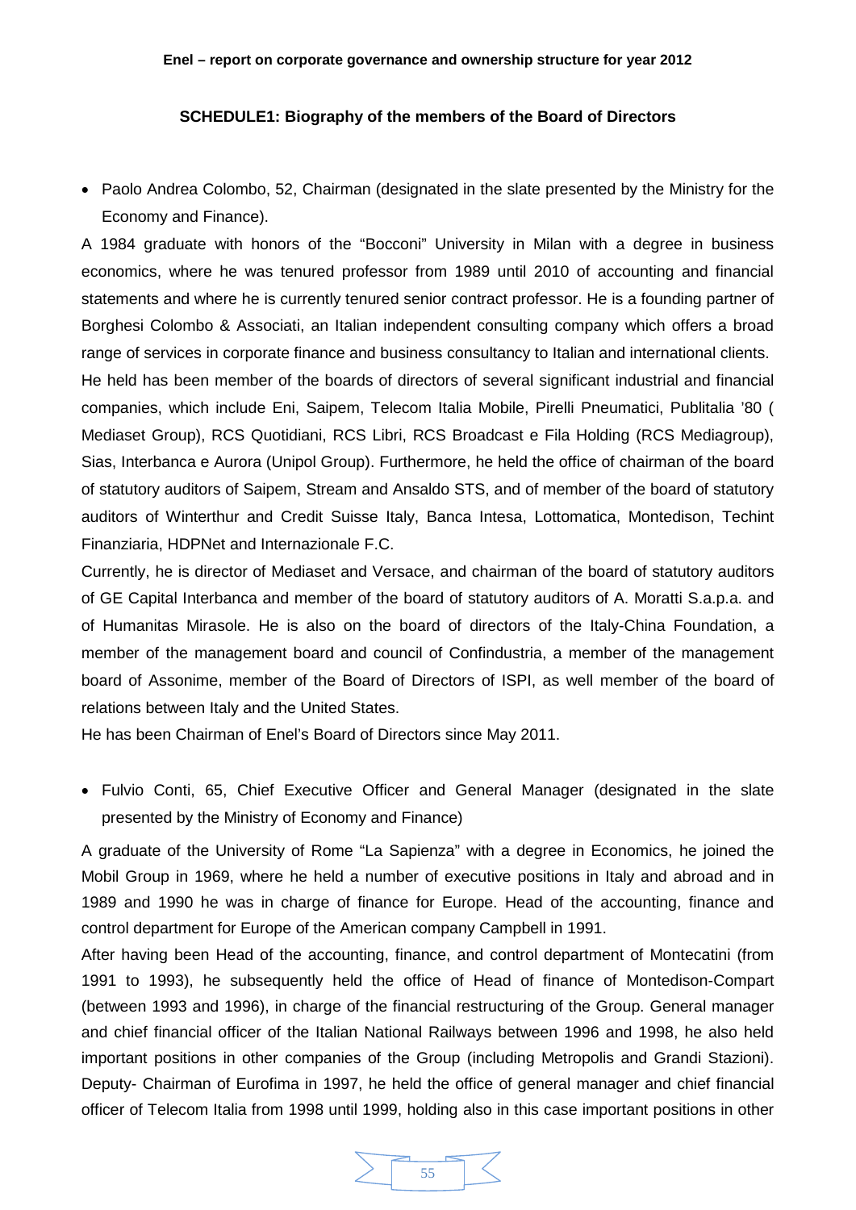**SCHEDULE1: Biography of the members of the Board of Directors**

- Paolo Andrea Colombo, 52, Chairman (designated in the slate presented by the Ministry for the Economy and Finance).

A 1984 graduate with honors of the "Bocconi" University in Milan with a degree in business economics, where he was tenured professor from 1989 until 2010 of accounting and financial statements and where he is currently tenured senior contract professor. He is a founding partner of Borghesi Colombo & Associati, an Italian independent consulting company which offers a broad range of services in corporate finance and business consultancy to Italian and international clients.

He held has been member of the boards of directors of several significant industrial and financial companies, which include Eni, Saipem, Telecom Italia Mobile, Pirelli Pneumatici, Publitalia '80 ( Mediaset Group), RCS Quotidiani, RCS Libri, RCS Broadcast e Fila Holding (RCS Mediagroup), Sias, Interbanca e Aurora (Unipol Group). Furthermore, he held the office of chairman of the board of statutory auditors of Saipem, Stream and Ansaldo STS, and of member of the board of statutory auditors of Winterthur and Credit Suisse Italy, Banca Intesa, Lottomatica, Montedison, Techint Finanziaria, HDPNet and Internazionale F.C.

Currently, he is director of Mediaset and Versace, and chairman of the board of statutory auditors of GE Capital Interbanca and member of the board of statutory auditors of A. Moratti S.a.p.a. and of Humanitas Mirasole. He is also on the board of directors of the Italy-China Foundation, a member of the management board and council of Confindustria, a member of the management board of Assonime, member of the Board of Directors of ISPI, as well member of the board of relations between Italy and the United States.

He has been Chairman of Enel's Board of Directors since May 2011.

- Fulvio Conti, 65, Chief Executive Officer and General Manager (designated in the slate presented by the Ministry of Economy and Finance)

A graduate of the University of Rome "La Sapienza" with a degree in Economics, he joined the Mobil Group in 1969, where he held a number of executive positions in Italy and abroad and in 1989 and 1990 he was in charge of finance for Europe. Head of the accounting, finance and control department for Europe of the American company Campbell in 1991.

After having been Head of the accounting, finance, and control department of Montecatini (from 1991 to 1993), he subsequently held the office of Head of finance of Montedison-Compart (between 1993 and 1996), in charge of the financial restructuring of the Group. General manager and chief financial officer of the Italian National Railways between 1996 and 1998, he also held important positions in other companies of the Group (including Metropolis and Grandi Stazioni). Deputy- Chairman of Eurofima in 1997, he held the office of general manager and chief financial officer of Telecom Italia from 1998 until 1999, holding also in this case important positions in other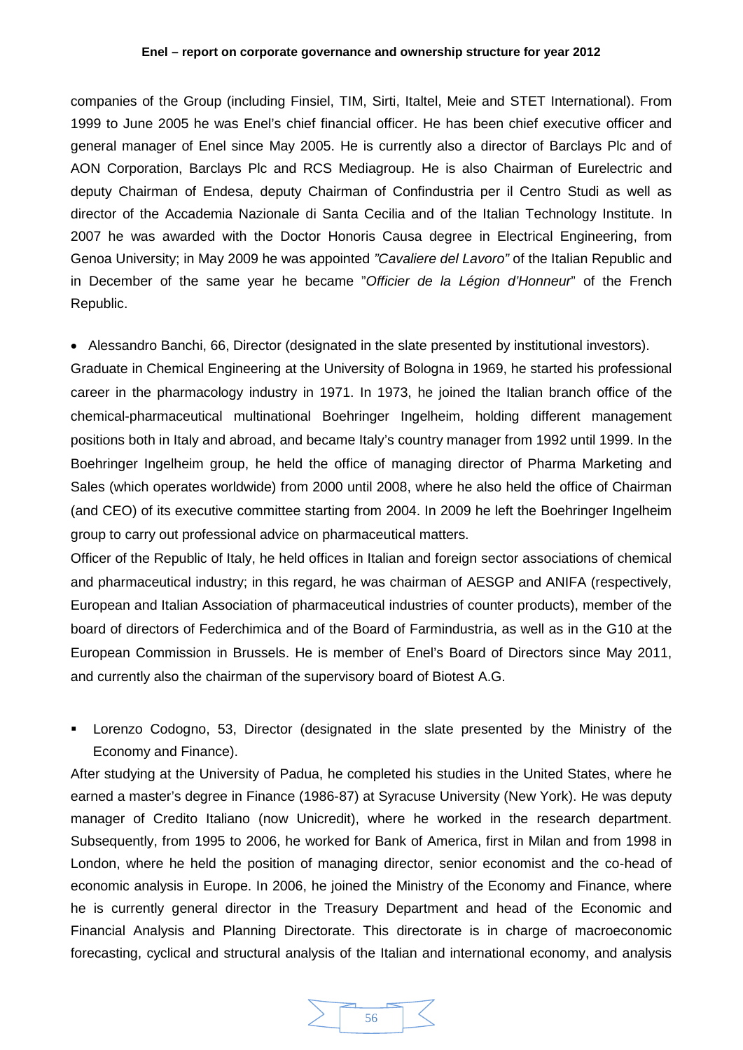companies of the Group (including Finsiel, TIM, Sirti, Italtel, Meie and STET International). From 1999 to June 2005 he was Enel's chief financial officer. He has been chief executive officer and general manager of Enel since May 2005. He is currently also a director of Barclays Plc and of AON Corporation, Barclays Plc and RCS Mediagroup. He is also Chairman of Eurelectric and deputy Chairman of Endesa, deputy Chairman of Confindustria per il Centro Studi as well as director of the Accademia Nazionale di Santa Cecilia and of the Italian Technology Institute. In 2007 he was awarded with the Doctor Honoris Causa degree in Electrical Engineering, from Genoa University; in May 2009 he was appointed *"Cavaliere del Lavoro"* of the Italian Republic and in December of the same year he became "*Officier de la Légion d'Honneur*" of the French Republic.

- Alessandro Banchi, 66, Director (designated in the slate presented by institutional investors).

Graduate in Chemical Engineering at the University of Bologna in 1969, he started his professional career in the pharmacology industry in 1971. In 1973, he joined the Italian branch office of the chemical-pharmaceutical multinational Boehringer Ingelheim, holding different management positions both in Italy and abroad, and became Italy's country manager from 1992 until 1999. In the Boehringer Ingelheim group, he held the office of managing director of Pharma Marketing and Sales (which operates worldwide) from 2000 until 2008, where he also held the office of Chairman (and CEO) of its executive committee starting from 2004. In 2009 he left the Boehringer Ingelheim group to carry out professional advice on pharmaceutical matters.

Officer of the Republic of Italy, he held offices in Italian and foreign sector associations of chemical and pharmaceutical industry; in this regard, he was chairman of AESGP and ANIFA (respectively, European and Italian Association of pharmaceutical industries of counter products), member of the board of directors of Federchimica and of the Board of Farmindustria, as well as in the G10 at the European Commission in Brussels. He is member of Enel's Board of Directors since May 2011, and currently also the chairman of the supervisory board of Biotest A.G.

- Lorenzo Codogno, 53, Director (designated in the slate presented by the Ministry of the Economy and Finance).

After studying at the University of Padua, he completed his studies in the United States, where he earned a master's degree in Finance (1986-87) at Syracuse University (New York). He was deputy manager of Credito Italiano (now Unicredit), where he worked in the research department. Subsequently, from 1995 to 2006, he worked for Bank of America, first in Milan and from 1998 in London, where he held the position of managing director, senior economist and the co-head of economic analysis in Europe. In 2006, he joined the Ministry of the Economy and Finance, where he is currently general director in the Treasury Department and head of the Economic and Financial Analysis and Planning Directorate. This directorate is in charge of macroeconomic forecasting, cyclical and structural analysis of the Italian and international economy, and analysis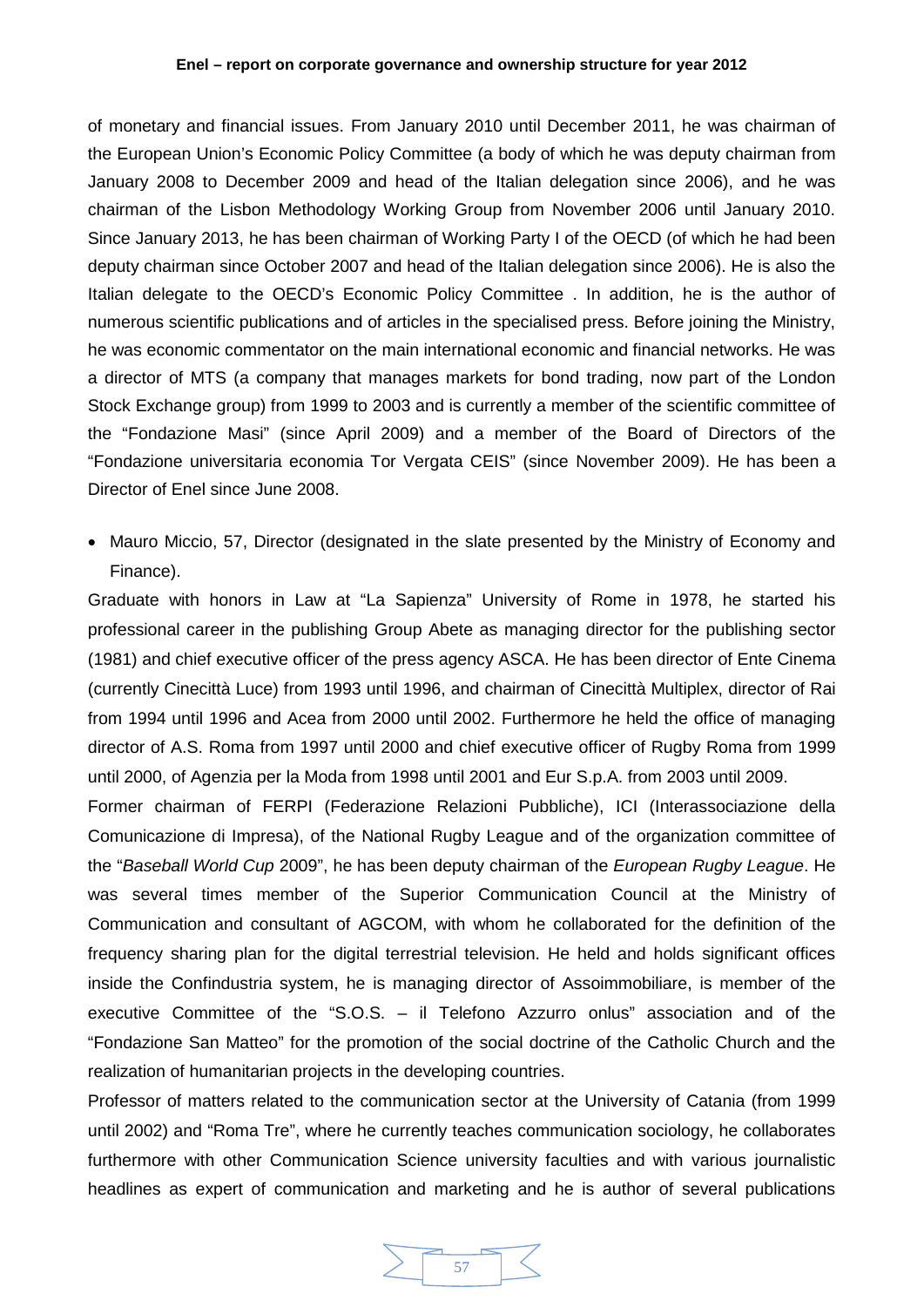of monetary and financial issues. From January 2010 until December 2011, he was chairman of the European Union's Economic Policy Committee (a body of which he was deputy chairman from January 2008 to December 2009 and head of the Italian delegation since 2006), and he was chairman of the Lisbon Methodology Working Group from November 2006 until January 2010. Since January 2013, he has been chairman of Working Party I of the OECD (of which he had been deputy chairman since October 2007 and head of the Italian delegation since 2006). He is also the Italian delegate to the OECD's Economic Policy Committee . In addition, he is the author of numerous scientific publications and of articles in the specialised press. Before joining the Ministry, he was economic commentator on the main international economic and financial networks. He was a director of MTS (a company that manages markets for bond trading, now part of the London Stock Exchange group) from 1999 to 2003 and is currently a member of the scientific committee of the "Fondazione Masi" (since April 2009) and a member of the Board of Directors of the "Fondazione universitaria economia Tor Vergata CEIS" (since November 2009). He has been a Director of Enel since June 2008.

- Mauro Miccio, 57, Director (designated in the slate presented by the Ministry of Economy and Finance).

Graduate with honors in Law at "La Sapienza" University of Rome in 1978, he started his professional career in the publishing Group Abete as managing director for the publishing sector (1981) and chief executive officer of the press agency ASCA. He has been director of Ente Cinema (currently Cinecittà Luce) from 1993 until 1996, and chairman of Cinecittà Multiplex, director of Rai from 1994 until 1996 and Acea from 2000 until 2002. Furthermore he held the office of managing director of A.S. Roma from 1997 until 2000 and chief executive officer of Rugby Roma from 1999 until 2000, of Agenzia per la Moda from 1998 until 2001 and Eur S.p.A. from 2003 until 2009.

Former chairman of FERPI (Federazione Relazioni Pubbliche), ICI (Interassociazione della Comunicazione di Impresa), of the National Rugby League and of the organization committee of the "*Baseball World Cup* 2009", he has been deputy chairman of the *European Rugby League*. He was several times member of the Superior Communication Council at the Ministry of Communication and consultant of AGCOM, with whom he collaborated for the definition of the frequency sharing plan for the digital terrestrial television. He held and holds significant offices inside the Confindustria system, he is managing director of Assoimmobiliare, is member of the executive Committee of the "S.O.S. – il Telefono Azzurro onlus" association and of the "Fondazione San Matteo" for the promotion of the social doctrine of the Catholic Church and the realization of humanitarian projects in the developing countries.

Professor of matters related to the communication sector at the University of Catania (from 1999 until 2002) and "Roma Tre", where he currently teaches communication sociology, he collaborates furthermore with other Communication Science university faculties and with various journalistic headlines as expert of communication and marketing and he is author of several publications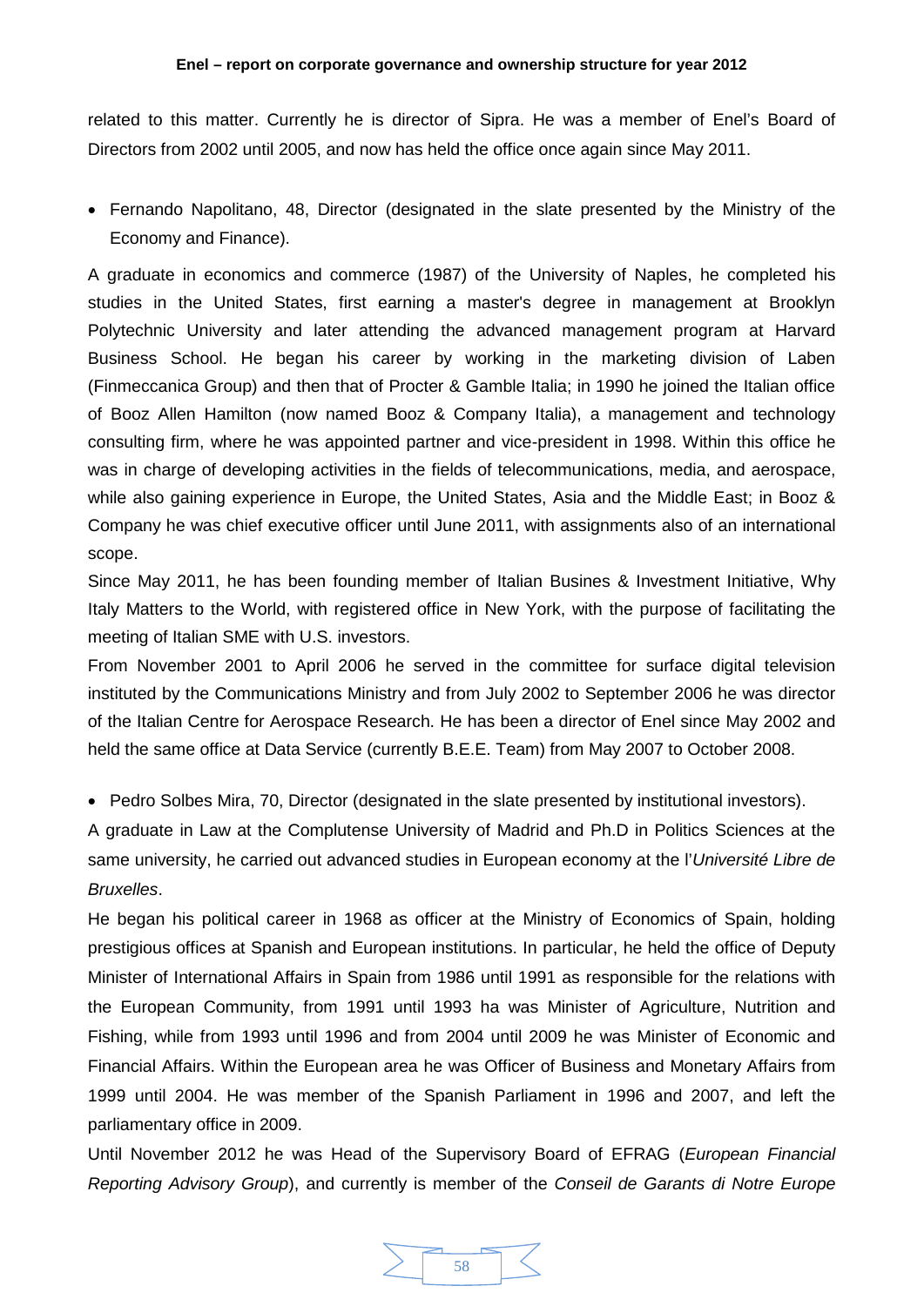related to this matter. Currently he is director of Sipra. He was a member of Enel's Board of Directors from 2002 until 2005, and now has held the office once again since May 2011.

- Fernando Napolitano, 48, Director (designated in the slate presented by the Ministry of the Economy and Finance).

A graduate in economics and commerce (1987) of the University of Naples, he completed his studies in the United States, first earning a master's degree in management at Brooklyn Polytechnic University and later attending the advanced management program at Harvard Business School. He began his career by working in the marketing division of Laben (Finmeccanica Group) and then that of Procter & Gamble Italia; in 1990 he joined the Italian office of Booz Allen Hamilton (now named Booz & Company Italia), a management and technology consulting firm, where he was appointed partner and vice-president in 1998. Within this office he was in charge of developing activities in the fields of telecommunications, media, and aerospace, while also gaining experience in Europe, the United States, Asia and the Middle East; in Booz & Company he was chief executive officer until June 2011, with assignments also of an international scope.

Since May 2011, he has been founding member of Italian Busines & Investment Initiative, Why Italy Matters to the World, with registered office in New York, with the purpose of facilitating the meeting of Italian SME with U.S. investors.

From November 2001 to April 2006 he served in the committee for surface digital television instituted by the Communications Ministry and from July 2002 to September 2006 he was director of the Italian Centre for Aerospace Research. He has been a director of Enel since May 2002 and held the same office at Data Service (currently B.E.E. Team) from May 2007 to October 2008.

- Pedro Solbes Mira, 70, Director (designated in the slate presented by institutional investors).

A graduate in Law at the Complutense University of Madrid and Ph.D in Politics Sciences at the same university, he carried out advanced studies in European economy at the l'*Université Libre de Bruxelles*.

He began his political career in 1968 as officer at the Ministry of Economics of Spain, holding prestigious offices at Spanish and European institutions. In particular, he held the office of Deputy Minister of International Affairs in Spain from 1986 until 1991 as responsible for the relations with the European Community, from 1991 until 1993 ha was Minister of Agriculture, Nutrition and Fishing, while from 1993 until 1996 and from 2004 until 2009 he was Minister of Economic and Financial Affairs. Within the European area he was Officer of Business and Monetary Affairs from 1999 until 2004. He was member of the Spanish Parliament in 1996 and 2007, and left the parliamentary office in 2009.

Until November 2012 he was Head of the Supervisory Board of EFRAG (*European Financial Reporting Advisory Group*), and currently is member of the *Conseil de Garants di Notre Europe*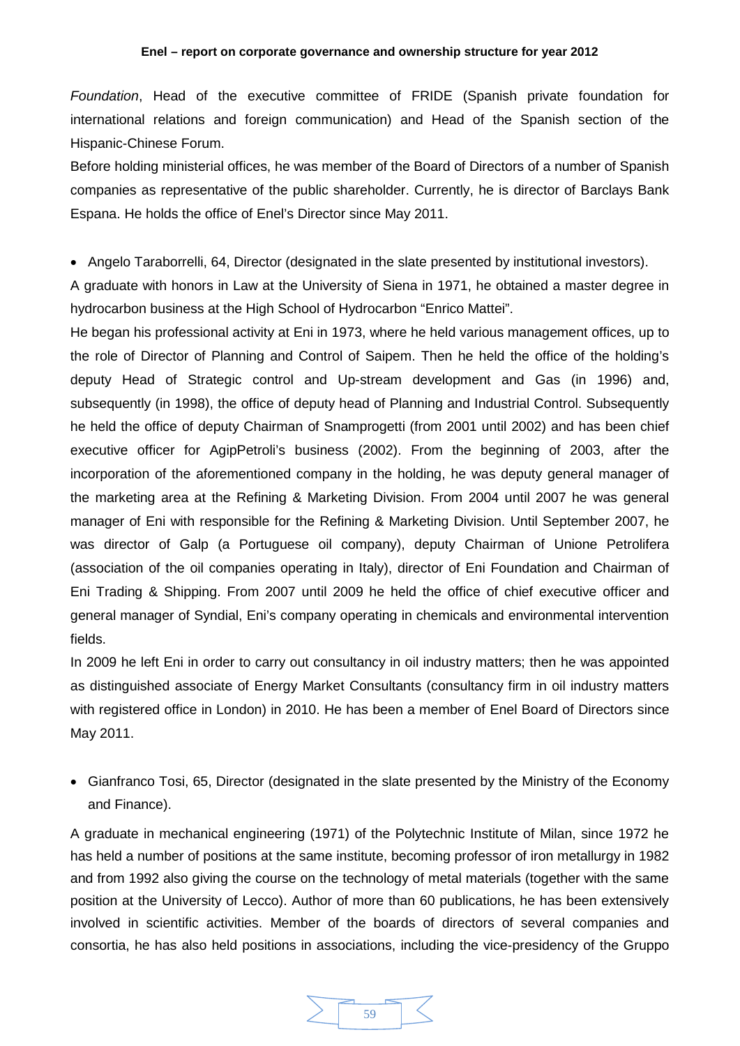*Foundation*, Head of the executive committee of FRIDE (Spanish private foundation for international relations and foreign communication) and Head of the Spanish section of the Hispanic-Chinese Forum.

Before holding ministerial offices, he was member of the Board of Directors of a number of Spanish companies as representative of the public shareholder. Currently, he is director of Barclays Bank Espana. He holds the office of Enel's Director since May 2011.

- Angelo Taraborrelli, 64, Director (designated in the slate presented by institutional investors).

A graduate with honors in Law at the University of Siena in 1971, he obtained a master degree in hydrocarbon business at the High School of Hydrocarbon "Enrico Mattei".

He began his professional activity at Eni in 1973, where he held various management offices, up to the role of Director of Planning and Control of Saipem. Then he held the office of the holding's deputy Head of Strategic control and Up-stream development and Gas (in 1996) and, subsequently (in 1998), the office of deputy head of Planning and Industrial Control. Subsequently he held the office of deputy Chairman of Snamprogetti (from 2001 until 2002) and has been chief executive officer for AgipPetroli's business (2002). From the beginning of 2003, after the incorporation of the aforementioned company in the holding, he was deputy general manager of the marketing area at the Refining & Marketing Division. From 2004 until 2007 he was general manager of Eni with responsible for the Refining & Marketing Division. Until September 2007, he was director of Galp (a Portuguese oil company), deputy Chairman of Unione Petrolifera (association of the oil companies operating in Italy), director of Eni Foundation and Chairman of Eni Trading & Shipping. From 2007 until 2009 he held the office of chief executive officer and general manager of Syndial, Eni's company operating in chemicals and environmental intervention fields.

In 2009 he left Eni in order to carry out consultancy in oil industry matters; then he was appointed as distinguished associate of Energy Market Consultants (consultancy firm in oil industry matters with registered office in London) in 2010. He has been a member of Enel Board of Directors since May 2011.

- Gianfranco Tosi, 65, Director (designated in the slate presented by the Ministry of the Economy and Finance).

A graduate in mechanical engineering (1971) of the Polytechnic Institute of Milan, since 1972 he has held a number of positions at the same institute, becoming professor of iron metallurgy in 1982 and from 1992 also giving the course on the technology of metal materials (together with the same position at the University of Lecco). Author of more than 60 publications, he has been extensively involved in scientific activities. Member of the boards of directors of several companies and consortia, he has also held positions in associations, including the vice-presidency of the Gruppo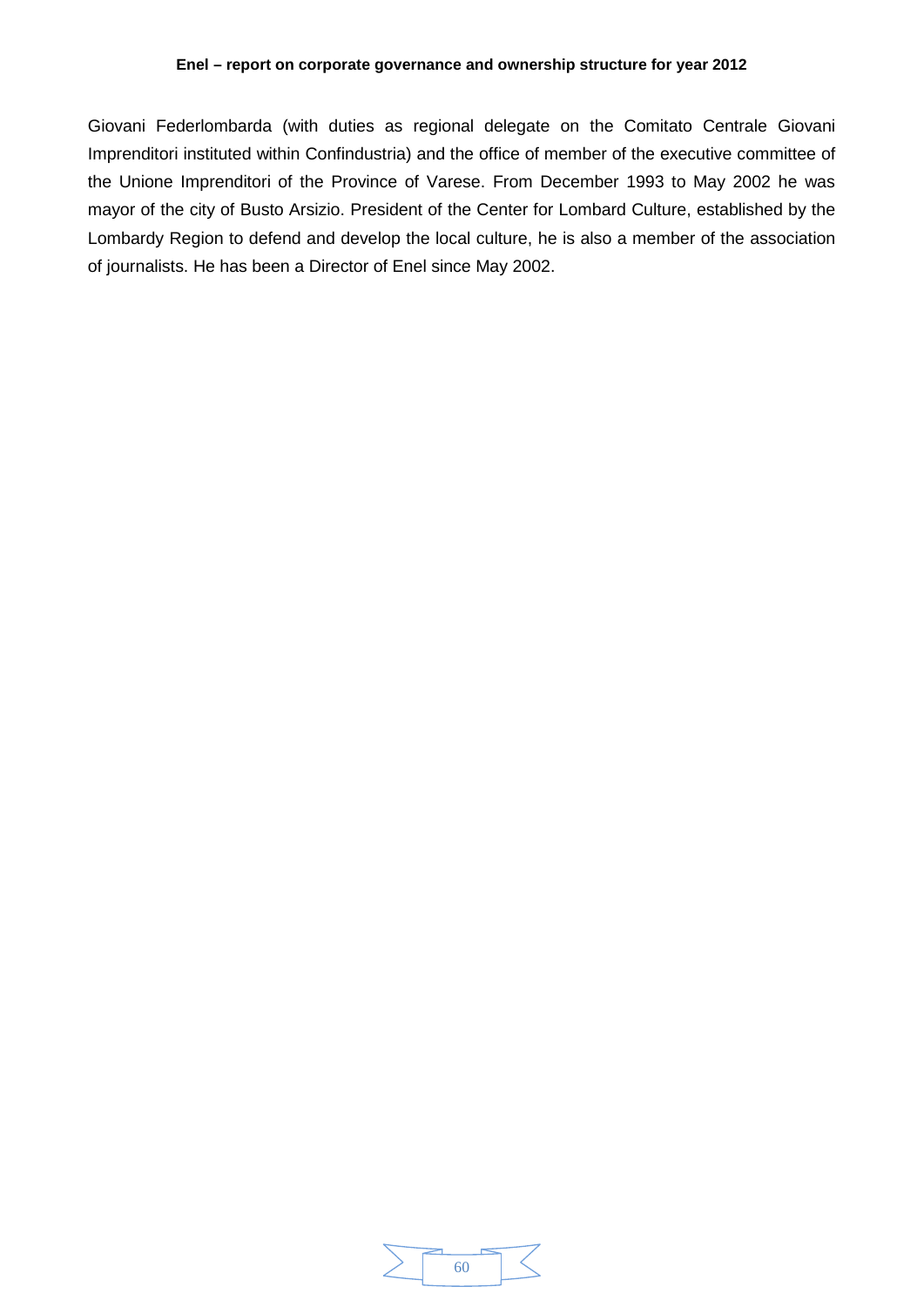Giovani Federlombarda (with duties as regional delegate on the Comitato Centrale Giovani Imprenditori instituted within Confindustria) and the office of member of the executive committee of the Unione Imprenditori of the Province of Varese. From December 1993 to May 2002 he was mayor of the city of Busto Arsizio. President of the Center for Lombard Culture, established by the Lombardy Region to defend and develop the local culture, he is also a member of the association of journalists. He has been a Director of Enel since May 2002.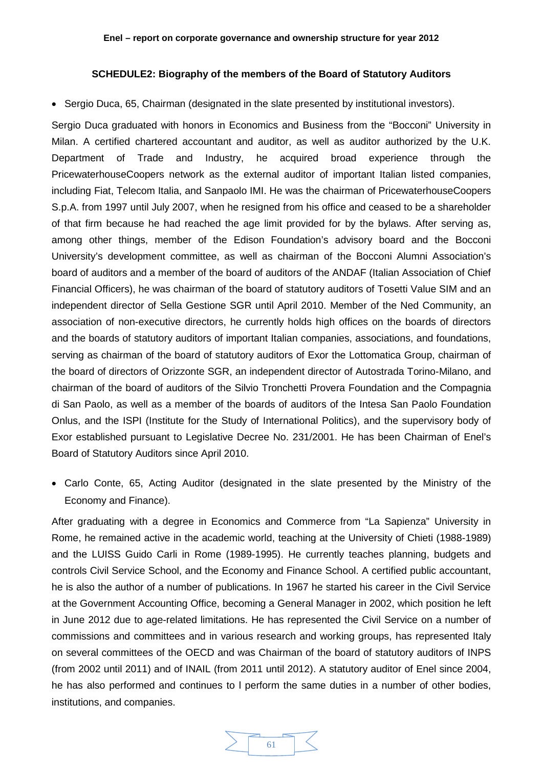**SCHEDULE2: Biography of the members of the Board of Statutory Auditors**

- Sergio Duca, 65, Chairman (designated in the slate presented by institutional investors).

Sergio Duca graduated with honors in Economics and Business from the "Bocconi" University in Milan. A certified chartered accountant and auditor, as well as auditor authorized by the U.K. Department of Trade and Industry, he acquired broad experience through the PricewaterhouseCoopers network as the external auditor of important Italian listed companies, including Fiat, Telecom Italia, and Sanpaolo IMI. He was the chairman of PricewaterhouseCoopers S.p.A. from 1997 until July 2007, when he resigned from his office and ceased to be a shareholder of that firm because he had reached the age limit provided for by the bylaws. After serving as, among other things, member of the Edison Foundation's advisory board and the Bocconi University's development committee, as well as chairman of the Bocconi Alumni Association's board of auditors and a member of the board of auditors of the ANDAF (Italian Association of Chief Financial Officers), he was chairman of the board of statutory auditors of Tosetti Value SIM and an independent director of Sella Gestione SGR until April 2010. Member of the Ned Community, an association of non-executive directors, he currently holds high offices on the boards of directors and the boards of statutory auditors of important Italian companies, associations, and foundations, serving as chairman of the board of statutory auditors of Exor the Lottomatica Group, chairman of the board of directors of Orizzonte SGR, an independent director of Autostrada Torino-Milano, and chairman of the board of auditors of the Silvio Tronchetti Provera Foundation and the Compagnia di San Paolo, as well as a member of the boards of auditors of the Intesa San Paolo Foundation Onlus, and the ISPI (Institute for the Study of International Politics), and the supervisory body of Exor established pursuant to Legislative Decree No. 231/2001. He has been Chairman of Enel's Board of Statutory Auditors since April 2010.

- Carlo Conte, 65, Acting Auditor (designated in the slate presented by the Ministry of the Economy and Finance).

After graduating with a degree in Economics and Commerce from "La Sapienza" University in Rome, he remained active in the academic world, teaching at the University of Chieti (1988-1989) and the LUISS Guido Carli in Rome (1989-1995). He currently teaches planning, budgets and controls Civil Service School, and the Economy and Finance School. A certified public accountant, he is also the author of a number of publications. In 1967 he started his career in the Civil Service at the Government Accounting Office, becoming a General Manager in 2002, which position he left in June 2012 due to age-related limitations. He has represented the Civil Service on a number of commissions and committees and in various research and working groups, has represented Italy on several committees of the OECD and was Chairman of the board of statutory auditors of INPS (from 2002 until 2011) and of INAIL (from 2011 until 2012). A statutory auditor of Enel since 2004, he has also performed and continues to l perform the same duties in a number of other bodies, institutions, and companies.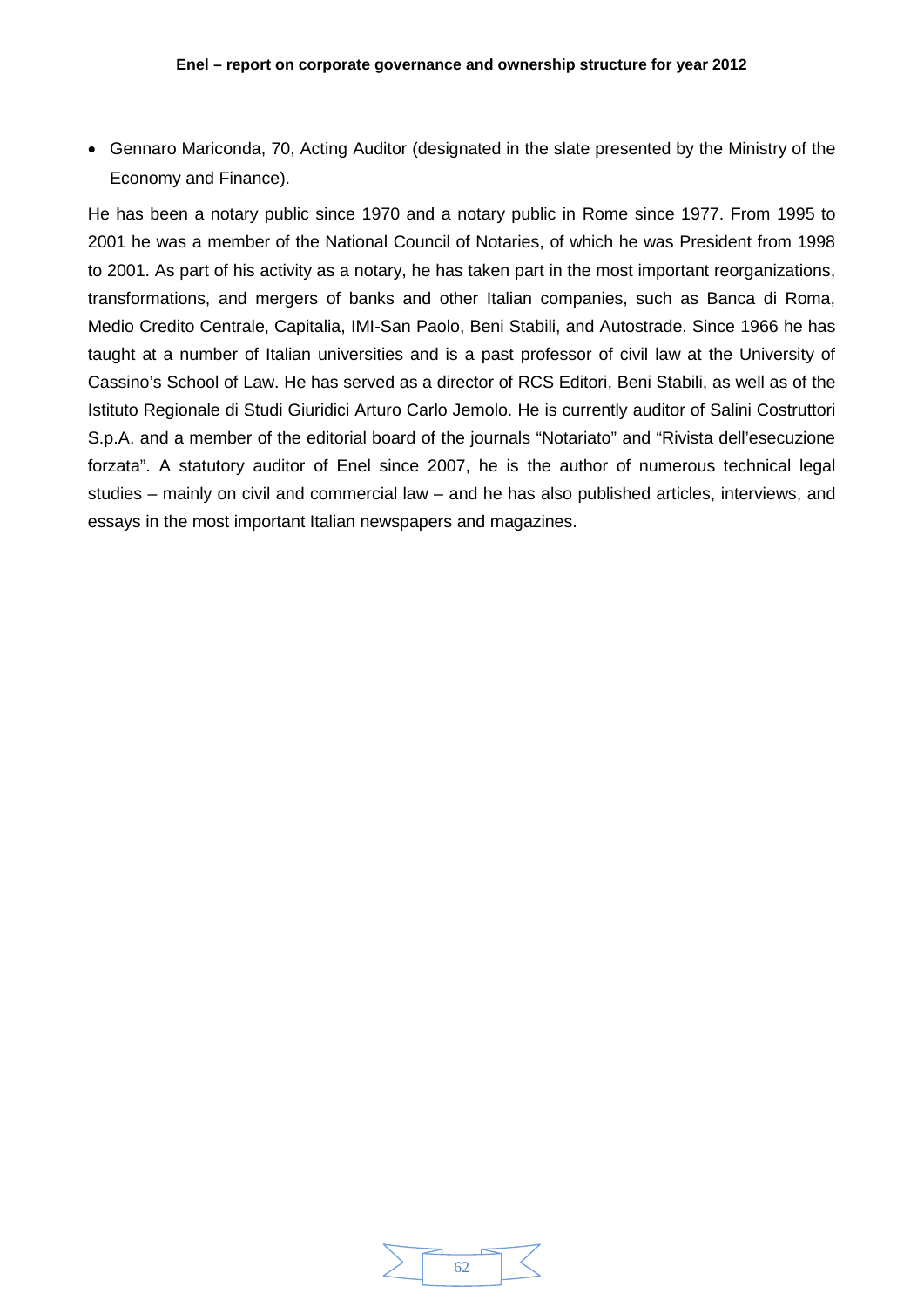- Gennaro Mariconda, 70, Acting Auditor (designated in the slate presented by the Ministry of the Economy and Finance).

He has been a notary public since 1970 and a notary public in Rome since 1977. From 1995 to 2001 he was a member of the National Council of Notaries, of which he was President from 1998 to 2001. As part of his activity as a notary, he has taken part in the most important reorganizations, transformations, and mergers of banks and other Italian companies, such as Banca di Roma, Medio Credito Centrale, Capitalia, IMI-San Paolo, Beni Stabili, and Autostrade. Since 1966 he has taught at a number of Italian universities and is a past professor of civil law at the University of Cassino's School of Law. He has served as a director of RCS Editori, Beni Stabili, as well as of the Istituto Regionale di Studi Giuridici Arturo Carlo Jemolo. He is currently auditor of Salini Costruttori S.p.A. and a member of the editorial board of the journals "Notariato" and "Rivista dell'esecuzione forzata". A statutory auditor of Enel since 2007, he is the author of numerous technical legal studies – mainly on civil and commercial law – and he has also published articles, interviews, and essays in the most important Italian newspapers and magazines.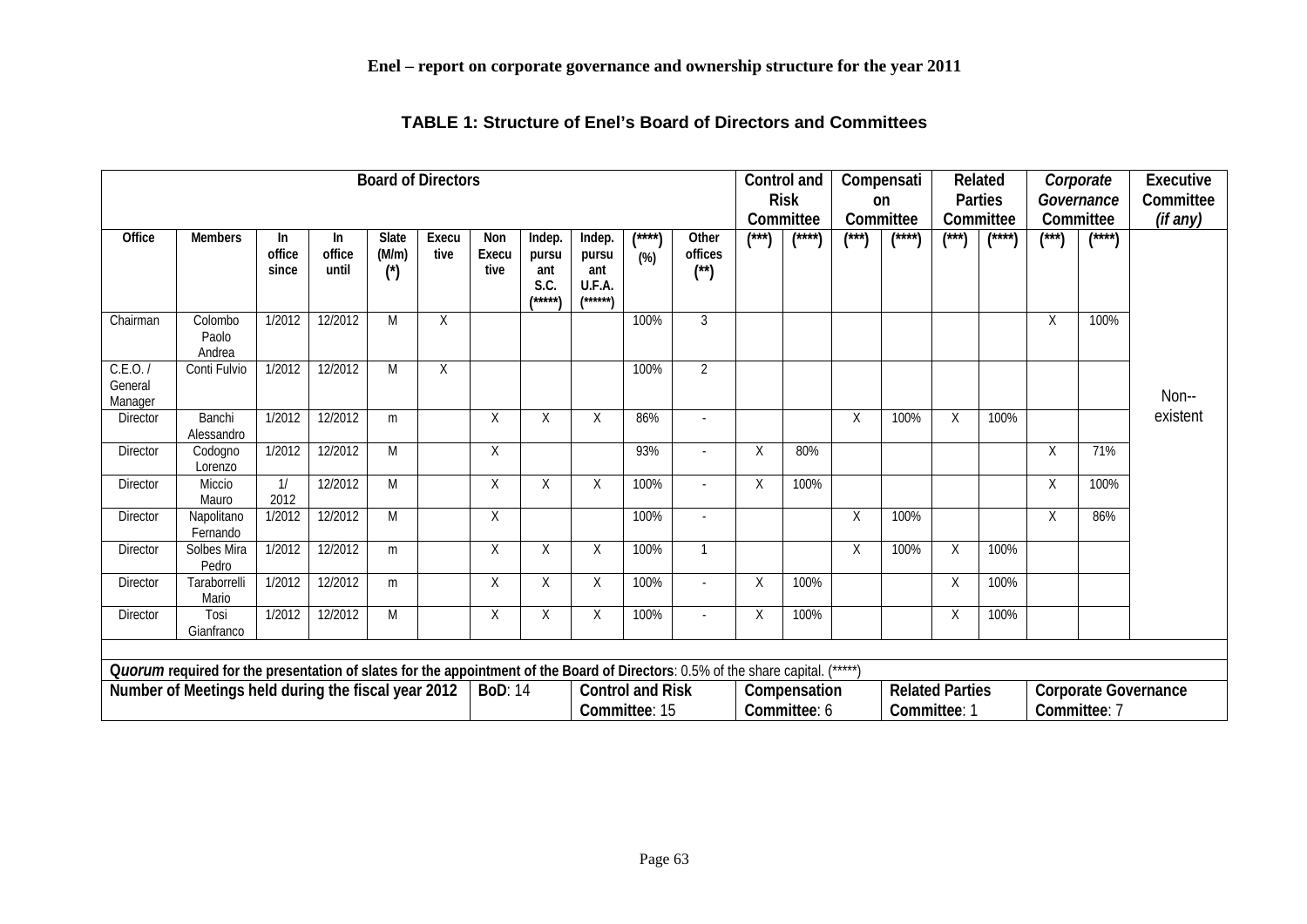**Enel – report on corporate governance and ownership structure for the year 2011**

### TABLE 1: Structure of Enel's Board of Directors and Committees

| Board of Directors | | | | | | | | | | | Control and Risk Committee | | Compensation Committee | | Related Parties Committee | | *Corporate Governance* Committee | | Executive Committee *(if any)* |
|---|---|---|---|---|---|---|---|---|---|---|---|---|---|---|---|---|---|---|---|
| Office | Members | In office since | In office until | Slate (M/m) (*) | Executive | Non Executive | Indep. pursuant S.C. (*****) | Indep. pursuant U.F.A. (******) | (****) (%) | Other offices (**) | (***) | (****) | (***) | (****) | (***) | (****) | (***) | (****) | |
| Chairman | Colombo Paolo Andrea | 1/2012 | 12/2012 | M | X | | | | 100% | 3 | | | | | | | X | 100% | Non--existent |
| C.E.O. / General Manager | Conti Fulvio | 1/2012 | 12/2012 | M | X | | | | 100% | 2 | | | | | | | | | |
| Director | Banchi Alessandro | 1/2012 | 12/2012 | m | | X | X | X | 86% | - | | | X | 100% | X | 100% | | | |
| Director | Codogno Lorenzo | 1/2012 | 12/2012 | M | | X | | | 93% | - | X | 80% | | | | | X | 71% | |
| Director | Miccio Mauro | 1/ 2012 | 12/2012 | M | | X | X | X | 100% | - | X | 100% | | | | | X | 100% | |
| Director | Napolitano Fernando | 1/2012 | 12/2012 | M | | X | | | 100% | - | | | X | 100% | | | X | 86% | |
| Director | Solbes Mira Pedro | 1/2012 | 12/2012 | m | | X | X | X | 100% | 1 | | | X | 100% | X | 100% | | | |
| Director | Taraborrelli Mario | 1/2012 | 12/2012 | m | | X | X | X | 100% | - | X | 100% | | | X | 100% | | | |
| Director | Tosi Gianfranco | 1/2012 | 12/2012 | M | | X | X | X | 100% | - | X | 100% | | | X | 100% | | | |

***Quorum*** **required for the presentation of slates for the appointment of the Board of Directors**: 0.5% of the share capital. (*****)

| Number of Meetings held during the fiscal year 2012 | BoD: 14 | Control and Risk Committee: 15 | Compensation Committee: 6 | Related Parties Committee: 1 | Corporate Governance Committee: 7 |
|---|---|---|---|---|---|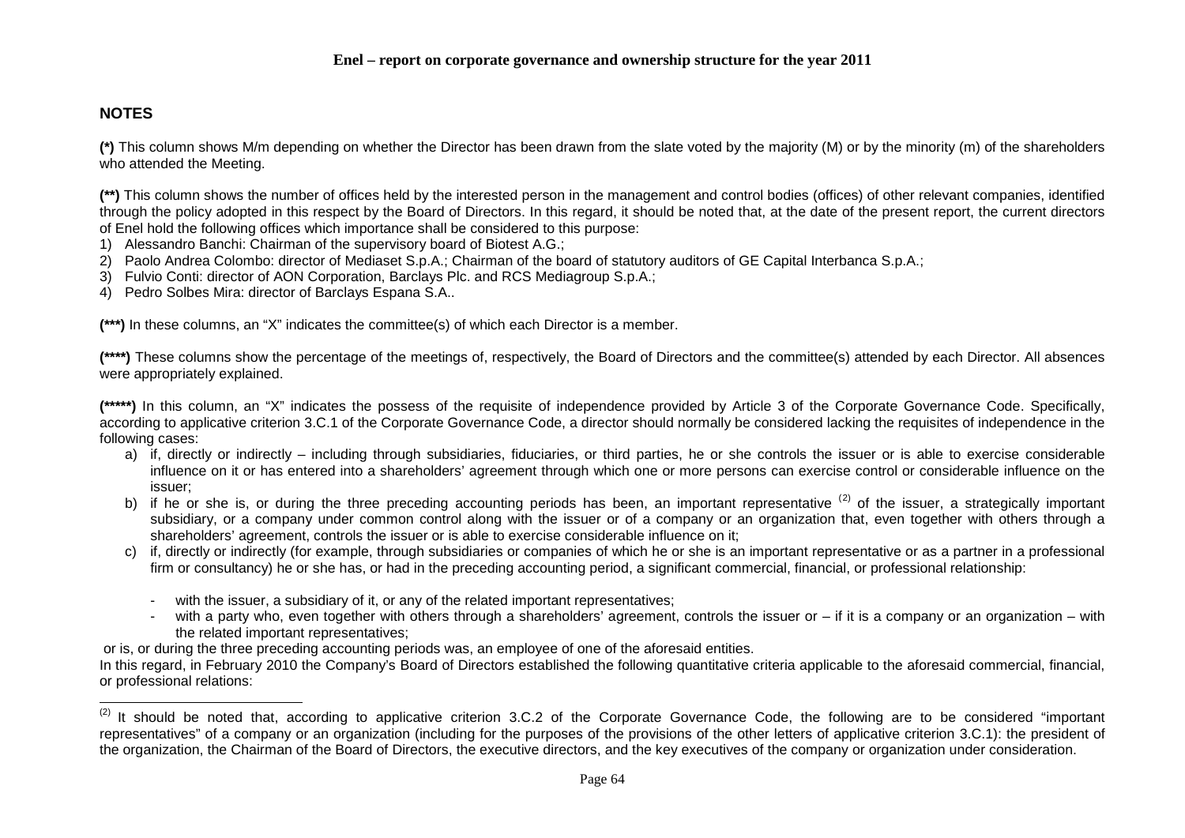## NOTES

**(*)** This column shows M/m depending on whether the Director has been drawn from the slate voted by the majority (M) or by the minority (m) of the shareholders who attended the Meeting.

**(**)** This column shows the number of offices held by the interested person in the management and control bodies (offices) of other relevant companies, identified through the policy adopted in this respect by the Board of Directors. In this regard, it should be noted that, at the date of the present report, the current directors of Enel hold the following offices which importance shall be considered to this purpose:

1) Alessandro Banchi: Chairman of the supervisory board of Biotest A.G.;
2) Paolo Andrea Colombo: director of Mediaset S.p.A.; Chairman of the board of statutory auditors of GE Capital Interbanca S.p.A.;
3) Fulvio Conti: director of AON Corporation, Barclays Plc. and RCS Mediagroup S.p.A.;
4) Pedro Solbes Mira: director of Barclays Espana S.A..

**(***)** In these columns, an "X" indicates the committee(s) of which each Director is a member.

**(****)** These columns show the percentage of the meetings of, respectively, the Board of Directors and the committee(s) attended by each Director. All absences were appropriately explained.

**(*****)** In this column, an "X" indicates the possess of the requisite of independence provided by Article 3 of the Corporate Governance Code. Specifically, according to applicative criterion 3.C.1 of the Corporate Governance Code, a director should normally be considered lacking the requisites of independence in the following cases:

a) if, directly or indirectly – including through subsidiaries, fiduciaries, or third parties, he or she controls the issuer or is able to exercise considerable influence on it or has entered into a shareholders' agreement through which one or more persons can exercise control or considerable influence on the issuer;
b) if he or she is, or during the three preceding accounting periods has been, an important representative [(2)] of the issuer, a strategically important subsidiary, or a company under common control along with the issuer or of a company or an organization that, even together with others through a shareholders' agreement, controls the issuer or is able to exercise considerable influence on it;
c) if, directly or indirectly (for example, through subsidiaries or companies of which he or she is an important representative or as a partner in a professional firm or consultancy) he or she has, or had in the preceding accounting period, a significant commercial, financial, or professional relationship:

   - with the issuer, a subsidiary of it, or any of the related important representatives;
   - with a party who, even together with others through a shareholders' agreement, controls the issuer or – if it is a company or an organization – with the related important representatives;

or is, or during the three preceding accounting periods was, an employee of one of the aforesaid entities.

In this regard, in February 2010 the Company's Board of Directors established the following quantitative criteria applicable to the aforesaid commercial, financial, or professional relations:

---

[(2)] It should be noted that, according to applicative criterion 3.C.2 of the Corporate Governance Code, the following are to be considered "important representatives" of a company or an organization (including for the purposes of the provisions of the other letters of applicative criterion 3.C.1): the president of the organization, the Chairman of the Board of Directors, the executive directors, and the key executives of the company or organization under consideration.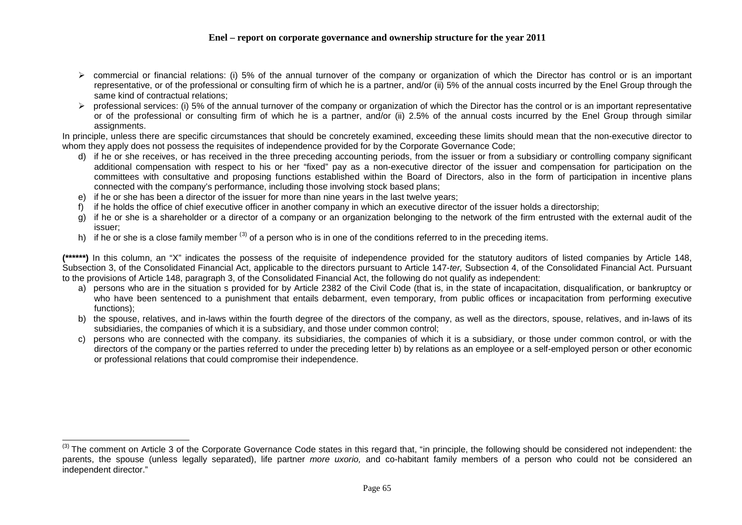- commercial or financial relations: (i) 5% of the annual turnover of the company or organization of which the Director has control or is an important representative, or of the professional or consulting firm of which he is a partner, and/or (ii) 5% of the annual costs incurred by the Enel Group through the same kind of contractual relations;
- professional services: (i) 5% of the annual turnover of the company or organization of which the Director has the control or is an important representative or of the professional or consulting firm of which he is a partner, and/or (ii) 2.5% of the annual costs incurred by the Enel Group through similar assignments.

In principle, unless there are specific circumstances that should be concretely examined, exceeding these limits should mean that the non-executive director to whom they apply does not possess the requisites of independence provided for by the Corporate Governance Code;

d) if he or she receives, or has received in the three preceding accounting periods, from the issuer or from a subsidiary or controlling company significant additional compensation with respect to his or her "fixed" pay as a non-executive director of the issuer and compensation for participation on the committees with consultative and proposing functions established within the Board of Directors, also in the form of participation in incentive plans connected with the company's performance, including those involving stock based plans;
e) if he or she has been a director of the issuer for more than nine years in the last twelve years;
f) if he holds the office of chief executive officer in another company in which an executive director of the issuer holds a directorship;
g) if he or she is a shareholder or a director of a company or an organization belonging to the network of the firm entrusted with the external audit of the issuer;
h) if he or she is a close family member [3] of a person who is in one of the conditions referred to in the preceding items.

**(******)** In this column, an "X" indicates the possess of the requisite of independence provided for the statutory auditors of listed companies by Article 148, Subsection 3, of the Consolidated Financial Act, applicable to the directors pursuant to Article 147-*ter,* Subsection 4, of the Consolidated Financial Act. Pursuant to the provisions of Article 148, paragraph 3, of the Consolidated Financial Act, the following do not qualify as independent:

a) persons who are in the situation s provided for by Article 2382 of the Civil Code (that is, in the state of incapacitation, disqualification, or bankruptcy or who have been sentenced to a punishment that entails debarment, even temporary, from public offices or incapacitation from performing executive functions);
b) the spouse, relatives, and in-laws within the fourth degree of the directors of the company, as well as the directors, spouse, relatives, and in-laws of its subsidiaries, the companies of which it is a subsidiary, and those under common control;
c) persons who are connected with the company. its subsidiaries, the companies of which it is a subsidiary, or those under common control, or with the directors of the company or the parties referred to under the preceding letter b) by relations as an employee or a self-employed person or other economic or professional relations that could compromise their independence.

---

[3] The comment on Article 3 of the Corporate Governance Code states in this regard that, "in principle, the following should be considered not independent: the parents, the spouse (unless legally separated), life partner *more uxorio,* and co-habitant family members of a person who could not be considered an independent director."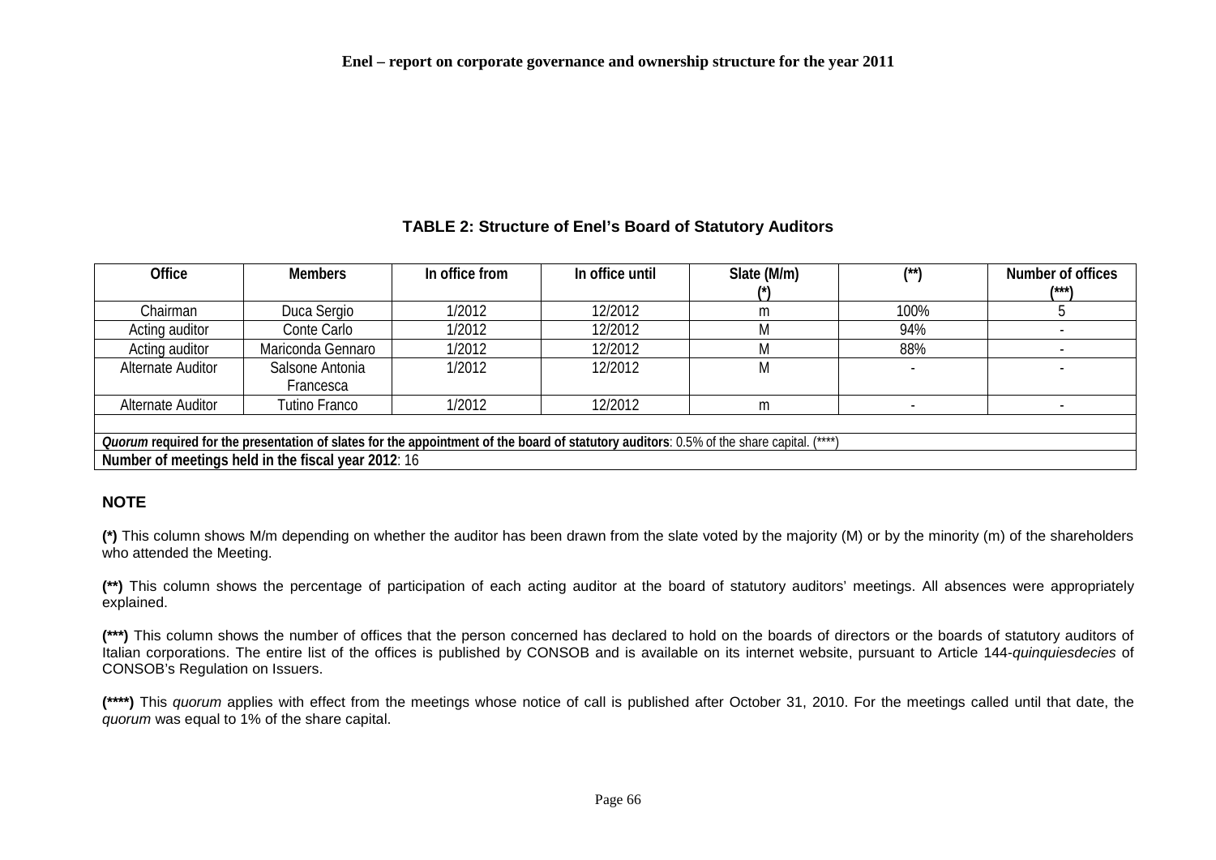## TABLE 2: Structure of Enel's Board of Statutory Auditors

| Office | Members | In office from | In office until | Slate (M/m) (*) | (**) | Number of offices (***) |
|---|---|---|---|---|---|---|
| Chairman | Duca Sergio | 1/2012 | 12/2012 | m | 100% | 5 |
| Acting auditor | Conte Carlo | 1/2012 | 12/2012 | M | 94% | - |
| Acting auditor | Mariconda Gennaro | 1/2012 | 12/2012 | M | 88% | - |
| Alternate Auditor | Salsone Antonia Francesca | 1/2012 | 12/2012 | M | - | - |
| Alternate Auditor | Tutino Franco | 1/2012 | 12/2012 | m | - | - |
| | | | | | | |
| ***Quorum* required for the presentation of slates for the appointment of the board of statutory auditors**: 0.5% of the share capital. (****) | | | | | | |
| **Number of meetings held in the fiscal year 2012**: 16 | | | | | | |

### NOTE

**(*)** This column shows M/m depending on whether the auditor has been drawn from the slate voted by the majority (M) or by the minority (m) of the shareholders who attended the Meeting.

**(**)** This column shows the percentage of participation of each acting auditor at the board of statutory auditors' meetings. All absences were appropriately explained.

**(***)** This column shows the number of offices that the person concerned has declared to hold on the boards of directors or the boards of statutory auditors of Italian corporations. The entire list of the offices is published by CONSOB and is available on its internet website, pursuant to Article 144-*quinquiesdecies* of CONSOB's Regulation on Issuers.

**(****)** This *quorum* applies with effect from the meetings whose notice of call is published after October 31, 2010. For the meetings called until that date, the *quorum* was equal to 1% of the share capital.